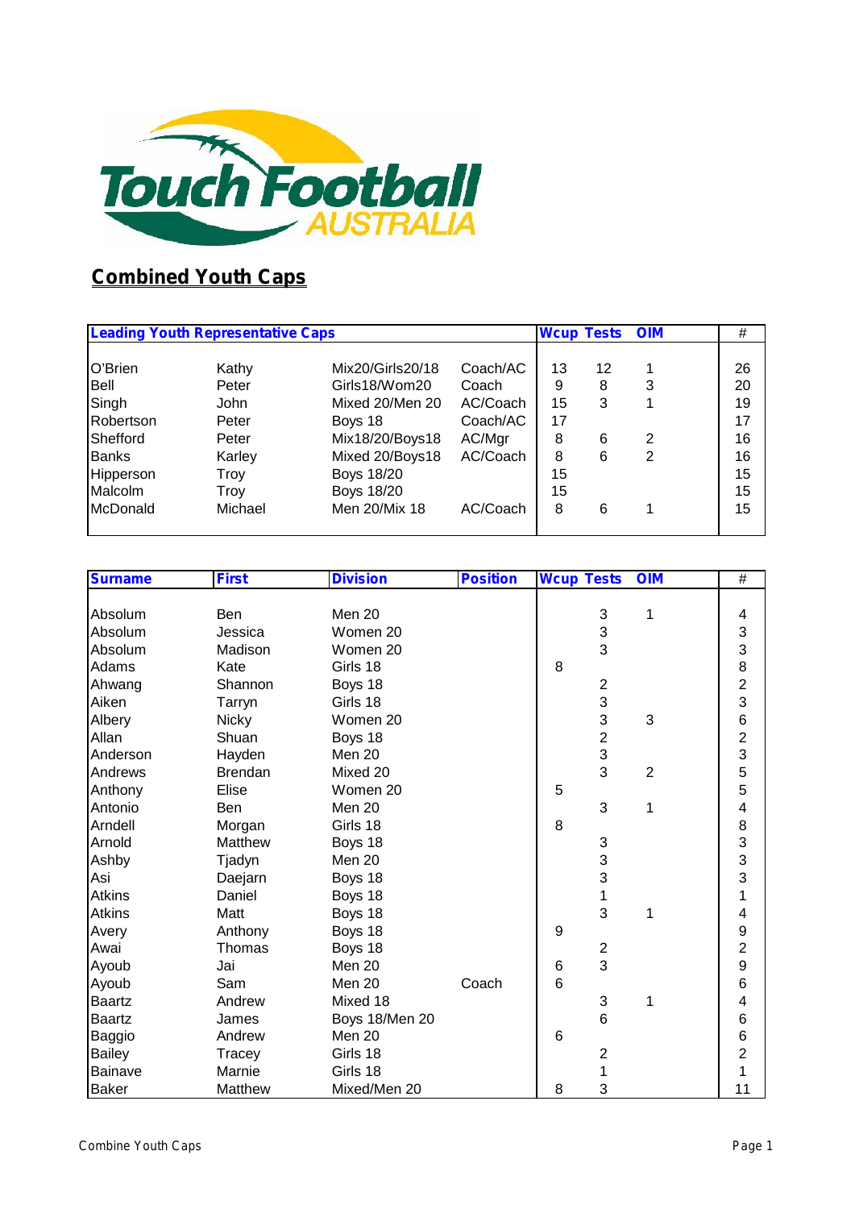Touch Football AUSTRALIA

## Combined Youth Caps

| Leading Youth Representative Caps | | | | Wcup | Tests | OIM | # |
|---|---|---|---|---|---|---|---|
| O'Brien | Kathy | Mix20/Girls20/18 | Coach/AC | 13 | 12 | 1 | 26 |
| Bell | Peter | Girls18/Wom20 | Coach | 9 | 8 | 3 | 20 |
| Singh | John | Mixed 20/Men 20 | AC/Coach | 15 | 3 | 1 | 19 |
| Robertson | Peter | Boys 18 | Coach/AC | 17 | | | 17 |
| Shefford | Peter | Mix18/20/Boys18 | AC/Mgr | 8 | 6 | 2 | 16 |
| Banks | Karley | Mixed 20/Boys18 | AC/Coach | 8 | 6 | 2 | 16 |
| Hipperson | Troy | Boys 18/20 | | 15 | | | 15 |
| Malcolm | Troy | Boys 18/20 | | 15 | | | 15 |
| McDonald | Michael | Men 20/Mix 18 | AC/Coach | 8 | 6 | 1 | 15 |

| Surname | First | Division | Position | Wcup | Tests | OIM | # |
|---|---|---|---|---|---|---|---|
| Absolum | Ben | Men 20 | | | 3 | 1 | 4 |
| Absolum | Jessica | Women 20 | | | 3 | | 3 |
| Absolum | Madison | Women 20 | | | 3 | | 3 |
| Adams | Kate | Girls 18 | | 8 | | | 8 |
| Ahwang | Shannon | Boys 18 | | | 2 | | 2 |
| Aiken | Tarryn | Girls 18 | | | 3 | | 3 |
| Albery | Nicky | Women 20 | | | 3 | 3 | 6 |
| Allan | Shuan | Boys 18 | | | 2 | | 2 |
| Anderson | Hayden | Men 20 | | | 3 | | 3 |
| Andrews | Brendan | Mixed 20 | | | 3 | 2 | 5 |
| Anthony | Elise | Women 20 | | 5 | | | 5 |
| Antonio | Ben | Men 20 | | | 3 | 1 | 4 |
| Arndell | Morgan | Girls 18 | | 8 | | | 8 |
| Arnold | Matthew | Boys 18 | | | 3 | | 3 |
| Ashby | Tjadyn | Men 20 | | | 3 | | 3 |
| Asi | Daejarn | Boys 18 | | | 3 | | 3 |
| Atkins | Daniel | Boys 18 | | | 1 | | 1 |
| Atkins | Matt | Boys 18 | | | 3 | 1 | 4 |
| Avery | Anthony | Boys 18 | | 9 | | | 9 |
| Awai | Thomas | Boys 18 | | | 2 | | 2 |
| Ayoub | Jai | Men 20 | | 6 | 3 | | 9 |
| Ayoub | Sam | Men 20 | Coach | 6 | | | 6 |
| Baartz | Andrew | Mixed 18 | | | 3 | 1 | 4 |
| Baartz | James | Boys 18/Men 20 | | | 6 | | 6 |
| Baggio | Andrew | Men 20 | | 6 | | | 6 |
| Bailey | Tracey | Girls 18 | | | 2 | | 2 |
| Bainave | Marnie | Girls 18 | | | 1 | | 1 |
| Baker | Matthew | Mixed/Men 20 | | 8 | 3 | | 11 |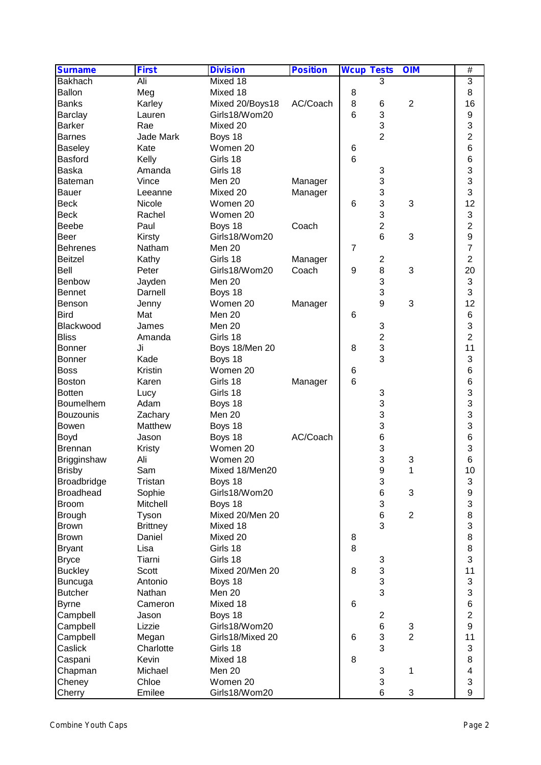| Surname | First | Division | Position | Wcup | Tests | OIM | # |
|---|---|---|---|---|---|---|---|
| Bakhach | Ali | Mixed 18 | | | 3 | | 3 |
| Ballon | Meg | Mixed 18 | | 8 | | | 8 |
| Banks | Karley | Mixed 20/Boys18 | AC/Coach | 8 | 6 | 2 | 16 |
| Barclay | Lauren | Girls18/Wom20 | | 6 | 3 | | 9 |
| Barker | Rae | Mixed 20 | | | 3 | | 3 |
| Barnes | Jade Mark | Boys 18 | | | 2 | | 2 |
| Baseley | Kate | Women 20 | | 6 | | | 6 |
| Basford | Kelly | Girls 18 | | 6 | | | 6 |
| Baska | Amanda | Girls 18 | | | 3 | | 3 |
| Bateman | Vince | Men 20 | Manager | | 3 | | 3 |
| Bauer | Leeanne | Mixed 20 | Manager | | 3 | | 3 |
| Beck | Nicole | Women 20 | | 6 | 3 | 3 | 12 |
| Beck | Rachel | Women 20 | | | 3 | | 3 |
| Beebe | Paul | Boys 18 | Coach | | 2 | | 2 |
| Beer | Kirsty | Girls18/Wom20 | | | 6 | 3 | 9 |
| Behrenes | Natham | Men 20 | | 7 | | | 7 |
| Beitzel | Kathy | Girls 18 | Manager | | 2 | | 2 |
| Bell | Peter | Girls18/Wom20 | Coach | 9 | 8 | 3 | 20 |
| Benbow | Jayden | Men 20 | | | 3 | | 3 |
| Bennet | Darnell | Boys 18 | | | 3 | | 3 |
| Benson | Jenny | Women 20 | Manager | | 9 | 3 | 12 |
| Bird | Mat | Men 20 | | 6 | | | 6 |
| Blackwood | James | Men 20 | | | 3 | | 3 |
| Bliss | Amanda | Girls 18 | | | 2 | | 2 |
| Bonner | Ji | Boys 18/Men 20 | | 8 | 3 | | 11 |
| Bonner | Kade | Boys 18 | | | 3 | | 3 |
| Boss | Kristin | Women 20 | | 6 | | | 6 |
| Boston | Karen | Girls 18 | Manager | 6 | | | 6 |
| Botten | Lucy | Girls 18 | | | 3 | | 3 |
| Boumelhem | Adam | Boys 18 | | | 3 | | 3 |
| Bouzounis | Zachary | Men 20 | | | 3 | | 3 |
| Bowen | Matthew | Boys 18 | | | 3 | | 3 |
| Boyd | Jason | Boys 18 | AC/Coach | | 6 | | 6 |
| Brennan | Kristy | Women 20 | | | 3 | | 3 |
| Brigginshaw | Ali | Women 20 | | | 3 | 3 | 6 |
| Brisby | Sam | Mixed 18/Men20 | | | 9 | 1 | 10 |
| Broadbridge | Tristan | Boys 18 | | | 3 | | 3 |
| Broadhead | Sophie | Girls18/Wom20 | | | 6 | 3 | 9 |
| Broom | Mitchell | Boys 18 | | | 3 | | 3 |
| Brough | Tyson | Mixed 20/Men 20 | | | 6 | 2 | 8 |
| Brown | Brittney | Mixed 18 | | | 3 | | 3 |
| Brown | Daniel | Mixed 20 | | 8 | | | 8 |
| Bryant | Lisa | Girls 18 | | 8 | | | 8 |
| Bryce | Tiarni | Girls 18 | | | 3 | | 3 |
| Buckley | Scott | Mixed 20/Men 20 | | 8 | 3 | | 11 |
| Buncuga | Antonio | Boys 18 | | | 3 | | 3 |
| Butcher | Nathan | Men 20 | | | 3 | | 3 |
| Byrne | Cameron | Mixed 18 | | 6 | | | 6 |
| Campbell | Jason | Boys 18 | | | 2 | | 2 |
| Campbell | Lizzie | Girls18/Wom20 | | | 6 | 3 | 9 |
| Campbell | Megan | Girls18/Mixed 20 | | 6 | 3 | 2 | 11 |
| Caslick | Charlotte | Girls 18 | | | 3 | | 3 |
| Caspani | Kevin | Mixed 18 | | 8 | | | 8 |
| Chapman | Michael | Men 20 | | | 3 | 1 | 4 |
| Cheney | Chloe | Women 20 | | | 3 | | 3 |
| Cherry | Emilee | Girls18/Wom20 | | | 6 | 3 | 9 |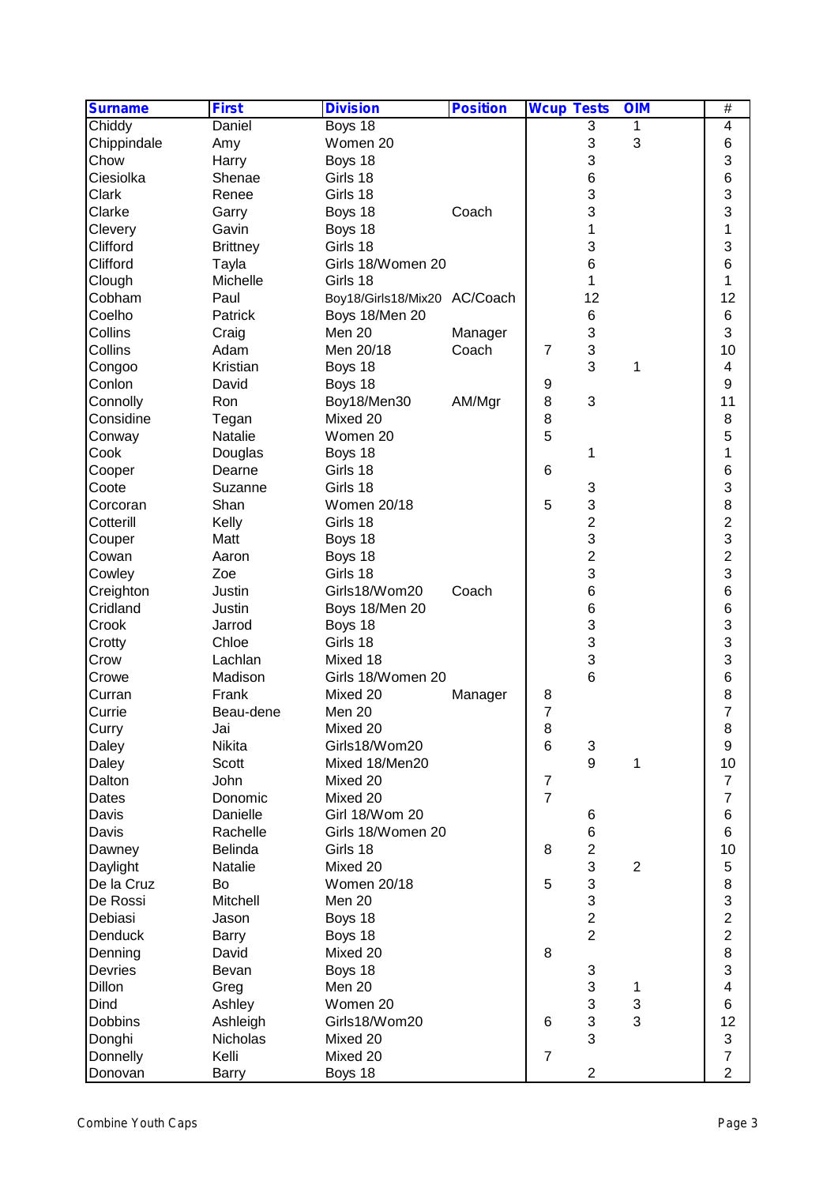| Surname | First | Division | Position | Wcup | Tests | OIM | # |
|---|---|---|---|---|---|---|---|
| Chiddy | Daniel | Boys 18 | | | 3 | 1 | 4 |
| Chippindale | Amy | Women 20 | | | 3 | 3 | 6 |
| Chow | Harry | Boys 18 | | | 3 | | 3 |
| Ciesiolka | Shenae | Girls 18 | | | 6 | | 6 |
| Clark | Renee | Girls 18 | | | 3 | | 3 |
| Clarke | Garry | Boys 18 | Coach | | 3 | | 3 |
| Clevery | Gavin | Boys 18 | | | 1 | | 1 |
| Clifford | Brittney | Girls 18 | | | 3 | | 3 |
| Clifford | Tayla | Girls 18/Women 20 | | | 6 | | 6 |
| Clough | Michelle | Girls 18 | | | 1 | | 1 |
| Cobham | Paul | Boy18/Girls18/Mix20 | AC/Coach | | 12 | | 12 |
| Coelho | Patrick | Boys 18/Men 20 | | | 6 | | 6 |
| Collins | Craig | Men 20 | Manager | | 3 | | 3 |
| Collins | Adam | Men 20/18 | Coach | 7 | 3 | | 10 |
| Congoo | Kristian | Boys 18 | | | 3 | 1 | 4 |
| Conlon | David | Boys 18 | | 9 | | | 9 |
| Connolly | Ron | Boy18/Men30 | AM/Mgr | 8 | 3 | | 11 |
| Considine | Tegan | Mixed 20 | | 8 | | | 8 |
| Conway | Natalie | Women 20 | | 5 | | | 5 |
| Cook | Douglas | Boys 18 | | | 1 | | 1 |
| Cooper | Dearne | Girls 18 | | 6 | | | 6 |
| Coote | Suzanne | Girls 18 | | | 3 | | 3 |
| Corcoran | Shan | Women 20/18 | | 5 | 3 | | 8 |
| Cotterill | Kelly | Girls 18 | | | 2 | | 2 |
| Couper | Matt | Boys 18 | | | 3 | | 3 |
| Cowan | Aaron | Boys 18 | | | 2 | | 2 |
| Cowley | Zoe | Girls 18 | | | 3 | | 3 |
| Creighton | Justin | Girls18/Wom20 | Coach | | 6 | | 6 |
| Cridland | Justin | Boys 18/Men 20 | | | 6 | | 6 |
| Crook | Jarrod | Boys 18 | | | 3 | | 3 |
| Crotty | Chloe | Girls 18 | | | 3 | | 3 |
| Crow | Lachlan | Mixed 18 | | | 3 | | 3 |
| Crowe | Madison | Girls 18/Women 20 | | | 6 | | 6 |
| Curran | Frank | Mixed 20 | Manager | 8 | | | 8 |
| Currie | Beau-dene | Men 20 | | 7 | | | 7 |
| Curry | Jai | Mixed 20 | | 8 | | | 8 |
| Daley | Nikita | Girls18/Wom20 | | 6 | 3 | | 9 |
| Daley | Scott | Mixed 18/Men20 | | | 9 | 1 | 10 |
| Dalton | John | Mixed 20 | | 7 | | | 7 |
| Dates | Donomic | Mixed 20 | | 7 | | | 7 |
| Davis | Danielle | Girl 18/Wom 20 | | | 6 | | 6 |
| Davis | Rachelle | Girls 18/Women 20 | | | 6 | | 6 |
| Dawney | Belinda | Girls 18 | | 8 | 2 | | 10 |
| Daylight | Natalie | Mixed 20 | | | 3 | 2 | 5 |
| De la Cruz | Bo | Women 20/18 | | 5 | 3 | | 8 |
| De Rossi | Mitchell | Men 20 | | | 3 | | 3 |
| Debiasi | Jason | Boys 18 | | | 2 | | 2 |
| Denduck | Barry | Boys 18 | | | 2 | | 2 |
| Denning | David | Mixed 20 | | 8 | | | 8 |
| Devries | Bevan | Boys 18 | | | 3 | | 3 |
| Dillon | Greg | Men 20 | | | 3 | 1 | 4 |
| Dind | Ashley | Women 20 | | | 3 | 3 | 6 |
| Dobbins | Ashleigh | Girls18/Wom20 | | 6 | 3 | 3 | 12 |
| Donghi | Nicholas | Mixed 20 | | | 3 | | 3 |
| Donnelly | Kelli | Mixed 20 | | 7 | | | 7 |
| Donovan | Barry | Boys 18 | | | 2 | | 2 |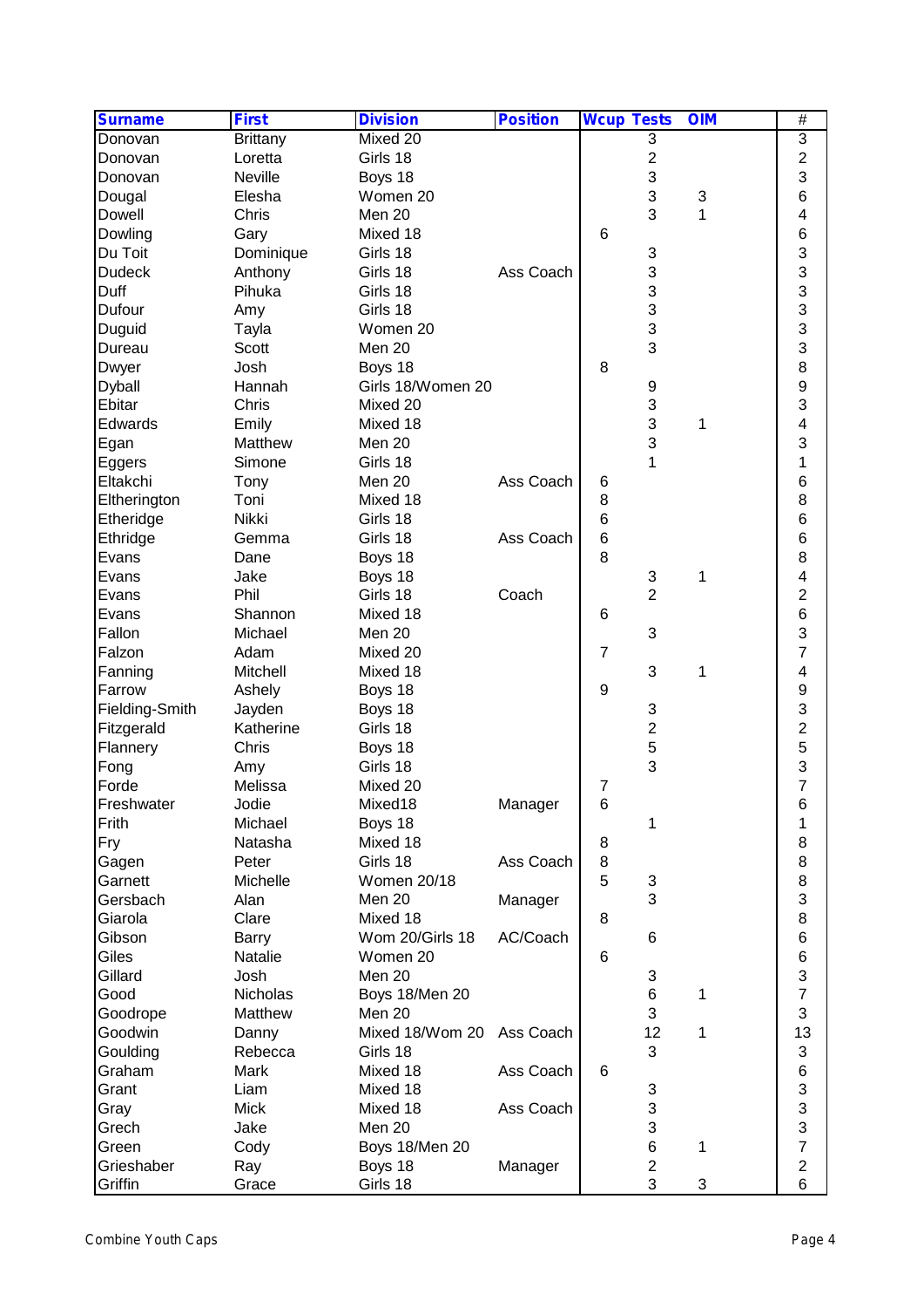| Surname | First | Division | Position | Wcup | Tests | OIM | # |
|---|---|---|---|---|---|---|---|
| Donovan | Brittany | Mixed 20 | | | 3 | | 3 |
| Donovan | Loretta | Girls 18 | | | 2 | | 2 |
| Donovan | Neville | Boys 18 | | | 3 | | 3 |
| Dougal | Elesha | Women 20 | | | 3 | 3 | 6 |
| Dowell | Chris | Men 20 | | | 3 | 1 | 4 |
| Dowling | Gary | Mixed 18 | | 6 | | | 6 |
| Du Toit | Dominique | Girls 18 | | | 3 | | 3 |
| Dudeck | Anthony | Girls 18 | Ass Coach | | 3 | | 3 |
| Duff | Pihuka | Girls 18 | | | 3 | | 3 |
| Dufour | Amy | Girls 18 | | | 3 | | 3 |
| Duguid | Tayla | Women 20 | | | 3 | | 3 |
| Dureau | Scott | Men 20 | | | 3 | | 3 |
| Dwyer | Josh | Boys 18 | | 8 | | | 8 |
| Dyball | Hannah | Girls 18/Women 20 | | | 9 | | 9 |
| Ebitar | Chris | Mixed 20 | | | 3 | | 3 |
| Edwards | Emily | Mixed 18 | | | 3 | 1 | 4 |
| Egan | Matthew | Men 20 | | | 3 | | 3 |
| Eggers | Simone | Girls 18 | | | 1 | | 1 |
| Eltakchi | Tony | Men 20 | Ass Coach | 6 | | | 6 |
| Eltherington | Toni | Mixed 18 | | 8 | | | 8 |
| Etheridge | Nikki | Girls 18 | | 6 | | | 6 |
| Ethridge | Gemma | Girls 18 | Ass Coach | 6 | | | 6 |
| Evans | Dane | Boys 18 | | 8 | | | 8 |
| Evans | Jake | Boys 18 | | | 3 | 1 | 4 |
| Evans | Phil | Girls 18 | Coach | | 2 | | 2 |
| Evans | Shannon | Mixed 18 | | 6 | | | 6 |
| Fallon | Michael | Men 20 | | | 3 | | 3 |
| Falzon | Adam | Mixed 20 | | 7 | | | 7 |
| Fanning | Mitchell | Mixed 18 | | | 3 | 1 | 4 |
| Farrow | Ashely | Boys 18 | | 9 | | | 9 |
| Fielding-Smith | Jayden | Boys 18 | | | 3 | | 3 |
| Fitzgerald | Katherine | Girls 18 | | | 2 | | 2 |
| Flannery | Chris | Boys 18 | | | 5 | | 5 |
| Fong | Amy | Girls 18 | | | 3 | | 3 |
| Forde | Melissa | Mixed 20 | | 7 | | | 7 |
| Freshwater | Jodie | Mixed18 | Manager | 6 | | | 6 |
| Frith | Michael | Boys 18 | | | 1 | | 1 |
| Fry | Natasha | Mixed 18 | | 8 | | | 8 |
| Gagen | Peter | Girls 18 | Ass Coach | 8 | | | 8 |
| Garnett | Michelle | Women 20/18 | | 5 | 3 | | 8 |
| Gersbach | Alan | Men 20 | Manager | | 3 | | 3 |
| Giarola | Clare | Mixed 18 | | 8 | | | 8 |
| Gibson | Barry | Wom 20/Girls 18 | AC/Coach | | 6 | | 6 |
| Giles | Natalie | Women 20 | | 6 | | | 6 |
| Gillard | Josh | Men 20 | | | 3 | | 3 |
| Good | Nicholas | Boys 18/Men 20 | | | 6 | 1 | 7 |
| Goodrope | Matthew | Men 20 | | | 3 | | 3 |
| Goodwin | Danny | Mixed 18/Wom 20 | Ass Coach | | 12 | 1 | 13 |
| Goulding | Rebecca | Girls 18 | | | 3 | | 3 |
| Graham | Mark | Mixed 18 | Ass Coach | 6 | | | 6 |
| Grant | Liam | Mixed 18 | | | 3 | | 3 |
| Gray | Mick | Mixed 18 | Ass Coach | | 3 | | 3 |
| Grech | Jake | Men 20 | | | 3 | | 3 |
| Green | Cody | Boys 18/Men 20 | | | 6 | 1 | 7 |
| Grieshaber | Ray | Boys 18 | Manager | | 2 | | 2 |
| Griffin | Grace | Girls 18 | | | 3 | 3 | 6 |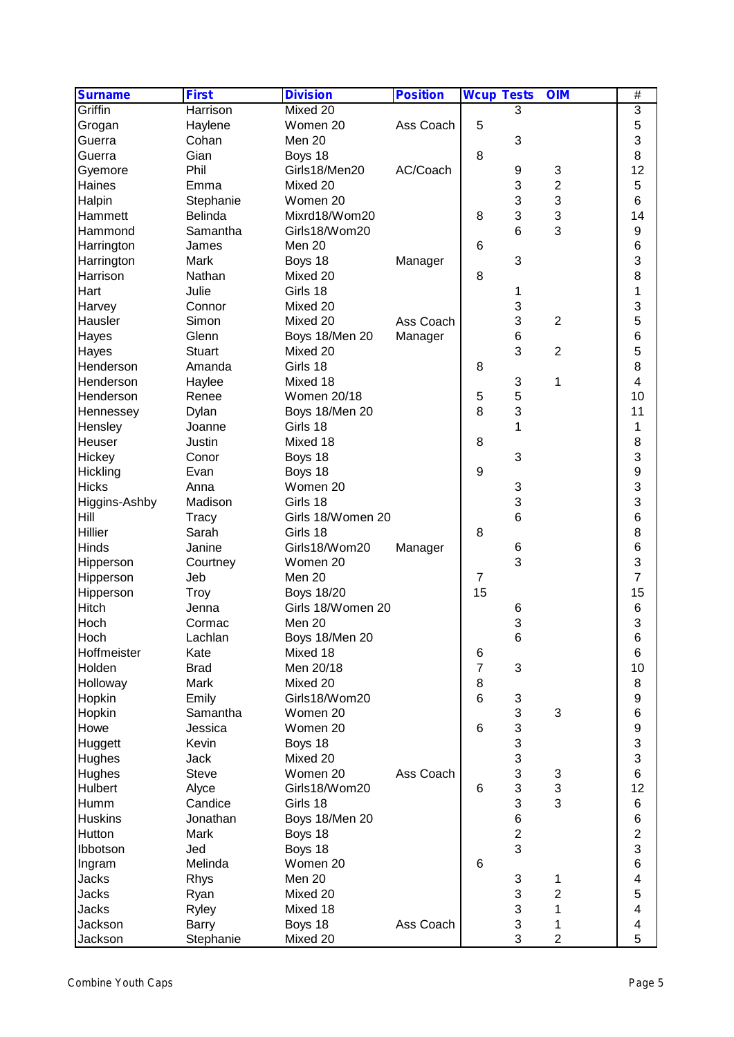| Surname | First | Division | Position | Wcup | Tests | OIM | # |
|---|---|---|---|---|---|---|---|
| Griffin | Harrison | Mixed 20 | | | 3 | | 3 |
| Grogan | Haylene | Women 20 | Ass Coach | 5 | | | 5 |
| Guerra | Cohan | Men 20 | | | 3 | | 3 |
| Guerra | Gian | Boys 18 | | 8 | | | 8 |
| Gyemore | Phil | Girls18/Men20 | AC/Coach | | 9 | 3 | 12 |
| Haines | Emma | Mixed 20 | | | 3 | 2 | 5 |
| Halpin | Stephanie | Women 20 | | | 3 | 3 | 6 |
| Hammett | Belinda | Mixrd18/Wom20 | | 8 | 3 | 3 | 14 |
| Hammond | Samantha | Girls18/Wom20 | | | 6 | 3 | 9 |
| Harrington | James | Men 20 | | 6 | | | 6 |
| Harrington | Mark | Boys 18 | Manager | | 3 | | 3 |
| Harrison | Nathan | Mixed 20 | | 8 | | | 8 |
| Hart | Julie | Girls 18 | | | 1 | | 1 |
| Harvey | Connor | Mixed 20 | | | 3 | | 3 |
| Hausler | Simon | Mixed 20 | Ass Coach | | 3 | 2 | 5 |
| Hayes | Glenn | Boys 18/Men 20 | Manager | | 6 | | 6 |
| Hayes | Stuart | Mixed 20 | | | 3 | 2 | 5 |
| Henderson | Amanda | Girls 18 | | 8 | | | 8 |
| Henderson | Haylee | Mixed 18 | | | 3 | 1 | 4 |
| Henderson | Renee | Women 20/18 | | 5 | 5 | | 10 |
| Hennessey | Dylan | Boys 18/Men 20 | | 8 | 3 | | 11 |
| Hensley | Joanne | Girls 18 | | | 1 | | 1 |
| Heuser | Justin | Mixed 18 | | 8 | | | 8 |
| Hickey | Conor | Boys 18 | | | 3 | | 3 |
| Hickling | Evan | Boys 18 | | 9 | | | 9 |
| Hicks | Anna | Women 20 | | | 3 | | 3 |
| Higgins-Ashby | Madison | Girls 18 | | | 3 | | 3 |
| Hill | Tracy | Girls 18/Women 20 | | | 6 | | 6 |
| Hillier | Sarah | Girls 18 | | 8 | | | 8 |
| Hinds | Janine | Girls18/Wom20 | Manager | | 6 | | 6 |
| Hipperson | Courtney | Women 20 | | | 3 | | 3 |
| Hipperson | Jeb | Men 20 | | 7 | | | 7 |
| Hipperson | Troy | Boys 18/20 | | 15 | | | 15 |
| Hitch | Jenna | Girls 18/Women 20 | | | 6 | | 6 |
| Hoch | Cormac | Men 20 | | | 3 | | 3 |
| Hoch | Lachlan | Boys 18/Men 20 | | | 6 | | 6 |
| Hoffmeister | Kate | Mixed 18 | | 6 | | | 6 |
| Holden | Brad | Men 20/18 | | 7 | 3 | | 10 |
| Holloway | Mark | Mixed 20 | | 8 | | | 8 |
| Hopkin | Emily | Girls18/Wom20 | | 6 | 3 | | 9 |
| Hopkin | Samantha | Women 20 | | | 3 | 3 | 6 |
| Howe | Jessica | Women 20 | | 6 | 3 | | 9 |
| Huggett | Kevin | Boys 18 | | | 3 | | 3 |
| Hughes | Jack | Mixed 20 | | | 3 | | 3 |
| Hughes | Steve | Women 20 | Ass Coach | | 3 | 3 | 6 |
| Hulbert | Alyce | Girls18/Wom20 | | 6 | 3 | 3 | 12 |
| Humm | Candice | Girls 18 | | | 3 | 3 | 6 |
| Huskins | Jonathan | Boys 18/Men 20 | | | 6 | | 6 |
| Hutton | Mark | Boys 18 | | | 2 | | 2 |
| Ibbotson | Jed | Boys 18 | | | 3 | | 3 |
| Ingram | Melinda | Women 20 | | 6 | | | 6 |
| Jacks | Rhys | Men 20 | | | 3 | 1 | 4 |
| Jacks | Ryan | Mixed 20 | | | 3 | 2 | 5 |
| Jacks | Ryley | Mixed 18 | | | 3 | 1 | 4 |
| Jackson | Barry | Boys 18 | Ass Coach | | 3 | 1 | 4 |
| Jackson | Stephanie | Mixed 20 | | | 3 | 2 | 5 |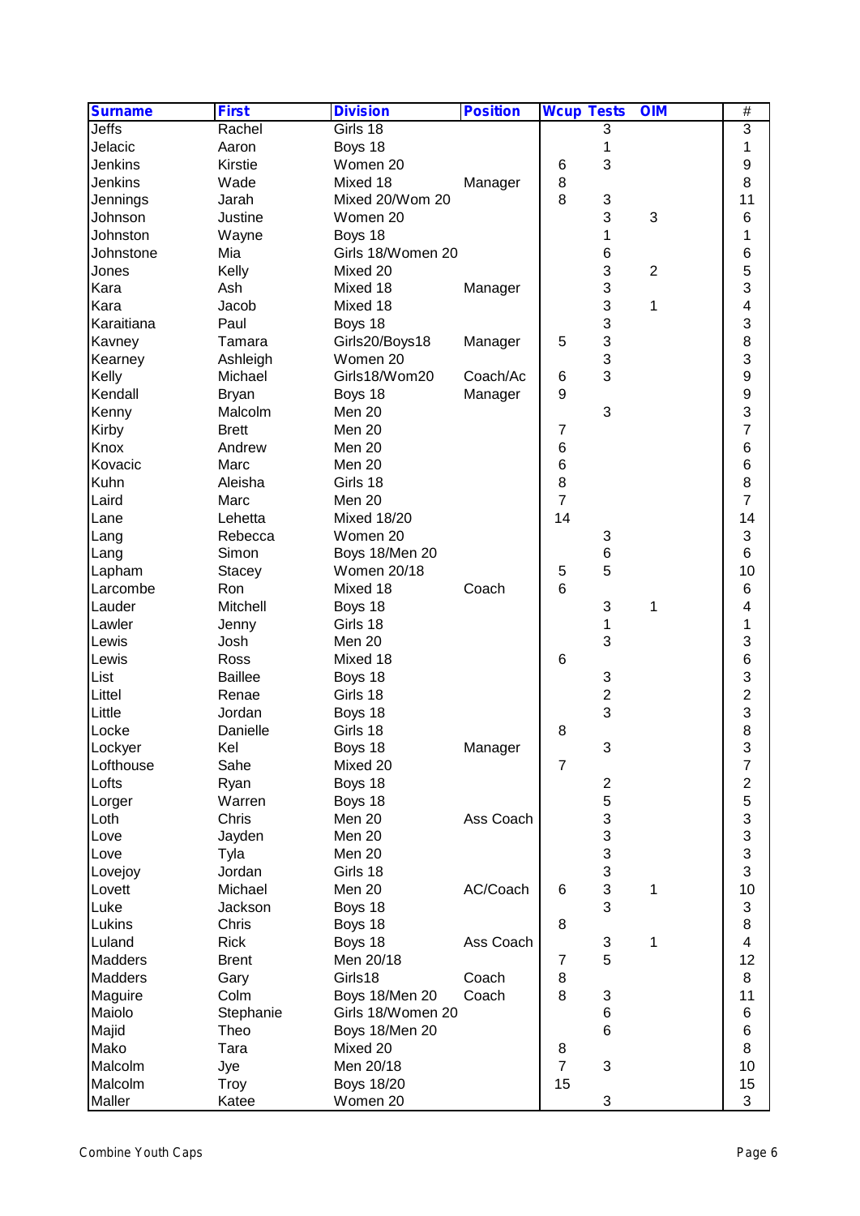| Surname | First | Division | Position | Wcup | Tests | OIM | # |
|---|---|---|---|---|---|---|---|
| Jeffs | Rachel | Girls 18 | | | 3 | | 3 |
| Jelacic | Aaron | Boys 18 | | | 1 | | 1 |
| Jenkins | Kirstie | Women 20 | | 6 | 3 | | 9 |
| Jenkins | Wade | Mixed 18 | Manager | 8 | | | 8 |
| Jennings | Jarah | Mixed 20/Wom 20 | | 8 | 3 | | 11 |
| Johnson | Justine | Women 20 | | | 3 | 3 | 6 |
| Johnston | Wayne | Boys 18 | | | 1 | | 1 |
| Johnstone | Mia | Girls 18/Women 20 | | | 6 | | 6 |
| Jones | Kelly | Mixed 20 | | | 3 | 2 | 5 |
| Kara | Ash | Mixed 18 | Manager | | 3 | | 3 |
| Kara | Jacob | Mixed 18 | | | 3 | 1 | 4 |
| Karaitiana | Paul | Boys 18 | | | 3 | | 3 |
| Kavney | Tamara | Girls20/Boys18 | Manager | 5 | 3 | | 8 |
| Kearney | Ashleigh | Women 20 | | | 3 | | 3 |
| Kelly | Michael | Girls18/Wom20 | Coach/Ac | 6 | 3 | | 9 |
| Kendall | Bryan | Boys 18 | Manager | 9 | | | 9 |
| Kenny | Malcolm | Men 20 | | | 3 | | 3 |
| Kirby | Brett | Men 20 | | 7 | | | 7 |
| Knox | Andrew | Men 20 | | 6 | | | 6 |
| Kovacic | Marc | Men 20 | | 6 | | | 6 |
| Kuhn | Aleisha | Girls 18 | | 8 | | | 8 |
| Laird | Marc | Men 20 | | 7 | | | 7 |
| Lane | Lehetta | Mixed 18/20 | | 14 | | | 14 |
| Lang | Rebecca | Women 20 | | | 3 | | 3 |
| Lang | Simon | Boys 18/Men 20 | | | 6 | | 6 |
| Lapham | Stacey | Women 20/18 | | 5 | 5 | | 10 |
| Larcombe | Ron | Mixed 18 | Coach | 6 | | | 6 |
| Lauder | Mitchell | Boys 18 | | | 3 | 1 | 4 |
| Lawler | Jenny | Girls 18 | | | 1 | | 1 |
| Lewis | Josh | Men 20 | | | 3 | | 3 |
| Lewis | Ross | Mixed 18 | | 6 | | | 6 |
| List | Baillee | Boys 18 | | | 3 | | 3 |
| Littel | Renae | Girls 18 | | | 2 | | 2 |
| Little | Jordan | Boys 18 | | | 3 | | 3 |
| Locke | Danielle | Girls 18 | | 8 | | | 8 |
| Lockyer | Kel | Boys 18 | Manager | | 3 | | 3 |
| Lofthouse | Sahe | Mixed 20 | | 7 | | | 7 |
| Lofts | Ryan | Boys 18 | | | 2 | | 2 |
| Lorger | Warren | Boys 18 | | | 5 | | 5 |
| Loth | Chris | Men 20 | Ass Coach | | 3 | | 3 |
| Love | Jayden | Men 20 | | | 3 | | 3 |
| Love | Tyla | Men 20 | | | 3 | | 3 |
| Lovejoy | Jordan | Girls 18 | | | 3 | | 3 |
| Lovett | Michael | Men 20 | AC/Coach | 6 | 3 | 1 | 10 |
| Luke | Jackson | Boys 18 | | | 3 | | 3 |
| Lukins | Chris | Boys 18 | | 8 | | | 8 |
| Luland | Rick | Boys 18 | Ass Coach | | 3 | 1 | 4 |
| Madders | Brent | Men 20/18 | | 7 | 5 | | 12 |
| Madders | Gary | Girls18 | Coach | 8 | | | 8 |
| Maguire | Colm | Boys 18/Men 20 | Coach | 8 | 3 | | 11 |
| Maiolo | Stephanie | Girls 18/Women 20 | | | 6 | | 6 |
| Majid | Theo | Boys 18/Men 20 | | | 6 | | 6 |
| Mako | Tara | Mixed 20 | | 8 | | | 8 |
| Malcolm | Jye | Men 20/18 | | 7 | 3 | | 10 |
| Malcolm | Troy | Boys 18/20 | | 15 | | | 15 |
| Maller | Katee | Women 20 | | | 3 | | 3 |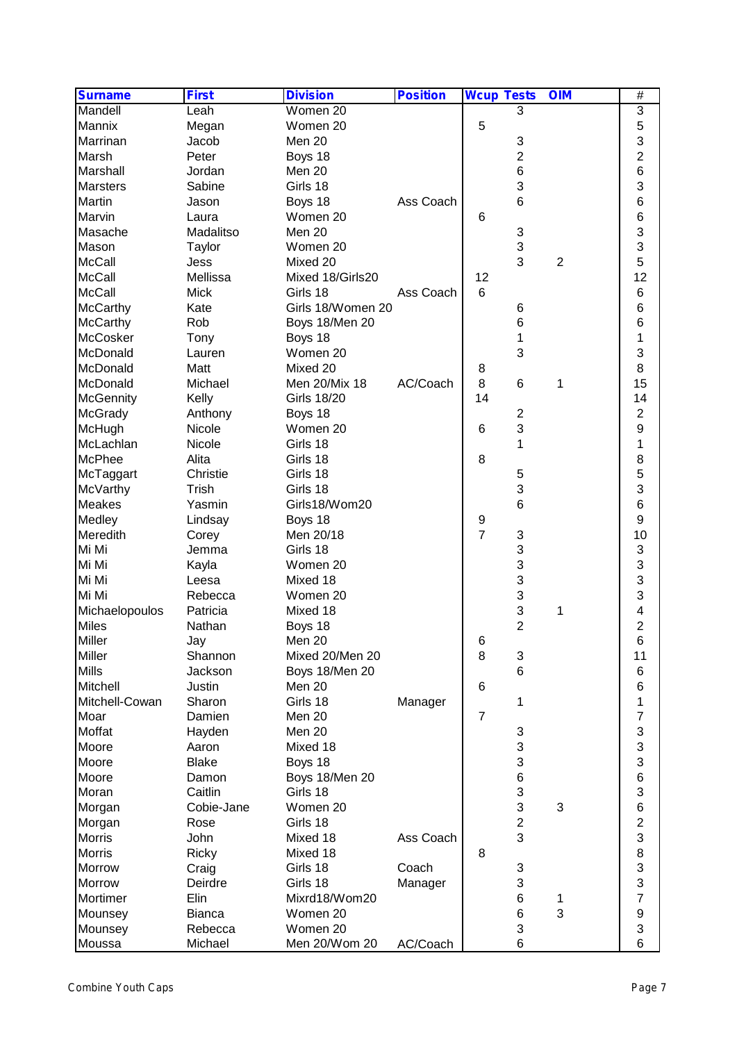| Surname | First | Division | Position | Wcup | Tests | OIM | # |
|---|---|---|---|---|---|---|---|
| Mandell | Leah | Women 20 | | | 3 | | 3 |
| Mannix | Megan | Women 20 | | 5 | | | 5 |
| Marrinan | Jacob | Men 20 | | | 3 | | 3 |
| Marsh | Peter | Boys 18 | | | 2 | | 2 |
| Marshall | Jordan | Men 20 | | | 6 | | 6 |
| Marsters | Sabine | Girls 18 | | | 3 | | 3 |
| Martin | Jason | Boys 18 | Ass Coach | | 6 | | 6 |
| Marvin | Laura | Women 20 | | 6 | | | 6 |
| Masache | Madalitso | Men 20 | | | 3 | | 3 |
| Mason | Taylor | Women 20 | | | 3 | | 3 |
| McCall | Jess | Mixed 20 | | | 3 | 2 | 5 |
| McCall | Mellissa | Mixed 18/Girls20 | | 12 | | | 12 |
| McCall | Mick | Girls 18 | Ass Coach | 6 | | | 6 |
| McCarthy | Kate | Girls 18/Women 20 | | | 6 | | 6 |
| McCarthy | Rob | Boys 18/Men 20 | | | 6 | | 6 |
| McCosker | Tony | Boys 18 | | | 1 | | 1 |
| McDonald | Lauren | Women 20 | | | 3 | | 3 |
| McDonald | Matt | Mixed 20 | | 8 | | | 8 |
| McDonald | Michael | Men 20/Mix 18 | AC/Coach | 8 | 6 | 1 | 15 |
| McGennity | Kelly | Girls 18/20 | | 14 | | | 14 |
| McGrady | Anthony | Boys 18 | | | 2 | | 2 |
| McHugh | Nicole | Women 20 | | 6 | 3 | | 9 |
| McLachlan | Nicole | Girls 18 | | | 1 | | 1 |
| McPhee | Alita | Girls 18 | | 8 | | | 8 |
| McTaggart | Christie | Girls 18 | | | 5 | | 5 |
| McVarthy | Trish | Girls 18 | | | 3 | | 3 |
| Meakes | Yasmin | Girls18/Wom20 | | | 6 | | 6 |
| Medley | Lindsay | Boys 18 | | 9 | | | 9 |
| Meredith | Corey | Men 20/18 | | 7 | 3 | | 10 |
| Mi Mi | Jemma | Girls 18 | | | 3 | | 3 |
| Mi Mi | Kayla | Women 20 | | | 3 | | 3 |
| Mi Mi | Leesa | Mixed 18 | | | 3 | | 3 |
| Mi Mi | Rebecca | Women 20 | | | 3 | | 3 |
| Michaelopoulos | Patricia | Mixed 18 | | | 3 | 1 | 4 |
| Miles | Nathan | Boys 18 | | | 2 | | 2 |
| Miller | Jay | Men 20 | | 6 | | | 6 |
| Miller | Shannon | Mixed 20/Men 20 | | 8 | 3 | | 11 |
| Mills | Jackson | Boys 18/Men 20 | | | 6 | | 6 |
| Mitchell | Justin | Men 20 | | 6 | | | 6 |
| Mitchell-Cowan | Sharon | Girls 18 | Manager | | 1 | | 1 |
| Moar | Damien | Men 20 | | 7 | | | 7 |
| Moffat | Hayden | Men 20 | | | 3 | | 3 |
| Moore | Aaron | Mixed 18 | | | 3 | | 3 |
| Moore | Blake | Boys 18 | | | 3 | | 3 |
| Moore | Damon | Boys 18/Men 20 | | | 6 | | 6 |
| Moran | Caitlin | Girls 18 | | | 3 | | 3 |
| Morgan | Cobie-Jane | Women 20 | | | 3 | 3 | 6 |
| Morgan | Rose | Girls 18 | | | 2 | | 2 |
| Morris | John | Mixed 18 | Ass Coach | | 3 | | 3 |
| Morris | Ricky | Mixed 18 | | 8 | | | 8 |
| Morrow | Craig | Girls 18 | Coach | | 3 | | 3 |
| Morrow | Deirdre | Girls 18 | Manager | | 3 | | 3 |
| Mortimer | Elin | Mixrd18/Wom20 | | | 6 | 1 | 7 |
| Mounsey | Bianca | Women 20 | | | 6 | 3 | 9 |
| Mounsey | Rebecca | Women 20 | | | 3 | | 3 |
| Moussa | Michael | Men 20/Wom 20 | AC/Coach | | 6 | | 6 |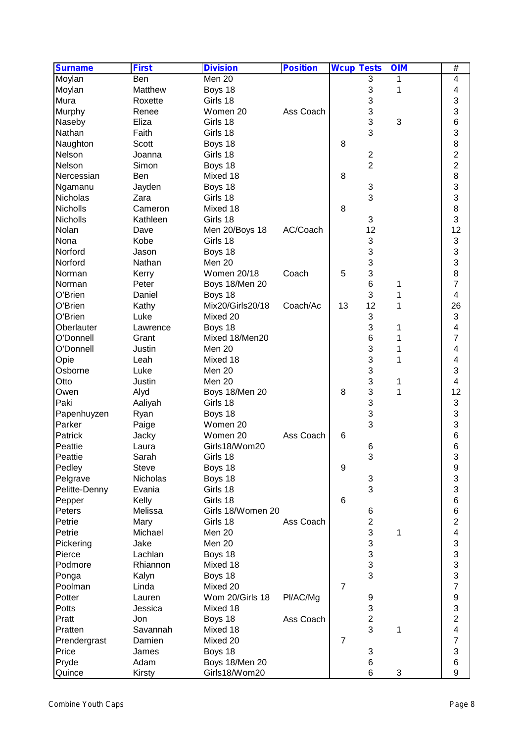| Surname | First | Division | Position | Wcup | Tests | OIM | # |
|---|---|---|---|---|---|---|---|
| Moylan | Ben | Men 20 | | | 3 | 1 | 4 |
| Moylan | Matthew | Boys 18 | | | 3 | 1 | 4 |
| Mura | Roxette | Girls 18 | | | 3 | | 3 |
| Murphy | Renee | Women 20 | Ass Coach | | 3 | | 3 |
| Naseby | Eliza | Girls 18 | | | 3 | 3 | 6 |
| Nathan | Faith | Girls 18 | | | 3 | | 3 |
| Naughton | Scott | Boys 18 | | 8 | | | 8 |
| Nelson | Joanna | Girls 18 | | | 2 | | 2 |
| Nelson | Simon | Boys 18 | | | 2 | | 2 |
| Nercessian | Ben | Mixed 18 | | 8 | | | 8 |
| Ngamanu | Jayden | Boys 18 | | | 3 | | 3 |
| Nicholas | Zara | Girls 18 | | | 3 | | 3 |
| Nicholls | Cameron | Mixed 18 | | 8 | | | 8 |
| Nicholls | Kathleen | Girls 18 | | | 3 | | 3 |
| Nolan | Dave | Men 20/Boys 18 | AC/Coach | | 12 | | 12 |
| Nona | Kobe | Girls 18 | | | 3 | | 3 |
| Norford | Jason | Boys 18 | | | 3 | | 3 |
| Norford | Nathan | Men 20 | | | 3 | | 3 |
| Norman | Kerry | Women 20/18 | Coach | 5 | 3 | | 8 |
| Norman | Peter | Boys 18/Men 20 | | | 6 | 1 | 7 |
| O'Brien | Daniel | Boys 18 | | | 3 | 1 | 4 |
| O'Brien | Kathy | Mix20/Girls20/18 | Coach/Ac | 13 | 12 | 1 | 26 |
| O'Brien | Luke | Mixed 20 | | | 3 | | 3 |
| Oberlauter | Lawrence | Boys 18 | | | 3 | 1 | 4 |
| O'Donnell | Grant | Mixed 18/Men20 | | | 6 | 1 | 7 |
| O'Donnell | Justin | Men 20 | | | 3 | 1 | 4 |
| Opie | Leah | Mixed 18 | | | 3 | 1 | 4 |
| Osborne | Luke | Men 20 | | | 3 | | 3 |
| Otto | Justin | Men 20 | | | 3 | 1 | 4 |
| Owen | Alyd | Boys 18/Men 20 | | 8 | 3 | 1 | 12 |
| Paki | Aaliyah | Girls 18 | | | 3 | | 3 |
| Papenhuyzen | Ryan | Boys 18 | | | 3 | | 3 |
| Parker | Paige | Women 20 | | | 3 | | 3 |
| Patrick | Jacky | Women 20 | Ass Coach | 6 | | | 6 |
| Peattie | Laura | Girls18/Wom20 | | | 6 | | 6 |
| Peattie | Sarah | Girls 18 | | | 3 | | 3 |
| Pedley | Steve | Boys 18 | | 9 | | | 9 |
| Pelgrave | Nicholas | Boys 18 | | | 3 | | 3 |
| Pelitte-Denny | Evania | Girls 18 | | | 3 | | 3 |
| Pepper | Kelly | Girls 18 | | 6 | | | 6 |
| Peters | Melissa | Girls 18/Women 20 | | | 6 | | 6 |
| Petrie | Mary | Girls 18 | Ass Coach | | 2 | | 2 |
| Petrie | Michael | Men 20 | | | 3 | 1 | 4 |
| Pickering | Jake | Men 20 | | | 3 | | 3 |
| Pierce | Lachlan | Boys 18 | | | 3 | | 3 |
| Podmore | Rhiannon | Mixed 18 | | | 3 | | 3 |
| Ponga | Kalyn | Boys 18 | | | 3 | | 3 |
| Poolman | Linda | Mixed 20 | | 7 | | | 7 |
| Potter | Lauren | Wom 20/Girls 18 | Pl/AC/Mg | | 9 | | 9 |
| Potts | Jessica | Mixed 18 | | | 3 | | 3 |
| Pratt | Jon | Boys 18 | Ass Coach | | 2 | | 2 |
| Pratten | Savannah | Mixed 18 | | | 3 | 1 | 4 |
| Prendergrast | Damien | Mixed 20 | | 7 | | | 7 |
| Price | James | Boys 18 | | | 3 | | 3 |
| Pryde | Adam | Boys 18/Men 20 | | | 6 | | 6 |
| Quince | Kirsty | Girls18/Wom20 | | | 6 | 3 | 9 |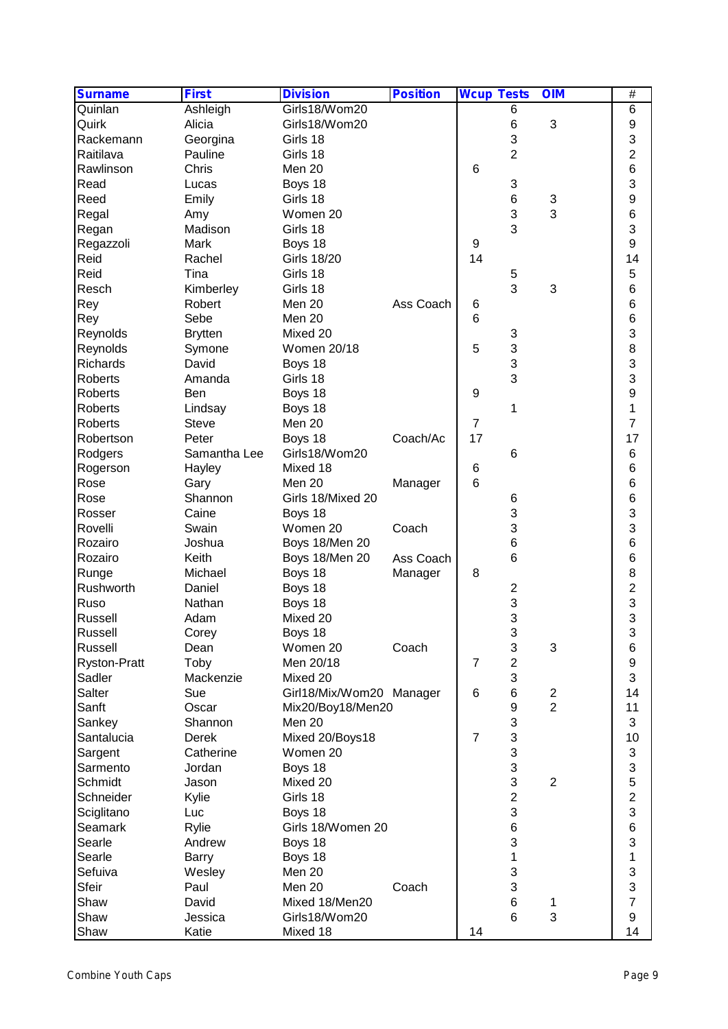| Surname | First | Division | Position | Wcup | Tests | OIM | # |
|---|---|---|---|---|---|---|---|
| Quinlan | Ashleigh | Girls18/Wom20 | | | 6 | | 6 |
| Quirk | Alicia | Girls18/Wom20 | | | 6 | 3 | 9 |
| Rackemann | Georgina | Girls 18 | | | 3 | | 3 |
| Raitilava | Pauline | Girls 18 | | | 2 | | 2 |
| Rawlinson | Chris | Men 20 | | 6 | | | 6 |
| Read | Lucas | Boys 18 | | | 3 | | 3 |
| Reed | Emily | Girls 18 | | | 6 | 3 | 9 |
| Regal | Amy | Women 20 | | | 3 | 3 | 6 |
| Regan | Madison | Girls 18 | | | 3 | | 3 |
| Regazzoli | Mark | Boys 18 | | 9 | | | 9 |
| Reid | Rachel | Girls 18/20 | | 14 | | | 14 |
| Reid | Tina | Girls 18 | | | 5 | | 5 |
| Resch | Kimberley | Girls 18 | | | 3 | 3 | 6 |
| Rey | Robert | Men 20 | Ass Coach | 6 | | | 6 |
| Rey | Sebe | Men 20 | | 6 | | | 6 |
| Reynolds | Brytten | Mixed 20 | | | 3 | | 3 |
| Reynolds | Symone | Women 20/18 | | 5 | 3 | | 8 |
| Richards | David | Boys 18 | | | 3 | | 3 |
| Roberts | Amanda | Girls 18 | | | 3 | | 3 |
| Roberts | Ben | Boys 18 | | 9 | | | 9 |
| Roberts | Lindsay | Boys 18 | | | 1 | | 1 |
| Roberts | Steve | Men 20 | | 7 | | | 7 |
| Robertson | Peter | Boys 18 | Coach/Ac | 17 | | | 17 |
| Rodgers | Samantha Lee | Girls18/Wom20 | | | 6 | | 6 |
| Rogerson | Hayley | Mixed 18 | | 6 | | | 6 |
| Rose | Gary | Men 20 | Manager | 6 | | | 6 |
| Rose | Shannon | Girls 18/Mixed 20 | | | 6 | | 6 |
| Rosser | Caine | Boys 18 | | | 3 | | 3 |
| Rovelli | Swain | Women 20 | Coach | | 3 | | 3 |
| Rozairo | Joshua | Boys 18/Men 20 | | | 6 | | 6 |
| Rozairo | Keith | Boys 18/Men 20 | Ass Coach | | 6 | | 6 |
| Runge | Michael | Boys 18 | Manager | 8 | | | 8 |
| Rushworth | Daniel | Boys 18 | | | 2 | | 2 |
| Ruso | Nathan | Boys 18 | | | 3 | | 3 |
| Russell | Adam | Mixed 20 | | | 3 | | 3 |
| Russell | Corey | Boys 18 | | | 3 | | 3 |
| Russell | Dean | Women 20 | Coach | | 3 | 3 | 6 |
| Ryston-Pratt | Toby | Men 20/18 | | 7 | 2 | | 9 |
| Sadler | Mackenzie | Mixed 20 | | | 3 | | 3 |
| Salter | Sue | Girl18/Mix/Wom20 | Manager | 6 | 6 | 2 | 14 |
| Sanft | Oscar | Mix20/Boy18/Men20 | | | 9 | 2 | 11 |
| Sankey | Shannon | Men 20 | | | 3 | | 3 |
| Santalucia | Derek | Mixed 20/Boys18 | | 7 | 3 | | 10 |
| Sargent | Catherine | Women 20 | | | 3 | | 3 |
| Sarmento | Jordan | Boys 18 | | | 3 | | 3 |
| Schmidt | Jason | Mixed 20 | | | 3 | 2 | 5 |
| Schneider | Kylie | Girls 18 | | | 2 | | 2 |
| Sciglitano | Luc | Boys 18 | | | 3 | | 3 |
| Seamark | Rylie | Girls 18/Women 20 | | | 6 | | 6 |
| Searle | Andrew | Boys 18 | | | 3 | | 3 |
| Searle | Barry | Boys 18 | | | 1 | | 1 |
| Sefuiva | Wesley | Men 20 | | | 3 | | 3 |
| Sfeir | Paul | Men 20 | Coach | | 3 | | 3 |
| Shaw | David | Mixed 18/Men20 | | | 6 | 1 | 7 |
| Shaw | Jessica | Girls18/Wom20 | | | 6 | 3 | 9 |
| Shaw | Katie | Mixed 18 | | 14 | | | 14 |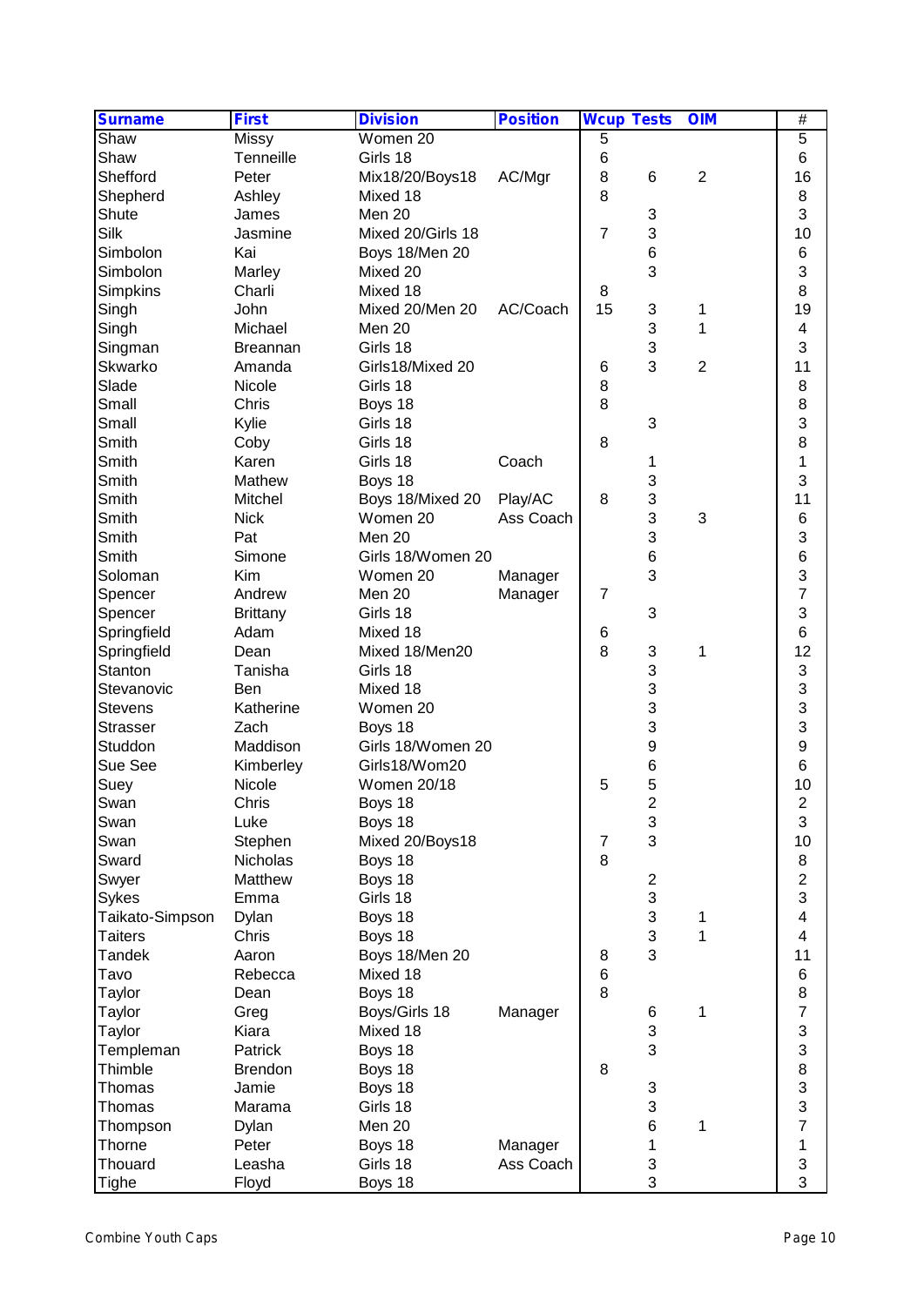| Surname | First | Division | Position | Wcup | Tests | OIM | # |
|---|---|---|---|---|---|---|---|
| Shaw | Missy | Women 20 | | 5 | | | 5 |
| Shaw | Tenneille | Girls 18 | | 6 | | | 6 |
| Shefford | Peter | Mix18/20/Boys18 | AC/Mgr | 8 | 6 | 2 | 16 |
| Shepherd | Ashley | Mixed 18 | | 8 | | | 8 |
| Shute | James | Men 20 | | | 3 | | 3 |
| Silk | Jasmine | Mixed 20/Girls 18 | | 7 | 3 | | 10 |
| Simbolon | Kai | Boys 18/Men 20 | | | 6 | | 6 |
| Simbolon | Marley | Mixed 20 | | | 3 | | 3 |
| Simpkins | Charli | Mixed 18 | | 8 | | | 8 |
| Singh | John | Mixed 20/Men 20 | AC/Coach | 15 | 3 | 1 | 19 |
| Singh | Michael | Men 20 | | | 3 | 1 | 4 |
| Singman | Breannan | Girls 18 | | | 3 | | 3 |
| Skwarko | Amanda | Girls18/Mixed 20 | | 6 | 3 | 2 | 11 |
| Slade | Nicole | Girls 18 | | 8 | | | 8 |
| Small | Chris | Boys 18 | | 8 | | | 8 |
| Small | Kylie | Girls 18 | | | 3 | | 3 |
| Smith | Coby | Girls 18 | | 8 | | | 8 |
| Smith | Karen | Girls 18 | Coach | | 1 | | 1 |
| Smith | Mathew | Boys 18 | | | 3 | | 3 |
| Smith | Mitchel | Boys 18/Mixed 20 | Play/AC | 8 | 3 | | 11 |
| Smith | Nick | Women 20 | Ass Coach | | 3 | 3 | 6 |
| Smith | Pat | Men 20 | | | 3 | | 3 |
| Smith | Simone | Girls 18/Women 20 | | | 6 | | 6 |
| Soloman | Kim | Women 20 | Manager | | 3 | | 3 |
| Spencer | Andrew | Men 20 | Manager | 7 | | | 7 |
| Spencer | Brittany | Girls 18 | | | 3 | | 3 |
| Springfield | Adam | Mixed 18 | | 6 | | | 6 |
| Springfield | Dean | Mixed 18/Men20 | | 8 | 3 | 1 | 12 |
| Stanton | Tanisha | Girls 18 | | | 3 | | 3 |
| Stevanovic | Ben | Mixed 18 | | | 3 | | 3 |
| Stevens | Katherine | Women 20 | | | 3 | | 3 |
| Strasser | Zach | Boys 18 | | | 3 | | 3 |
| Studdon | Maddison | Girls 18/Women 20 | | | 9 | | 9 |
| Sue See | Kimberley | Girls18/Wom20 | | | 6 | | 6 |
| Suey | Nicole | Women 20/18 | | 5 | 5 | | 10 |
| Swan | Chris | Boys 18 | | | 2 | | 2 |
| Swan | Luke | Boys 18 | | | 3 | | 3 |
| Swan | Stephen | Mixed 20/Boys18 | | 7 | 3 | | 10 |
| Sward | Nicholas | Boys 18 | | 8 | | | 8 |
| Swyer | Matthew | Boys 18 | | | 2 | | 2 |
| Sykes | Emma | Girls 18 | | | 3 | | 3 |
| Taikato-Simpson | Dylan | Boys 18 | | | 3 | 1 | 4 |
| Taiters | Chris | Boys 18 | | | 3 | 1 | 4 |
| Tandek | Aaron | Boys 18/Men 20 | | 8 | 3 | | 11 |
| Tavo | Rebecca | Mixed 18 | | 6 | | | 6 |
| Taylor | Dean | Boys 18 | | 8 | | | 8 |
| Taylor | Greg | Boys/Girls 18 | Manager | | 6 | 1 | 7 |
| Taylor | Kiara | Mixed 18 | | | 3 | | 3 |
| Templeman | Patrick | Boys 18 | | | 3 | | 3 |
| Thimble | Brendon | Boys 18 | | 8 | | | 8 |
| Thomas | Jamie | Boys 18 | | | 3 | | 3 |
| Thomas | Marama | Girls 18 | | | 3 | | 3 |
| Thompson | Dylan | Men 20 | | | 6 | 1 | 7 |
| Thorne | Peter | Boys 18 | Manager | | 1 | | 1 |
| Thouard | Leasha | Girls 18 | Ass Coach | | 3 | | 3 |
| Tighe | Floyd | Boys 18 | | | 3 | | 3 |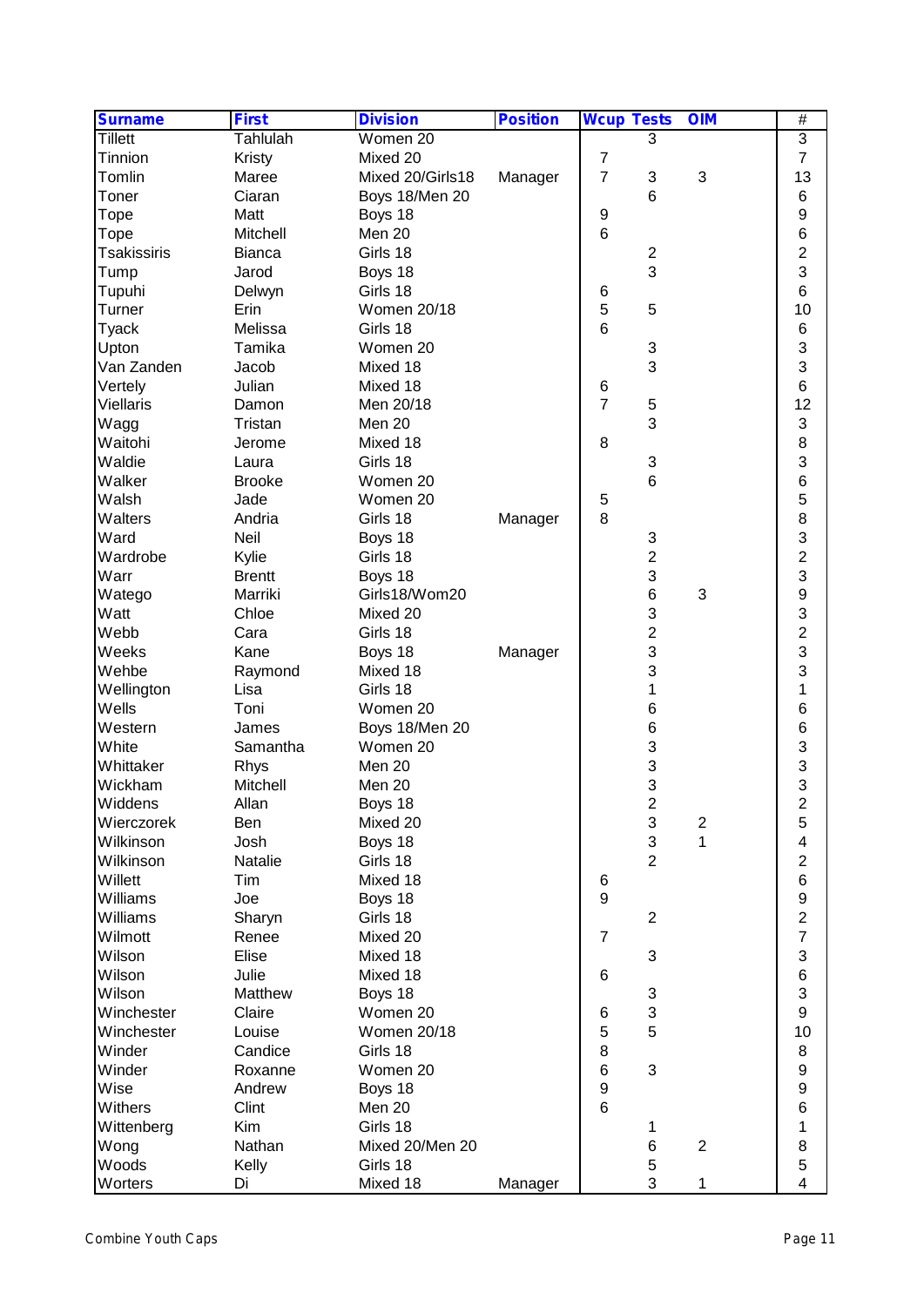| Surname | First | Division | Position | Wcup | Tests | OIM | # |
|---|---|---|---|---|---|---|---|
| Tillett | Tahlulah | Women 20 | | | 3 | | 3 |
| Tinnion | Kristy | Mixed 20 | | 7 | | | 7 |
| Tomlin | Maree | Mixed 20/Girls18 | Manager | 7 | 3 | 3 | 13 |
| Toner | Ciaran | Boys 18/Men 20 | | | 6 | | 6 |
| Tope | Matt | Boys 18 | | 9 | | | 9 |
| Tope | Mitchell | Men 20 | | 6 | | | 6 |
| Tsakissiris | Bianca | Girls 18 | | | 2 | | 2 |
| Tump | Jarod | Boys 18 | | | 3 | | 3 |
| Tupuhi | Delwyn | Girls 18 | | 6 | | | 6 |
| Turner | Erin | Women 20/18 | | 5 | 5 | | 10 |
| Tyack | Melissa | Girls 18 | | 6 | | | 6 |
| Upton | Tamika | Women 20 | | | 3 | | 3 |
| Van Zanden | Jacob | Mixed 18 | | | 3 | | 3 |
| Vertely | Julian | Mixed 18 | | 6 | | | 6 |
| Viellaris | Damon | Men 20/18 | | 7 | 5 | | 12 |
| Wagg | Tristan | Men 20 | | | 3 | | 3 |
| Waitohi | Jerome | Mixed 18 | | 8 | | | 8 |
| Waldie | Laura | Girls 18 | | | 3 | | 3 |
| Walker | Brooke | Women 20 | | | 6 | | 6 |
| Walsh | Jade | Women 20 | | 5 | | | 5 |
| Walters | Andria | Girls 18 | Manager | 8 | | | 8 |
| Ward | Neil | Boys 18 | | | 3 | | 3 |
| Wardrobe | Kylie | Girls 18 | | | 2 | | 2 |
| Warr | Brentt | Boys 18 | | | 3 | | 3 |
| Watego | Marriki | Girls18/Wom20 | | | 6 | 3 | 9 |
| Watt | Chloe | Mixed 20 | | | 3 | | 3 |
| Webb | Cara | Girls 18 | | | 2 | | 2 |
| Weeks | Kane | Boys 18 | Manager | | 3 | | 3 |
| Wehbe | Raymond | Mixed 18 | | | 3 | | 3 |
| Wellington | Lisa | Girls 18 | | | 1 | | 1 |
| Wells | Toni | Women 20 | | | 6 | | 6 |
| Western | James | Boys 18/Men 20 | | | 6 | | 6 |
| White | Samantha | Women 20 | | | 3 | | 3 |
| Whittaker | Rhys | Men 20 | | | 3 | | 3 |
| Wickham | Mitchell | Men 20 | | | 3 | | 3 |
| Widdens | Allan | Boys 18 | | | 2 | | 2 |
| Wierczorek | Ben | Mixed 20 | | | 3 | 2 | 5 |
| Wilkinson | Josh | Boys 18 | | | 3 | 1 | 4 |
| Wilkinson | Natalie | Girls 18 | | | 2 | | 2 |
| Willett | Tim | Mixed 18 | | 6 | | | 6 |
| Williams | Joe | Boys 18 | | 9 | | | 9 |
| Williams | Sharyn | Girls 18 | | | 2 | | 2 |
| Wilmott | Renee | Mixed 20 | | 7 | | | 7 |
| Wilson | Elise | Mixed 18 | | | 3 | | 3 |
| Wilson | Julie | Mixed 18 | | 6 | | | 6 |
| Wilson | Matthew | Boys 18 | | | 3 | | 3 |
| Winchester | Claire | Women 20 | | 6 | 3 | | 9 |
| Winchester | Louise | Women 20/18 | | 5 | 5 | | 10 |
| Winder | Candice | Girls 18 | | 8 | | | 8 |
| Winder | Roxanne | Women 20 | | 6 | 3 | | 9 |
| Wise | Andrew | Boys 18 | | 9 | | | 9 |
| Withers | Clint | Men 20 | | 6 | | | 6 |
| Wittenberg | Kim | Girls 18 | | | 1 | | 1 |
| Wong | Nathan | Mixed 20/Men 20 | | | 6 | 2 | 8 |
| Woods | Kelly | Girls 18 | | | 5 | | 5 |
| Worters | Di | Mixed 18 | Manager | | 3 | 1 | 4 |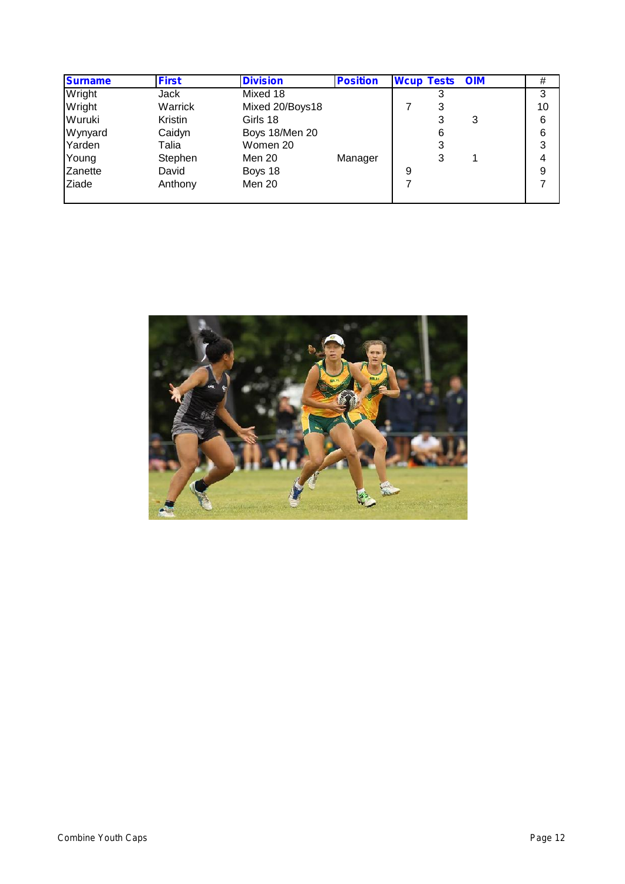| Surname | First | Division | Position | Wcup | Tests | OIM | # |
|---|---|---|---|---|---|---|---|
| Wright | Jack | Mixed 18 | | | 3 | | 3 |
| Wright | Warrick | Mixed 20/Boys18 | | 7 | 3 | | 10 |
| Wuruki | Kristin | Girls 18 | | | 3 | 3 | 6 |
| Wynyard | Caidyn | Boys 18/Men 20 | | | 6 | | 6 |
| Yarden | Talia | Women 20 | | | 3 | | 3 |
| Young | Stephen | Men 20 | Manager | | 3 | 1 | 4 |
| Zanette | David | Boys 18 | | 9 | | | 9 |
| Ziade | Anthony | Men 20 | | 7 | | | 7 |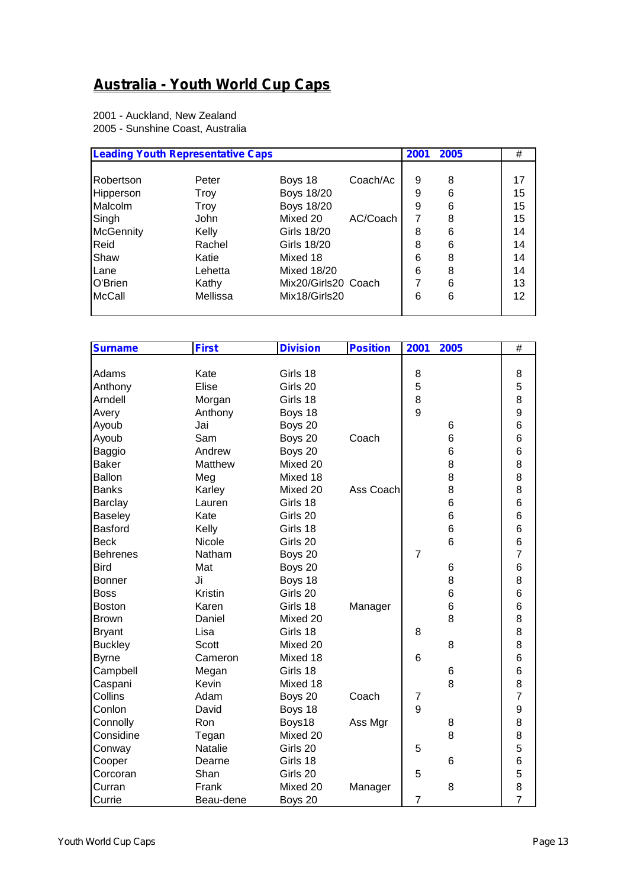# Australia - Youth World Cup Caps

2001 - Auckland, New Zealand
2005 - Sunshine Coast, Australia

| Leading Youth Representative Caps | | | | 2001 | 2005 | # |
|---|---|---|---|---|---|---|
| Robertson | Peter | Boys 18 | Coach/Ac | 9 | 8 | 17 |
| Hipperson | Troy | Boys 18/20 | | 9 | 6 | 15 |
| Malcolm | Troy | Boys 18/20 | | 9 | 6 | 15 |
| Singh | John | Mixed 20 | AC/Coach | 7 | 8 | 15 |
| McGennity | Kelly | Girls 18/20 | | 8 | 6 | 14 |
| Reid | Rachel | Girls 18/20 | | 8 | 6 | 14 |
| Shaw | Katie | Mixed 18 | | 6 | 8 | 14 |
| Lane | Lehetta | Mixed 18/20 | | 6 | 8 | 14 |
| O'Brien | Kathy | Mix20/Girls20 | Coach | 7 | 6 | 13 |
| McCall | Mellissa | Mix18/Girls20 | | 6 | 6 | 12 |

| Surname | First | Division | Position | 2001 | 2005 | # |
|---|---|---|---|---|---|---|
| Adams | Kate | Girls 18 | | 8 | | 8 |
| Anthony | Elise | Girls 20 | | 5 | | 5 |
| Arndell | Morgan | Girls 18 | | 8 | | 8 |
| Avery | Anthony | Boys 18 | | 9 | | 9 |
| Ayoub | Jai | Boys 20 | | | 6 | 6 |
| Ayoub | Sam | Boys 20 | Coach | | 6 | 6 |
| Baggio | Andrew | Boys 20 | | | 6 | 6 |
| Baker | Matthew | Mixed 20 | | | 8 | 8 |
| Ballon | Meg | Mixed 18 | | | 8 | 8 |
| Banks | Karley | Mixed 20 | Ass Coach | | 8 | 8 |
| Barclay | Lauren | Girls 18 | | | 6 | 6 |
| Baseley | Kate | Girls 20 | | | 6 | 6 |
| Basford | Kelly | Girls 18 | | | 6 | 6 |
| Beck | Nicole | Girls 20 | | | 6 | 6 |
| Behrenes | Natham | Boys 20 | | 7 | | 7 |
| Bird | Mat | Boys 20 | | | 6 | 6 |
| Bonner | Ji | Boys 18 | | | 8 | 8 |
| Boss | Kristin | Girls 20 | | | 6 | 6 |
| Boston | Karen | Girls 18 | Manager | | 6 | 6 |
| Brown | Daniel | Mixed 20 | | | 8 | 8 |
| Bryant | Lisa | Girls 18 | | 8 | | 8 |
| Buckley | Scott | Mixed 20 | | | 8 | 8 |
| Byrne | Cameron | Mixed 18 | | 6 | | 6 |
| Campbell | Megan | Girls 18 | | | 6 | 6 |
| Caspani | Kevin | Mixed 18 | | | 8 | 8 |
| Collins | Adam | Boys 20 | Coach | 7 | | 7 |
| Conlon | David | Boys 18 | | 9 | | 9 |
| Connolly | Ron | Boys18 | Ass Mgr | | 8 | 8 |
| Considine | Tegan | Mixed 20 | | | 8 | 8 |
| Conway | Natalie | Girls 20 | | 5 | | 5 |
| Cooper | Dearne | Girls 18 | | | 6 | 6 |
| Corcoran | Shan | Girls 20 | | 5 | | 5 |
| Curran | Frank | Mixed 20 | Manager | | 8 | 8 |
| Currie | Beau-dene | Boys 20 | | 7 | | 7 |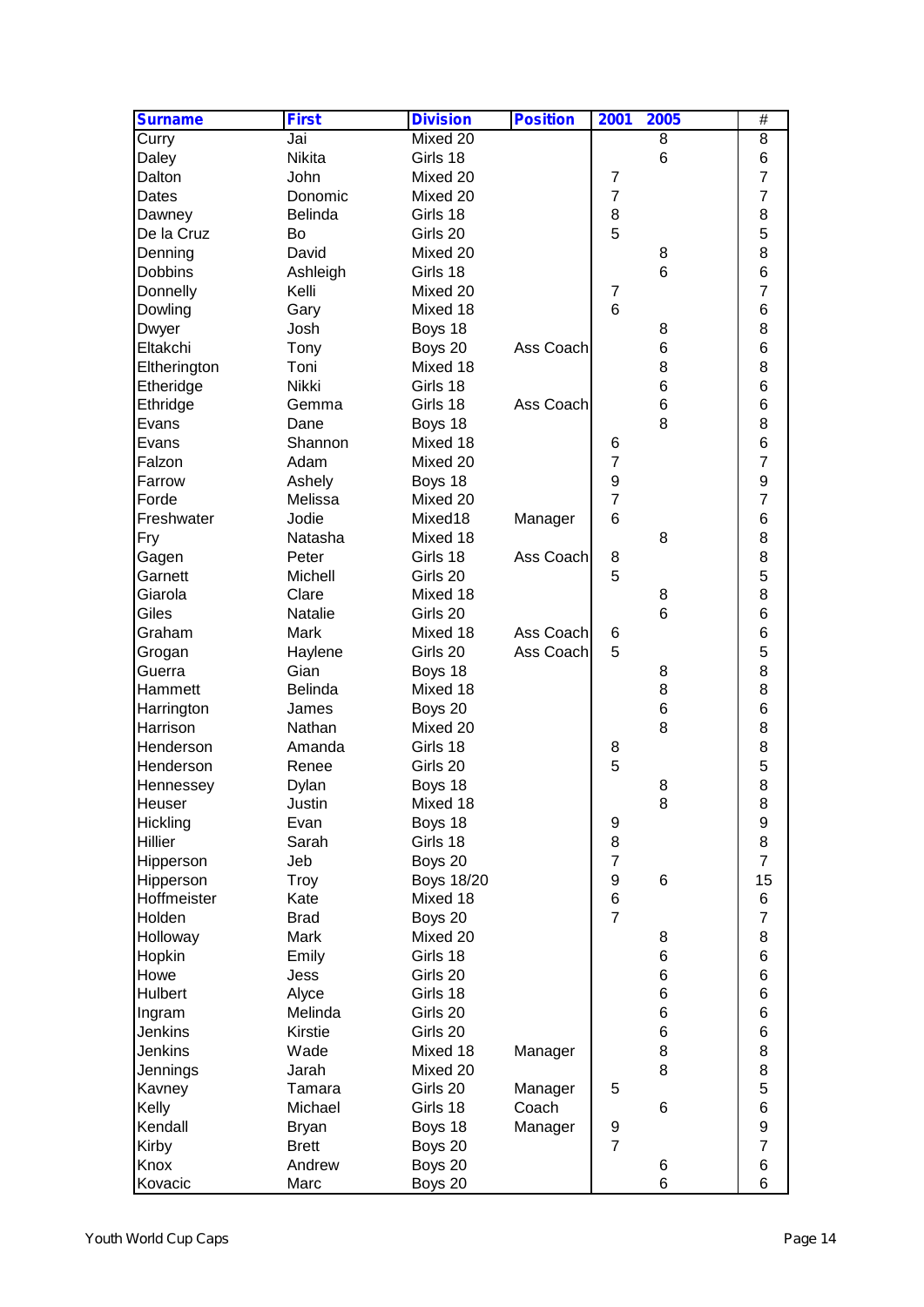| Surname | First | Division | Position | 2001 | 2005 | # |
|---|---|---|---|---|---|---|
| Curry | Jai | Mixed 20 | | | 8 | 8 |
| Daley | Nikita | Girls 18 | | | 6 | 6 |
| Dalton | John | Mixed 20 | | 7 | | 7 |
| Dates | Donomic | Mixed 20 | | 7 | | 7 |
| Dawney | Belinda | Girls 18 | | 8 | | 8 |
| De la Cruz | Bo | Girls 20 | | 5 | | 5 |
| Denning | David | Mixed 20 | | | 8 | 8 |
| Dobbins | Ashleigh | Girls 18 | | | 6 | 6 |
| Donnelly | Kelli | Mixed 20 | | 7 | | 7 |
| Dowling | Gary | Mixed 18 | | 6 | | 6 |
| Dwyer | Josh | Boys 18 | | | 8 | 8 |
| Eltakchi | Tony | Boys 20 | Ass Coach | | 6 | 6 |
| Eltherington | Toni | Mixed 18 | | | 8 | 8 |
| Etheridge | Nikki | Girls 18 | | | 6 | 6 |
| Ethridge | Gemma | Girls 18 | Ass Coach | | 6 | 6 |
| Evans | Dane | Boys 18 | | | 8 | 8 |
| Evans | Shannon | Mixed 18 | | 6 | | 6 |
| Falzon | Adam | Mixed 20 | | 7 | | 7 |
| Farrow | Ashely | Boys 18 | | 9 | | 9 |
| Forde | Melissa | Mixed 20 | | 7 | | 7 |
| Freshwater | Jodie | Mixed18 | Manager | 6 | | 6 |
| Fry | Natasha | Mixed 18 | | | 8 | 8 |
| Gagen | Peter | Girls 18 | Ass Coach | 8 | | 8 |
| Garnett | Michell | Girls 20 | | 5 | | 5 |
| Giarola | Clare | Mixed 18 | | | 8 | 8 |
| Giles | Natalie | Girls 20 | | | 6 | 6 |
| Graham | Mark | Mixed 18 | Ass Coach | 6 | | 6 |
| Grogan | Haylene | Girls 20 | Ass Coach | 5 | | 5 |
| Guerra | Gian | Boys 18 | | | 8 | 8 |
| Hammett | Belinda | Mixed 18 | | | 8 | 8 |
| Harrington | James | Boys 20 | | | 6 | 6 |
| Harrison | Nathan | Mixed 20 | | | 8 | 8 |
| Henderson | Amanda | Girls 18 | | 8 | | 8 |
| Henderson | Renee | Girls 20 | | 5 | | 5 |
| Hennessey | Dylan | Boys 18 | | | 8 | 8 |
| Heuser | Justin | Mixed 18 | | | 8 | 8 |
| Hickling | Evan | Boys 18 | | 9 | | 9 |
| Hillier | Sarah | Girls 18 | | 8 | | 8 |
| Hipperson | Jeb | Boys 20 | | 7 | | 7 |
| Hipperson | Troy | Boys 18/20 | | 9 | 6 | 15 |
| Hoffmeister | Kate | Mixed 18 | | 6 | | 6 |
| Holden | Brad | Boys 20 | | 7 | | 7 |
| Holloway | Mark | Mixed 20 | | | 8 | 8 |
| Hopkin | Emily | Girls 18 | | | 6 | 6 |
| Howe | Jess | Girls 20 | | | 6 | 6 |
| Hulbert | Alyce | Girls 18 | | | 6 | 6 |
| Ingram | Melinda | Girls 20 | | | 6 | 6 |
| Jenkins | Kirstie | Girls 20 | | | 6 | 6 |
| Jenkins | Wade | Mixed 18 | Manager | | 8 | 8 |
| Jennings | Jarah | Mixed 20 | | | 8 | 8 |
| Kavney | Tamara | Girls 20 | Manager | 5 | | 5 |
| Kelly | Michael | Girls 18 | Coach | | 6 | 6 |
| Kendall | Bryan | Boys 18 | Manager | 9 | | 9 |
| Kirby | Brett | Boys 20 | | 7 | | 7 |
| Knox | Andrew | Boys 20 | | | 6 | 6 |
| Kovacic | Marc | Boys 20 | | | 6 | 6 |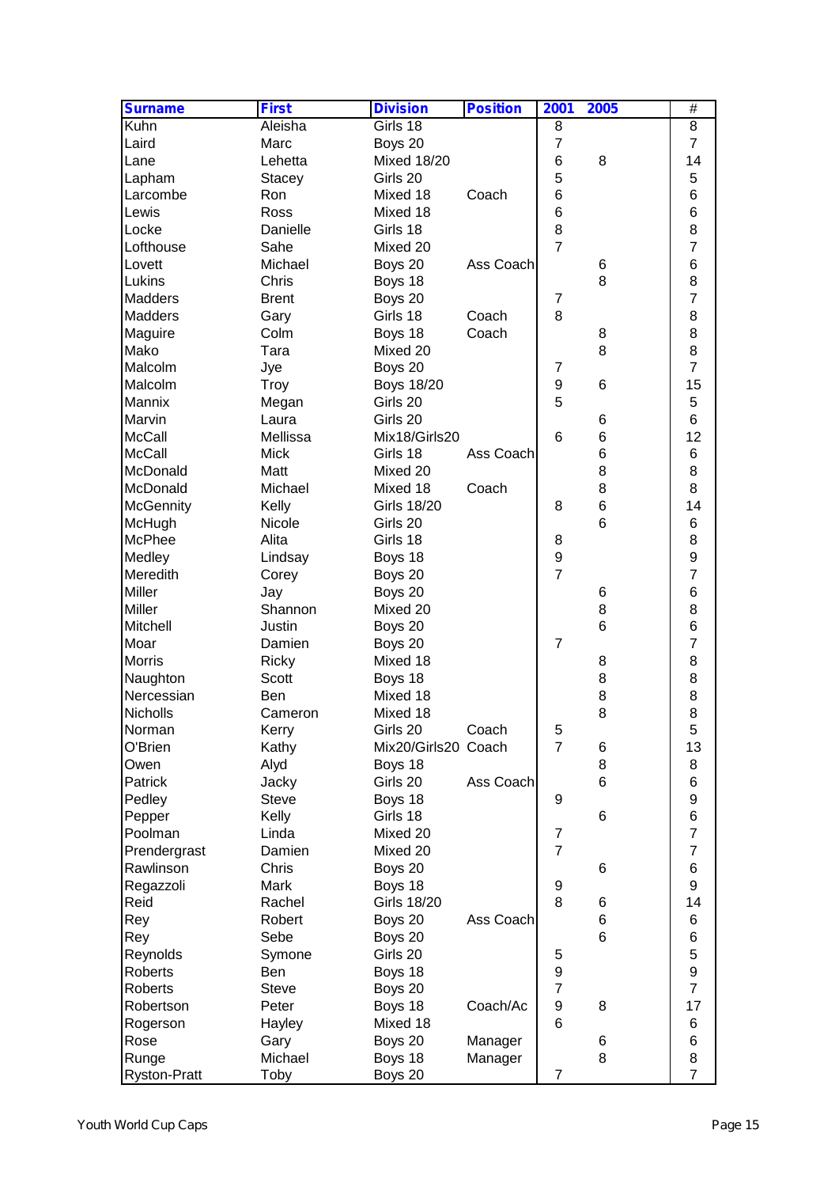| Surname | First | Division | Position | 2001 | 2005 | # |
|---|---|---|---|---|---|---|
| Kuhn | Aleisha | Girls 18 | | 8 | | 8 |
| Laird | Marc | Boys 20 | | 7 | | 7 |
| Lane | Lehetta | Mixed 18/20 | | 6 | 8 | 14 |
| Lapham | Stacey | Girls 20 | | 5 | | 5 |
| Larcombe | Ron | Mixed 18 | Coach | 6 | | 6 |
| Lewis | Ross | Mixed 18 | | 6 | | 6 |
| Locke | Danielle | Girls 18 | | 8 | | 8 |
| Lofthouse | Sahe | Mixed 20 | | 7 | | 7 |
| Lovett | Michael | Boys 20 | Ass Coach | | 6 | 6 |
| Lukins | Chris | Boys 18 | | | 8 | 8 |
| Madders | Brent | Boys 20 | | 7 | | 7 |
| Madders | Gary | Girls 18 | Coach | 8 | | 8 |
| Maguire | Colm | Boys 18 | Coach | | 8 | 8 |
| Mako | Tara | Mixed 20 | | | 8 | 8 |
| Malcolm | Jye | Boys 20 | | 7 | | 7 |
| Malcolm | Troy | Boys 18/20 | | 9 | 6 | 15 |
| Mannix | Megan | Girls 20 | | 5 | | 5 |
| Marvin | Laura | Girls 20 | | | 6 | 6 |
| McCall | Mellissa | Mix18/Girls20 | | 6 | 6 | 12 |
| McCall | Mick | Girls 18 | Ass Coach | | 6 | 6 |
| McDonald | Matt | Mixed 20 | | | 8 | 8 |
| McDonald | Michael | Mixed 18 | Coach | | 8 | 8 |
| McGennity | Kelly | Girls 18/20 | | 8 | 6 | 14 |
| McHugh | Nicole | Girls 20 | | | 6 | 6 |
| McPhee | Alita | Girls 18 | | 8 | | 8 |
| Medley | Lindsay | Boys 18 | | 9 | | 9 |
| Meredith | Corey | Boys 20 | | 7 | | 7 |
| Miller | Jay | Boys 20 | | | 6 | 6 |
| Miller | Shannon | Mixed 20 | | | 8 | 8 |
| Mitchell | Justin | Boys 20 | | | 6 | 6 |
| Moar | Damien | Boys 20 | | 7 | | 7 |
| Morris | Ricky | Mixed 18 | | | 8 | 8 |
| Naughton | Scott | Boys 18 | | | 8 | 8 |
| Nercessian | Ben | Mixed 18 | | | 8 | 8 |
| Nicholls | Cameron | Mixed 18 | | | 8 | 8 |
| Norman | Kerry | Girls 20 | Coach | 5 | | 5 |
| O'Brien | Kathy | Mix20/Girls20 | Coach | 7 | 6 | 13 |
| Owen | Alyd | Boys 18 | | | 8 | 8 |
| Patrick | Jacky | Girls 20 | Ass Coach | | 6 | 6 |
| Pedley | Steve | Boys 18 | | 9 | | 9 |
| Pepper | Kelly | Girls 18 | | | 6 | 6 |
| Poolman | Linda | Mixed 20 | | 7 | | 7 |
| Prendergrast | Damien | Mixed 20 | | 7 | | 7 |
| Rawlinson | Chris | Boys 20 | | | 6 | 6 |
| Regazzoli | Mark | Boys 18 | | 9 | | 9 |
| Reid | Rachel | Girls 18/20 | | 8 | 6 | 14 |
| Rey | Robert | Boys 20 | Ass Coach | | 6 | 6 |
| Rey | Sebe | Boys 20 | | | 6 | 6 |
| Reynolds | Symone | Girls 20 | | 5 | | 5 |
| Roberts | Ben | Boys 18 | | 9 | | 9 |
| Roberts | Steve | Boys 20 | | 7 | | 7 |
| Robertson | Peter | Boys 18 | Coach/Ac | 9 | 8 | 17 |
| Rogerson | Hayley | Mixed 18 | | 6 | | 6 |
| Rose | Gary | Boys 20 | Manager | | 6 | 6 |
| Runge | Michael | Boys 18 | Manager | | 8 | 8 |
| Ryston-Pratt | Toby | Boys 20 | | 7 | | 7 |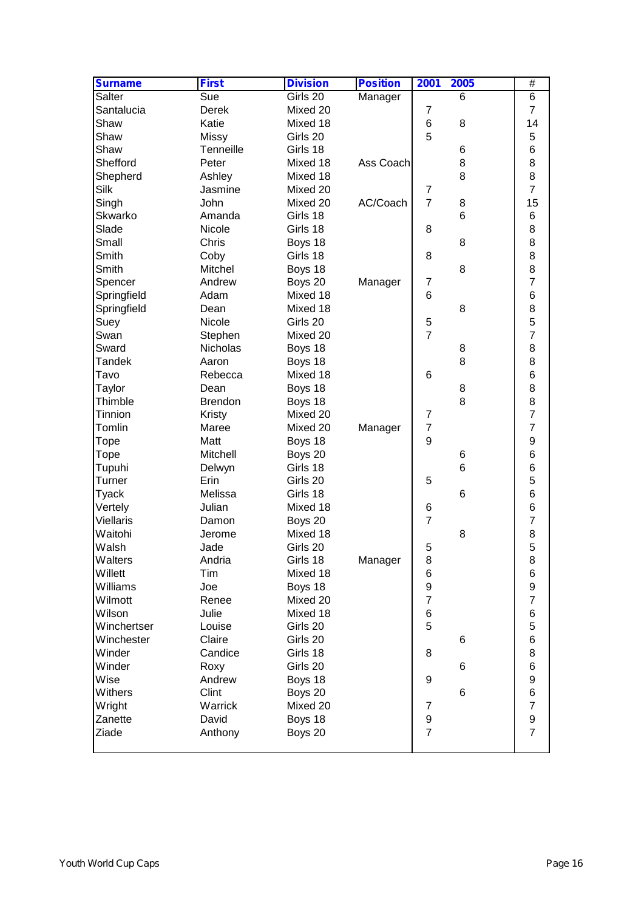| Surname | First | Division | Position | 2001 | 2005 | # |
|---|---|---|---|---|---|---|
| Salter | Sue | Girls 20 | Manager | | 6 | 6 |
| Santalucia | Derek | Mixed 20 | | 7 | | 7 |
| Shaw | Katie | Mixed 18 | | 6 | 8 | 14 |
| Shaw | Missy | Girls 20 | | 5 | | 5 |
| Shaw | Tenneille | Girls 18 | | | 6 | 6 |
| Shefford | Peter | Mixed 18 | Ass Coach | | 8 | 8 |
| Shepherd | Ashley | Mixed 18 | | | 8 | 8 |
| Silk | Jasmine | Mixed 20 | | 7 | | 7 |
| Singh | John | Mixed 20 | AC/Coach | 7 | 8 | 15 |
| Skwarko | Amanda | Girls 18 | | | 6 | 6 |
| Slade | Nicole | Girls 18 | | 8 | | 8 |
| Small | Chris | Boys 18 | | | 8 | 8 |
| Smith | Coby | Girls 18 | | 8 | | 8 |
| Smith | Mitchel | Boys 18 | | | 8 | 8 |
| Spencer | Andrew | Boys 20 | Manager | 7 | | 7 |
| Springfield | Adam | Mixed 18 | | 6 | | 6 |
| Springfield | Dean | Mixed 18 | | | 8 | 8 |
| Suey | Nicole | Girls 20 | | 5 | | 5 |
| Swan | Stephen | Mixed 20 | | 7 | | 7 |
| Sward | Nicholas | Boys 18 | | | 8 | 8 |
| Tandek | Aaron | Boys 18 | | | 8 | 8 |
| Tavo | Rebecca | Mixed 18 | | 6 | | 6 |
| Taylor | Dean | Boys 18 | | | 8 | 8 |
| Thimble | Brendon | Boys 18 | | | 8 | 8 |
| Tinnion | Kristy | Mixed 20 | | 7 | | 7 |
| Tomlin | Maree | Mixed 20 | Manager | 7 | | 7 |
| Tope | Matt | Boys 18 | | 9 | | 9 |
| Tope | Mitchell | Boys 20 | | | 6 | 6 |
| Tupuhi | Delwyn | Girls 18 | | | 6 | 6 |
| Turner | Erin | Girls 20 | | 5 | | 5 |
| Tyack | Melissa | Girls 18 | | | 6 | 6 |
| Vertely | Julian | Mixed 18 | | 6 | | 6 |
| Viellaris | Damon | Boys 20 | | 7 | | 7 |
| Waitohi | Jerome | Mixed 18 | | | 8 | 8 |
| Walsh | Jade | Girls 20 | | 5 | | 5 |
| Walters | Andria | Girls 18 | Manager | 8 | | 8 |
| Willett | Tim | Mixed 18 | | 6 | | 6 |
| Williams | Joe | Boys 18 | | 9 | | 9 |
| Wilmott | Renee | Mixed 20 | | 7 | | 7 |
| Wilson | Julie | Mixed 18 | | 6 | | 6 |
| Winchertser | Louise | Girls 20 | | 5 | | 5 |
| Winchester | Claire | Girls 20 | | | 6 | 6 |
| Winder | Candice | Girls 18 | | 8 | | 8 |
| Winder | Roxy | Girls 20 | | | 6 | 6 |
| Wise | Andrew | Boys 18 | | 9 | | 9 |
| Withers | Clint | Boys 20 | | | 6 | 6 |
| Wright | Warrick | Mixed 20 | | 7 | | 7 |
| Zanette | David | Boys 18 | | 9 | | 9 |
| Ziade | Anthony | Boys 20 | | 7 | | 7 |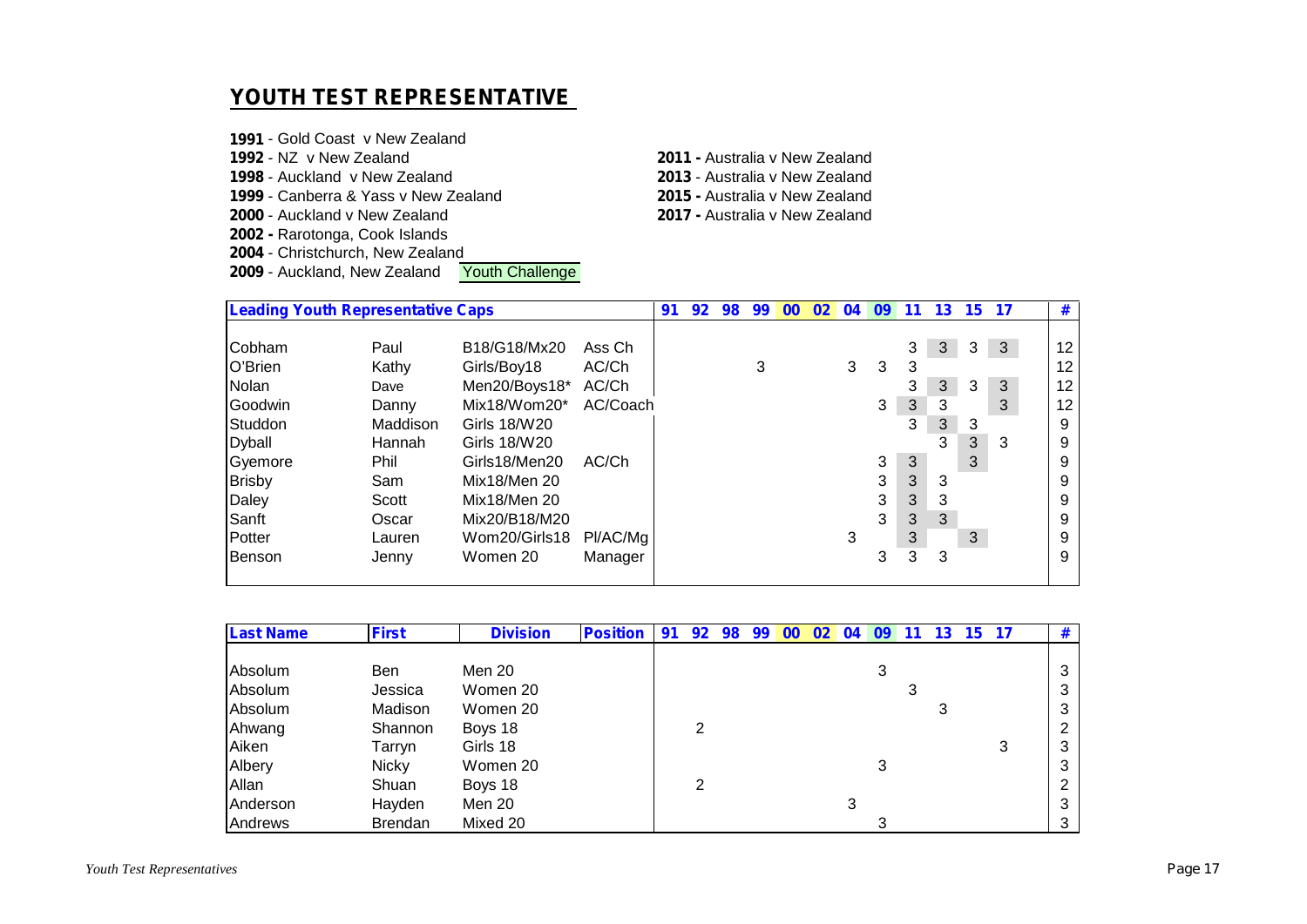## YOUTH TEST REPRESENTATIVE

**1991** - Gold Coast v New Zealand
**1992** - NZ v New Zealand
**1998** - Auckland v New Zealand
**1999** - Canberra & Yass v New Zealand
**2000** - Auckland v New Zealand
**2002 -** Rarotonga, Cook Islands
**2004** - Christchurch, New Zealand
**2009** - Auckland, New Zealand Youth Challenge

**2011 -** Australia v New Zealand
**2013** - Australia v New Zealand
**2015 -** Australia v New Zealand
**2017 -** Australia v New Zealand

| **Leading Youth Representative Caps** | | | | 91 | 92 | 98 | 99 | 00 | 02 | 04 | 09 | 11 | 13 | 15 | 17 | # |
|---|---|---|---|---|---|---|---|---|---|---|---|---|---|---|---|---|
| Cobham | Paul | B18/G18/Mx20 | Ass Ch | | | | | | | | | 3 | 3 | 3 | 3 | 12 |
| O'Brien | Kathy | Girls/Boy18 | AC/Ch | | | | 3 | | | 3 | 3 | 3 | | | | 12 |
| Nolan | Dave | Men20/Boys18* | AC/Ch | | | | | | | | | 3 | 3 | 3 | 3 | 12 |
| Goodwin | Danny | Mix18/Wom20* | AC/Coach | | | | | | | | 3 | 3 | 3 | | 3 | 12 |
| Studdon | Maddison | Girls 18/W20 | | | | | | | | | | 3 | 3 | 3 | | 9 |
| Dyball | Hannah | Girls 18/W20 | | | | | | | | | | | 3 | 3 | 3 | 9 |
| Gyemore | Phil | Girls18/Men20 | AC/Ch | | | | | | | | 3 | 3 | | 3 | | 9 |
| Brisby | Sam | Mix18/Men 20 | | | | | | | | | 3 | 3 | 3 | | | 9 |
| Daley | Scott | Mix18/Men 20 | | | | | | | | | 3 | 3 | 3 | | | 9 |
| Sanft | Oscar | Mix20/B18/M20 | | | | | | | | | 3 | 3 | 3 | | | 9 |
| Potter | Lauren | Wom20/Girls18 | Pl/AC/Mg | | | | | | | 3 | | 3 | | 3 | | 9 |
| Benson | Jenny | Women 20 | Manager | | | | | | | | 3 | 3 | 3 | | | 9 |

| **Last Name** | **First** | **Division** | **Position** | 91 | 92 | 98 | 99 | 00 | 02 | 04 | 09 | 11 | 13 | 15 | 17 | # |
|---|---|---|---|---|---|---|---|---|---|---|---|---|---|---|---|---|
| Absolum | Ben | Men 20 | | | | | | | | | 3 | | | | | 3 |
| Absolum | Jessica | Women 20 | | | | | | | | | | 3 | | | | 3 |
| Absolum | Madison | Women 20 | | | | | | | | | | | 3 | | | 3 |
| Ahwang | Shannon | Boys 18 | | | 2 | | | | | | | | | | | 2 |
| Aiken | Tarryn | Girls 18 | | | | | | | | | | | | | 3 | 3 |
| Albery | Nicky | Women 20 | | | | | | | | | 3 | | | | | 3 |
| Allan | Shuan | Boys 18 | | | 2 | | | | | | | | | | | 2 |
| Anderson | Hayden | Men 20 | | | | | | | | 3 | | | | | | 3 |
| Andrews | Brendan | Mixed 20 | | | | | | | | | 3 | | | | | 3 |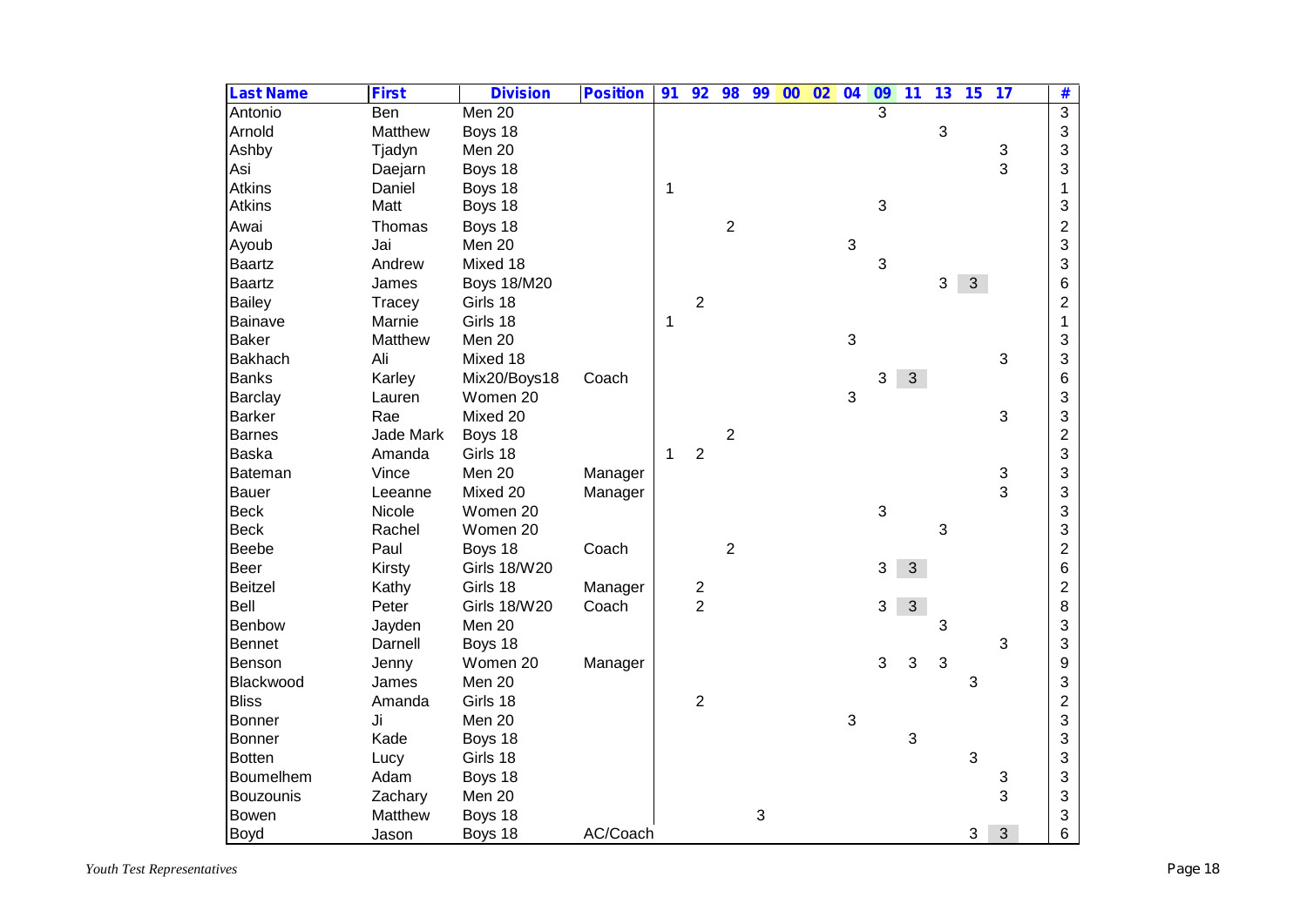| Last Name | First | Division | Position | 91 | 92 | 98 | 99 | 00 | 02 | 04 | 09 | 11 | 13 | 15 | 17 | # |
|---|---|---|---|---|---|---|---|---|---|---|---|---|---|---|---|---|
| Antonio | Ben | Men 20 | | | | | | | | | 3 | | | | | 3 |
| Arnold | Matthew | Boys 18 | | | | | | | | | | | 3 | | | 3 |
| Ashby | Tjadyn | Men 20 | | | | | | | | | | | | | 3 | 3 |
| Asi | Daejarn | Boys 18 | | | | | | | | | | | | | 3 | 3 |
| Atkins | Daniel | Boys 18 | | 1 | | | | | | | | | | | | 1 |
| Atkins | Matt | Boys 18 | | | | | | | | | 3 | | | | | 3 |
| Awai | Thomas | Boys 18 | | | | 2 | | | | | | | | | | 2 |
| Ayoub | Jai | Men 20 | | | | | | | | 3 | | | | | | 3 |
| Baartz | Andrew | Mixed 18 | | | | | | | | | 3 | | | | | 3 |
| Baartz | James | Boys 18/M20 | | | | | | | | | | | 3 | 3 | | 6 |
| Bailey | Tracey | Girls 18 | | | 2 | | | | | | | | | | | 2 |
| Bainave | Marnie | Girls 18 | | 1 | | | | | | | | | | | | 1 |
| Baker | Matthew | Men 20 | | | | | | | | 3 | | | | | | 3 |
| Bakhach | Ali | Mixed 18 | | | | | | | | | | | | | 3 | 3 |
| Banks | Karley | Mix20/Boys18 | Coach | | | | | | | | 3 | 3 | | | | 6 |
| Barclay | Lauren | Women 20 | | | | | | | | 3 | | | | | | 3 |
| Barker | Rae | Mixed 20 | | | | | | | | | | | | | 3 | 3 |
| Barnes | Jade Mark | Boys 18 | | | | 2 | | | | | | | | | | 2 |
| Baska | Amanda | Girls 18 | | 1 | 2 | | | | | | | | | | | 3 |
| Bateman | Vince | Men 20 | Manager | | | | | | | | | | | | 3 | 3 |
| Bauer | Leeanne | Mixed 20 | Manager | | | | | | | | | | | | 3 | 3 |
| Beck | Nicole | Women 20 | | | | | | | | | 3 | | | | | 3 |
| Beck | Rachel | Women 20 | | | | | | | | | | | 3 | | | 3 |
| Beebe | Paul | Boys 18 | Coach | | | 2 | | | | | | | | | | 2 |
| Beer | Kirsty | Girls 18/W20 | | | | | | | | | 3 | 3 | | | | 6 |
| Beitzel | Kathy | Girls 18 | Manager | | 2 | | | | | | | | | | | 2 |
| Bell | Peter | Girls 18/W20 | Coach | | 2 | | | | | | 3 | 3 | | | | 8 |
| Benbow | Jayden | Men 20 | | | | | | | | | | | 3 | | | 3 |
| Bennet | Darnell | Boys 18 | | | | | | | | | | | | | 3 | 3 |
| Benson | Jenny | Women 20 | Manager | | | | | | | | 3 | 3 | 3 | | | 9 |
| Blackwood | James | Men 20 | | | | | | | | | | | | 3 | | 3 |
| Bliss | Amanda | Girls 18 | | | 2 | | | | | | | | | | | 2 |
| Bonner | Ji | Men 20 | | | | | | | | 3 | | | | | | 3 |
| Bonner | Kade | Boys 18 | | | | | | | | | | 3 | | | | 3 |
| Botten | Lucy | Girls 18 | | | | | | | | | | | | 3 | | 3 |
| Boumelhem | Adam | Boys 18 | | | | | | | | | | | | | 3 | 3 |
| Bouzounis | Zachary | Men 20 | | | | | | | | | | | | | 3 | 3 |
| Bowen | Matthew | Boys 18 | | | | | 3 | | | | | | | | | 3 |
| Boyd | Jason | Boys 18 | AC/Coach | | | | | | | | | | | 3 | 3 | 6 |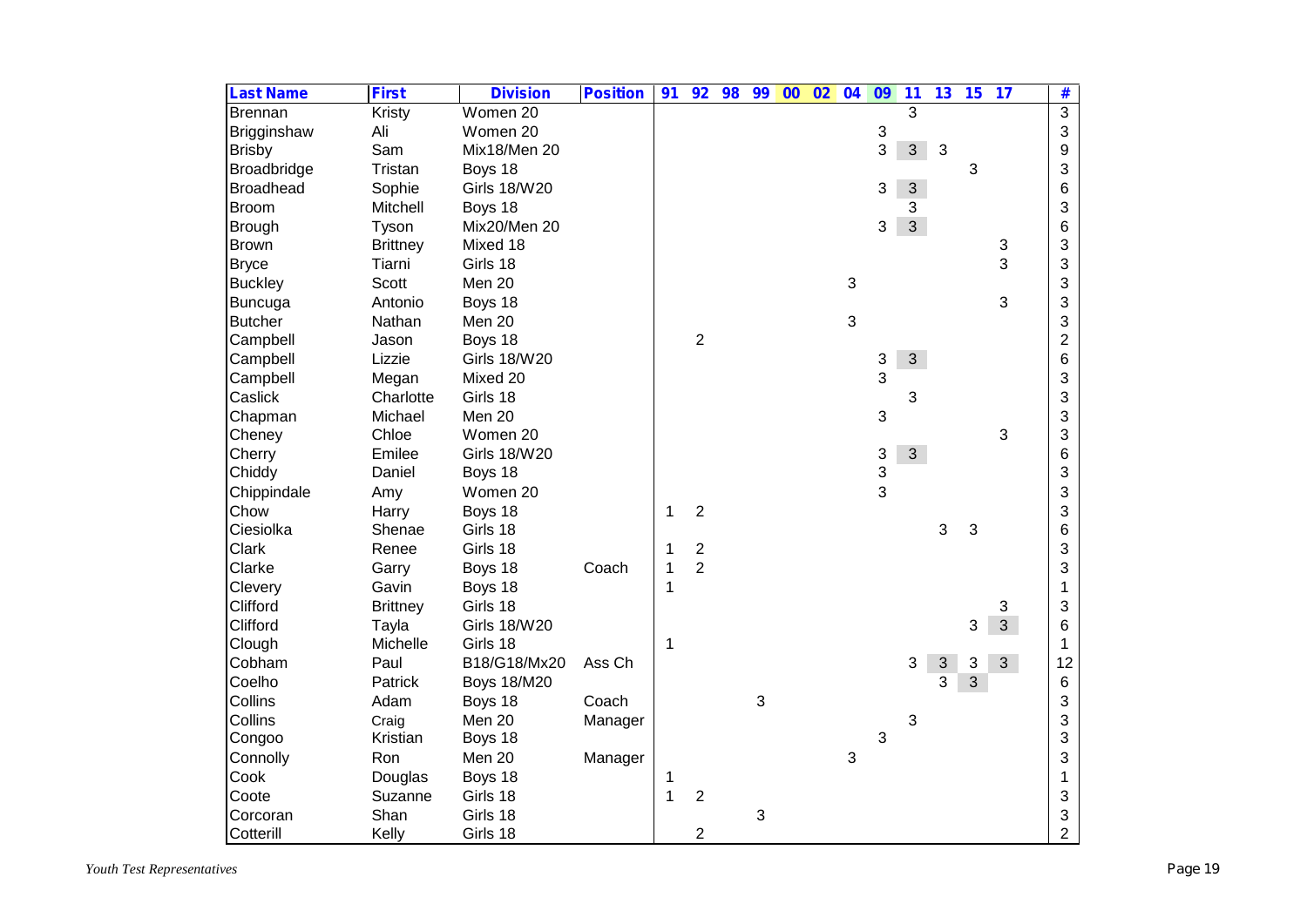| Last Name | First | Division | Position | 91 | 92 | 98 | 99 | 00 | 02 | 04 | 09 | 11 | 13 | 15 | 17 | # |
|---|---|---|---|---|---|---|---|---|---|---|---|---|---|---|---|---|
| Brennan | Kristy | Women 20 | | | | | | | | | | 3 | | | | 3 |
| Brigginshaw | Ali | Women 20 | | | | | | | | | 3 | | | | | 3 |
| Brisby | Sam | Mix18/Men 20 | | | | | | | | | 3 | 3 | 3 | | | 9 |
| Broadbridge | Tristan | Boys 18 | | | | | | | | | | | | 3 | | 3 |
| Broadhead | Sophie | Girls 18/W20 | | | | | | | | | 3 | 3 | | | | 6 |
| Broom | Mitchell | Boys 18 | | | | | | | | | | 3 | | | | 3 |
| Brough | Tyson | Mix20/Men 20 | | | | | | | | | 3 | 3 | | | | 6 |
| Brown | Brittney | Mixed 18 | | | | | | | | | | | | | 3 | 3 |
| Bryce | Tiarni | Girls 18 | | | | | | | | | | | | | 3 | 3 |
| Buckley | Scott | Men 20 | | | | | | | | 3 | | | | | | 3 |
| Buncuga | Antonio | Boys 18 | | | | | | | | | | | | | 3 | 3 |
| Butcher | Nathan | Men 20 | | | | | | | | 3 | | | | | | 3 |
| Campbell | Jason | Boys 18 | | | 2 | | | | | | | | | | | 2 |
| Campbell | Lizzie | Girls 18/W20 | | | | | | | | | 3 | 3 | | | | 6 |
| Campbell | Megan | Mixed 20 | | | | | | | | | 3 | | | | | 3 |
| Caslick | Charlotte | Girls 18 | | | | | | | | | | 3 | | | | 3 |
| Chapman | Michael | Men 20 | | | | | | | | | 3 | | | | | 3 |
| Cheney | Chloe | Women 20 | | | | | | | | | | | | | 3 | 3 |
| Cherry | Emilee | Girls 18/W20 | | | | | | | | | 3 | 3 | | | | 6 |
| Chiddy | Daniel | Boys 18 | | | | | | | | | 3 | | | | | 3 |
| Chippindale | Amy | Women 20 | | | | | | | | | 3 | | | | | 3 |
| Chow | Harry | Boys 18 | | 1 | 2 | | | | | | | | | | | 3 |
| Ciesiolka | Shenae | Girls 18 | | | | | | | | | | | 3 | 3 | | 6 |
| Clark | Renee | Girls 18 | | 1 | 2 | | | | | | | | | | | 3 |
| Clarke | Garry | Boys 18 | Coach | 1 | 2 | | | | | | | | | | | 3 |
| Clevery | Gavin | Boys 18 | | 1 | | | | | | | | | | | | 1 |
| Clifford | Brittney | Girls 18 | | | | | | | | | | | | | 3 | 3 |
| Clifford | Tayla | Girls 18/W20 | | | | | | | | | | | | 3 | 3 | 6 |
| Clough | Michelle | Girls 18 | | 1 | | | | | | | | | | | | 1 |
| Cobham | Paul | B18/G18/Mx20 | Ass Ch | | | | | | | | | 3 | 3 | 3 | 3 | 12 |
| Coelho | Patrick | Boys 18/M20 | | | | | | | | | | | 3 | 3 | | 6 |
| Collins | Adam | Boys 18 | Coach | | | | 3 | | | | | | | | | 3 |
| Collins | Craig | Men 20 | Manager | | | | | | | | | 3 | | | | 3 |
| Congoo | Kristian | Boys 18 | | | | | | | | | 3 | | | | | 3 |
| Connolly | Ron | Men 20 | Manager | | | | | | | 3 | | | | | | 3 |
| Cook | Douglas | Boys 18 | | 1 | | | | | | | | | | | | 1 |
| Coote | Suzanne | Girls 18 | | 1 | 2 | | | | | | | | | | | 3 |
| Corcoran | Shan | Girls 18 | | | | | 3 | | | | | | | | | 3 |
| Cotterill | Kelly | Girls 18 | | | 2 | | | | | | | | | | | 2 |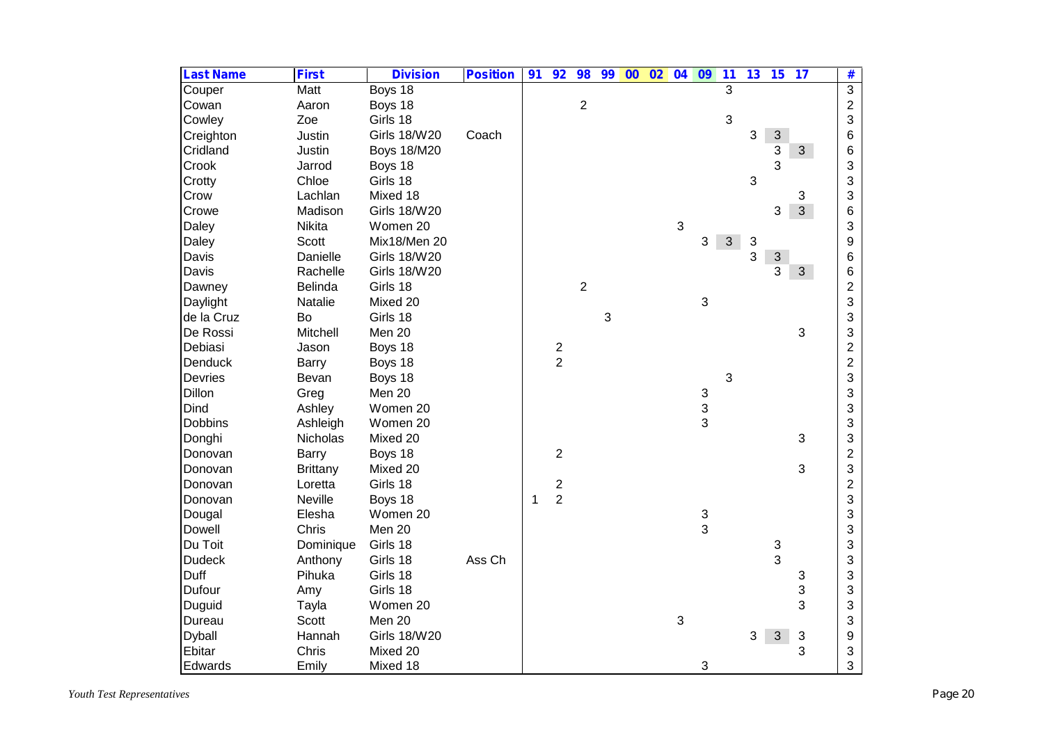| Last Name | First | Division | Position | 91 | 92 | 98 | 99 | 00 | 02 | 04 | 09 | 11 | 13 | 15 | 17 | # |
|---|---|---|---|---|---|---|---|---|---|---|---|---|---|---|---|---|
| Couper | Matt | Boys 18 | | | | | | | | | | 3 | | | | 3 |
| Cowan | Aaron | Boys 18 | | | | 2 | | | | | | | | | | 2 |
| Cowley | Zoe | Girls 18 | | | | | | | | | | 3 | | | | 3 |
| Creighton | Justin | Girls 18/W20 | Coach | | | | | | | | | | 3 | 3 | | 6 |
| Cridland | Justin | Boys 18/M20 | | | | | | | | | | | | 3 | 3 | 6 |
| Crook | Jarrod | Boys 18 | | | | | | | | | | | | 3 | | 3 |
| Crotty | Chloe | Girls 18 | | | | | | | | | | | 3 | | | 3 |
| Crow | Lachlan | Mixed 18 | | | | | | | | | | | | | 3 | 3 |
| Crowe | Madison | Girls 18/W20 | | | | | | | | | | | | 3 | 3 | 6 |
| Daley | Nikita | Women 20 | | | | | | | | 3 | | | | | | 3 |
| Daley | Scott | Mix18/Men 20 | | | | | | | | | 3 | 3 | 3 | | | 9 |
| Davis | Danielle | Girls 18/W20 | | | | | | | | | | | 3 | 3 | | 6 |
| Davis | Rachelle | Girls 18/W20 | | | | | | | | | | | | 3 | 3 | 6 |
| Dawney | Belinda | Girls 18 | | | | 2 | | | | | | | | | | 2 |
| Daylight | Natalie | Mixed 20 | | | | | | | | | 3 | | | | | 3 |
| de la Cruz | Bo | Girls 18 | | | | | 3 | | | | | | | | | 3 |
| De Rossi | Mitchell | Men 20 | | | | | | | | | | | | | 3 | 3 |
| Debiasi | Jason | Boys 18 | | | 2 | | | | | | | | | | | 2 |
| Denduck | Barry | Boys 18 | | | 2 | | | | | | | | | | | 2 |
| Devries | Bevan | Boys 18 | | | | | | | | | | 3 | | | | 3 |
| Dillon | Greg | Men 20 | | | | | | | | | 3 | | | | | 3 |
| Dind | Ashley | Women 20 | | | | | | | | | 3 | | | | | 3 |
| Dobbins | Ashleigh | Women 20 | | | | | | | | | 3 | | | | | 3 |
| Donghi | Nicholas | Mixed 20 | | | | | | | | | | | | | 3 | 3 |
| Donovan | Barry | Boys 18 | | | 2 | | | | | | | | | | | 2 |
| Donovan | Brittany | Mixed 20 | | | | | | | | | | | | | 3 | 3 |
| Donovan | Loretta | Girls 18 | | | 2 | | | | | | | | | | | 2 |
| Donovan | Neville | Boys 18 | | 1 | 2 | | | | | | | | | | | 3 |
| Dougal | Elesha | Women 20 | | | | | | | | | 3 | | | | | 3 |
| Dowell | Chris | Men 20 | | | | | | | | | 3 | | | | | 3 |
| Du Toit | Dominique | Girls 18 | | | | | | | | | | | | 3 | | 3 |
| Dudeck | Anthony | Girls 18 | Ass Ch | | | | | | | | | | | 3 | | 3 |
| Duff | Pihuka | Girls 18 | | | | | | | | | | | | | 3 | 3 |
| Dufour | Amy | Girls 18 | | | | | | | | | | | | | 3 | 3 |
| Duguid | Tayla | Women 20 | | | | | | | | | | | | | 3 | 3 |
| Dureau | Scott | Men 20 | | | | | | | | 3 | | | | | | 3 |
| Dyball | Hannah | Girls 18/W20 | | | | | | | | | | | 3 | 3 | 3 | 9 |
| Ebitar | Chris | Mixed 20 | | | | | | | | | | | | | 3 | 3 |
| Edwards | Emily | Mixed 18 | | | | | | | | | 3 | | | | | 3 |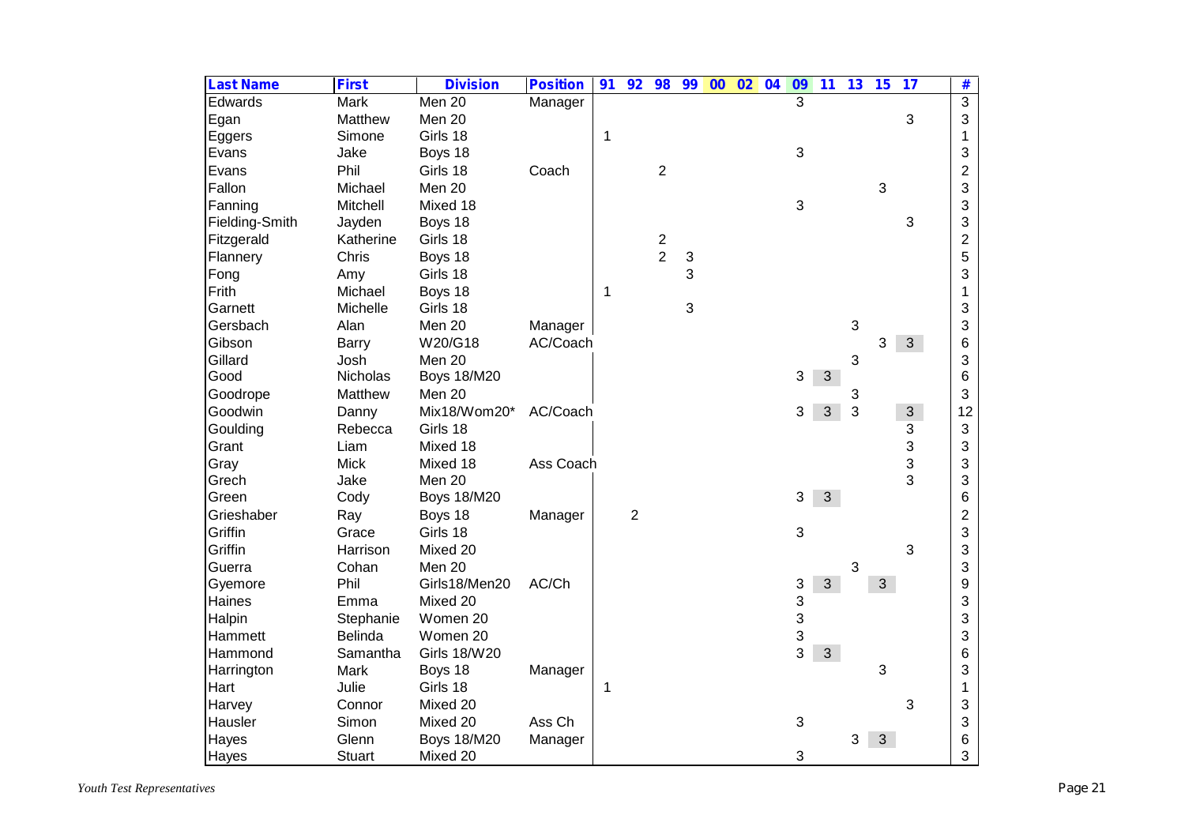| Last Name | First | Division | Position | 91 | 92 | 98 | 99 | 00 | 02 | 04 | 09 | 11 | 13 | 15 | 17 | # |
|---|---|---|---|---|---|---|---|---|---|---|---|---|---|---|---|---|
| Edwards | Mark | Men 20 | Manager | | | | | | | | 3 | | | | | 3 |
| Egan | Matthew | Men 20 | | | | | | | | | | | | | 3 | 3 |
| Eggers | Simone | Girls 18 | | 1 | | | | | | | | | | | | 1 |
| Evans | Jake | Boys 18 | | | | | | | | | 3 | | | | | 3 |
| Evans | Phil | Girls 18 | Coach | | | 2 | | | | | | | | | | 2 |
| Fallon | Michael | Men 20 | | | | | | | | | | | | 3 | | 3 |
| Fanning | Mitchell | Mixed 18 | | | | | | | | | 3 | | | | | 3 |
| Fielding-Smith | Jayden | Boys 18 | | | | | | | | | | | | | 3 | 3 |
| Fitzgerald | Katherine | Girls 18 | | | | 2 | | | | | | | | | | 2 |
| Flannery | Chris | Boys 18 | | | | 2 | 3 | | | | | | | | | 5 |
| Fong | Amy | Girls 18 | | | | | 3 | | | | | | | | | 3 |
| Frith | Michael | Boys 18 | | 1 | | | | | | | | | | | | 1 |
| Garnett | Michelle | Girls 18 | | | | | 3 | | | | | | | | | 3 |
| Gersbach | Alan | Men 20 | Manager | | | | | | | | | | 3 | | | 3 |
| Gibson | Barry | W20/G18 | AC/Coach | | | | | | | | | | | 3 | 3 | 6 |
| Gillard | Josh | Men 20 | | | | | | | | | | | 3 | | | 3 |
| Good | Nicholas | Boys 18/M20 | | | | | | | | | 3 | 3 | | | | 6 |
| Goodrope | Matthew | Men 20 | | | | | | | | | | | 3 | | | 3 |
| Goodwin | Danny | Mix18/Wom20* | AC/Coach | | | | | | | | 3 | 3 | 3 | | 3 | 12 |
| Goulding | Rebecca | Girls 18 | | | | | | | | | | | | | 3 | 3 |
| Grant | Liam | Mixed 18 | | | | | | | | | | | | | 3 | 3 |
| Gray | Mick | Mixed 18 | Ass Coach | | | | | | | | | | | | 3 | 3 |
| Grech | Jake | Men 20 | | | | | | | | | | | | | 3 | 3 |
| Green | Cody | Boys 18/M20 | | | | | | | | | 3 | 3 | | | | 6 |
| Grieshaber | Ray | Boys 18 | Manager | | 2 | | | | | | | | | | | 2 |
| Griffin | Grace | Girls 18 | | | | | | | | | 3 | | | | | 3 |
| Griffin | Harrison | Mixed 20 | | | | | | | | | | | | | 3 | 3 |
| Guerra | Cohan | Men 20 | | | | | | | | | | | 3 | | | 3 |
| Gyemore | Phil | Girls18/Men20 | AC/Ch | | | | | | | | 3 | 3 | | 3 | | 9 |
| Haines | Emma | Mixed 20 | | | | | | | | | 3 | | | | | 3 |
| Halpin | Stephanie | Women 20 | | | | | | | | | 3 | | | | | 3 |
| Hammett | Belinda | Women 20 | | | | | | | | | 3 | | | | | 3 |
| Hammond | Samantha | Girls 18/W20 | | | | | | | | | 3 | 3 | | | | 6 |
| Harrington | Mark | Boys 18 | Manager | | | | | | | | | | | 3 | | 3 |
| Hart | Julie | Girls 18 | | 1 | | | | | | | | | | | | 1 |
| Harvey | Connor | Mixed 20 | | | | | | | | | | | | | 3 | 3 |
| Hausler | Simon | Mixed 20 | Ass Ch | | | | | | | | 3 | | | | | 3 |
| Hayes | Glenn | Boys 18/M20 | Manager | | | | | | | | | | 3 | 3 | | 6 |
| Hayes | Stuart | Mixed 20 | | | | | | | | | 3 | | | | | 3 |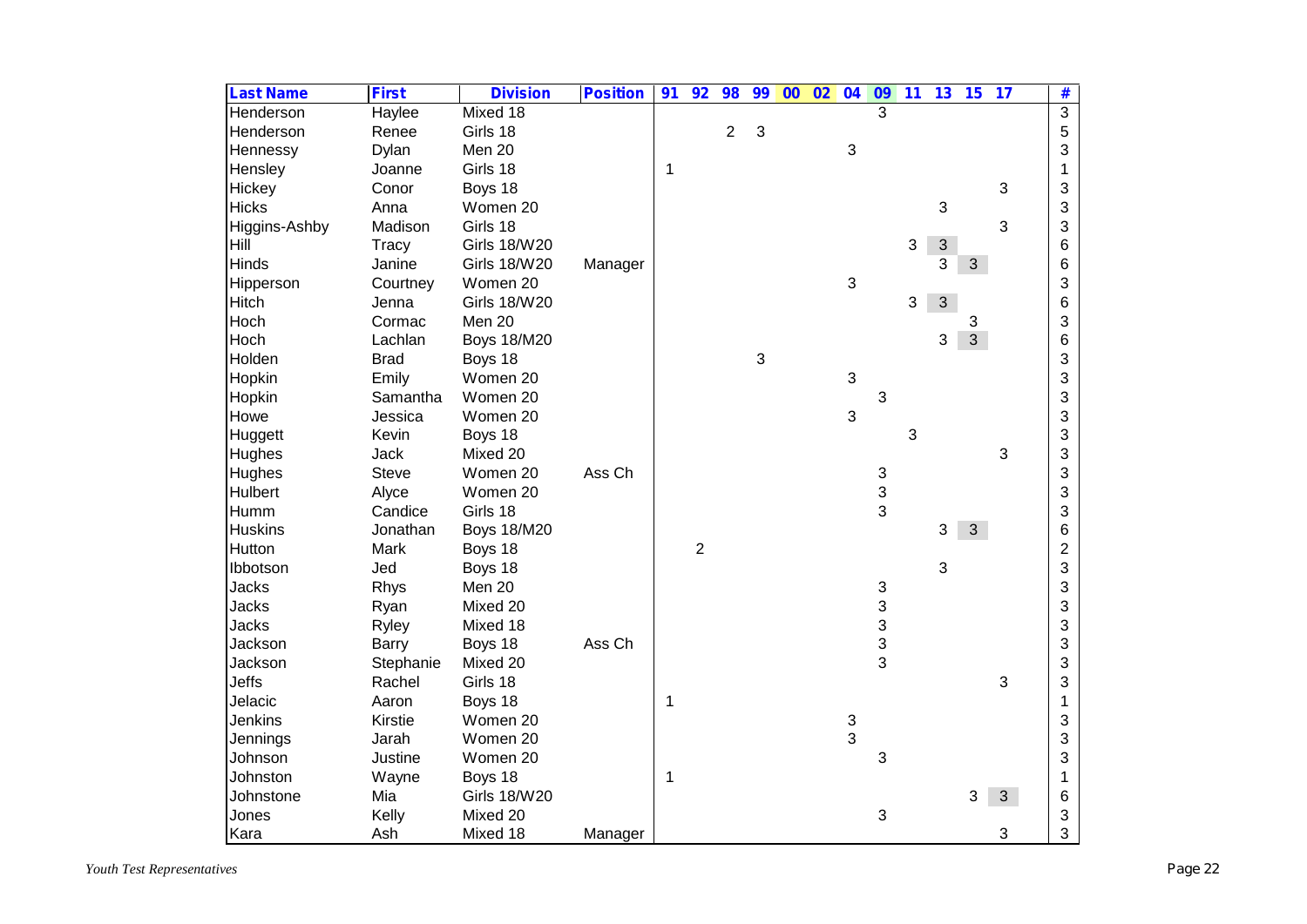| Last Name | First | Division | Position | 91 | 92 | 98 | 99 | 00 | 02 | 04 | 09 | 11 | 13 | 15 | 17 | # |
|---|---|---|---|---|---|---|---|---|---|---|---|---|---|---|---|---|
| Henderson | Haylee | Mixed 18 | | | | | | | | | 3 | | | | | 3 |
| Henderson | Renee | Girls 18 | | | | 2 | 3 | | | | | | | | | 5 |
| Hennessy | Dylan | Men 20 | | | | | | | | 3 | | | | | | 3 |
| Hensley | Joanne | Girls 18 | | 1 | | | | | | | | | | | | 1 |
| Hickey | Conor | Boys 18 | | | | | | | | | | | | | 3 | 3 |
| Hicks | Anna | Women 20 | | | | | | | | | | | 3 | | | 3 |
| Higgins-Ashby | Madison | Girls 18 | | | | | | | | | | | | | 3 | 3 |
| Hill | Tracy | Girls 18/W20 | | | | | | | | | | 3 | 3 | | | 6 |
| Hinds | Janine | Girls 18/W20 | Manager | | | | | | | | | | 3 | 3 | | 6 |
| Hipperson | Courtney | Women 20 | | | | | | | | 3 | | | | | | 3 |
| Hitch | Jenna | Girls 18/W20 | | | | | | | | | | 3 | 3 | | | 6 |
| Hoch | Cormac | Men 20 | | | | | | | | | | | | 3 | | 3 |
| Hoch | Lachlan | Boys 18/M20 | | | | | | | | | | | 3 | 3 | | 6 |
| Holden | Brad | Boys 18 | | | | | 3 | | | | | | | | | 3 |
| Hopkin | Emily | Women 20 | | | | | | | | 3 | | | | | | 3 |
| Hopkin | Samantha | Women 20 | | | | | | | | | 3 | | | | | 3 |
| Howe | Jessica | Women 20 | | | | | | | | 3 | | | | | | 3 |
| Huggett | Kevin | Boys 18 | | | | | | | | | | 3 | | | | 3 |
| Hughes | Jack | Mixed 20 | | | | | | | | | | | | | 3 | 3 |
| Hughes | Steve | Women 20 | Ass Ch | | | | | | | | 3 | | | | | 3 |
| Hulbert | Alyce | Women 20 | | | | | | | | | 3 | | | | | 3 |
| Humm | Candice | Girls 18 | | | | | | | | | 3 | | | | | 3 |
| Huskins | Jonathan | Boys 18/M20 | | | | | | | | | | | 3 | 3 | | 6 |
| Hutton | Mark | Boys 18 | | | 2 | | | | | | | | | | | 2 |
| Ibbotson | Jed | Boys 18 | | | | | | | | | | | 3 | | | 3 |
| Jacks | Rhys | Men 20 | | | | | | | | | 3 | | | | | 3 |
| Jacks | Ryan | Mixed 20 | | | | | | | | | 3 | | | | | 3 |
| Jacks | Ryley | Mixed 18 | | | | | | | | | 3 | | | | | 3 |
| Jackson | Barry | Boys 18 | Ass Ch | | | | | | | | 3 | | | | | 3 |
| Jackson | Stephanie | Mixed 20 | | | | | | | | | 3 | | | | | 3 |
| Jeffs | Rachel | Girls 18 | | | | | | | | | | | | | 3 | 3 |
| Jelacic | Aaron | Boys 18 | | 1 | | | | | | | | | | | | 1 |
| Jenkins | Kirstie | Women 20 | | | | | | | | 3 | | | | | | 3 |
| Jennings | Jarah | Women 20 | | | | | | | | 3 | | | | | | 3 |
| Johnson | Justine | Women 20 | | | | | | | | | 3 | | | | | 3 |
| Johnston | Wayne | Boys 18 | | 1 | | | | | | | | | | | | 1 |
| Johnstone | Mia | Girls 18/W20 | | | | | | | | | | | | 3 | 3 | 6 |
| Jones | Kelly | Mixed 20 | | | | | | | | | 3 | | | | | 3 |
| Kara | Ash | Mixed 18 | Manager | | | | | | | | | | | | 3 | 3 |

*Youth Test Representatives*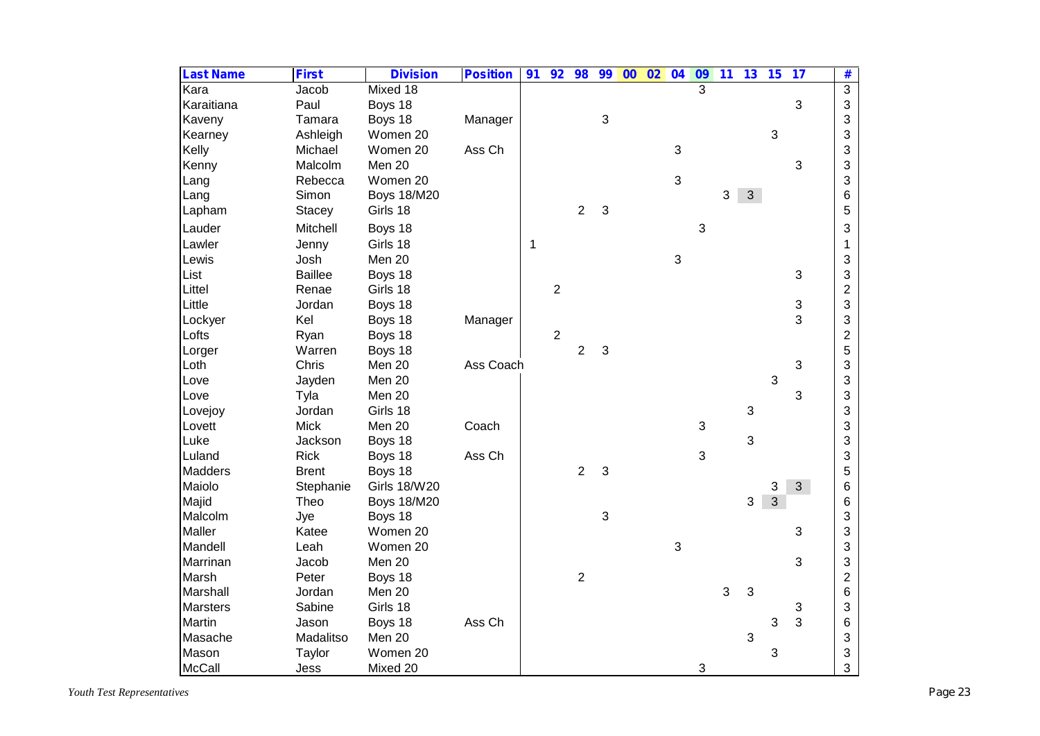| Last Name | First | Division | Position | 91 | 92 | 98 | 99 | 00 | 02 | 04 | 09 | 11 | 13 | 15 | 17 | # |
|---|---|---|---|---|---|---|---|---|---|---|---|---|---|---|---|---|
| Kara | Jacob | Mixed 18 | | | | | | | | | 3 | | | | | 3 |
| Karaitiana | Paul | Boys 18 | | | | | | | | | | | | | 3 | 3 |
| Kaveny | Tamara | Boys 18 | Manager | | | | 3 | | | | | | | | | 3 |
| Kearney | Ashleigh | Women 20 | | | | | | | | | | | | 3 | | 3 |
| Kelly | Michael | Women 20 | Ass Ch | | | | | | | 3 | | | | | | 3 |
| Kenny | Malcolm | Men 20 | | | | | | | | | | | | | 3 | 3 |
| Lang | Rebecca | Women 20 | | | | | | | | 3 | | | | | | 3 |
| Lang | Simon | Boys 18/M20 | | | | | | | | | | 3 | 3 | | | 6 |
| Lapham | Stacey | Girls 18 | | | | 2 | 3 | | | | | | | | | 5 |
| Lauder | Mitchell | Boys 18 | | | | | | | | | 3 | | | | | 3 |
| Lawler | Jenny | Girls 18 | | 1 | | | | | | | | | | | | 1 |
| Lewis | Josh | Men 20 | | | | | | | | 3 | | | | | | 3 |
| List | Baillee | Boys 18 | | | | | | | | | | | | | 3 | 3 |
| Littel | Renae | Girls 18 | | | 2 | | | | | | | | | | | 2 |
| Little | Jordan | Boys 18 | | | | | | | | | | | | | 3 | 3 |
| Lockyer | Kel | Boys 18 | Manager | | | | | | | | | | | | 3 | 3 |
| Lofts | Ryan | Boys 18 | | | 2 | | | | | | | | | | | 2 |
| Lorger | Warren | Boys 18 | | | | 2 | 3 | | | | | | | | | 5 |
| Loth | Chris | Men 20 | Ass Coach | | | | | | | | | | | | 3 | 3 |
| Love | Jayden | Men 20 | | | | | | | | | | | | 3 | | 3 |
| Love | Tyla | Men 20 | | | | | | | | | | | | | 3 | 3 |
| Lovejoy | Jordan | Girls 18 | | | | | | | | | | | 3 | | | 3 |
| Lovett | Mick | Men 20 | Coach | | | | | | | | 3 | | | | | 3 |
| Luke | Jackson | Boys 18 | | | | | | | | | | | 3 | | | 3 |
| Luland | Rick | Boys 18 | Ass Ch | | | | | | | | 3 | | | | | 3 |
| Madders | Brent | Boys 18 | | | | 2 | 3 | | | | | | | | | 5 |
| Maiolo | Stephanie | Girls 18/W20 | | | | | | | | | | | | 3 | 3 | 6 |
| Majid | Theo | Boys 18/M20 | | | | | | | | | | | 3 | 3 | | 6 |
| Malcolm | Jye | Boys 18 | | | | | 3 | | | | | | | | | 3 |
| Maller | Katee | Women 20 | | | | | | | | | | | | | 3 | 3 |
| Mandell | Leah | Women 20 | | | | | | | | 3 | | | | | | 3 |
| Marrinan | Jacob | Men 20 | | | | | | | | | | | | | 3 | 3 |
| Marsh | Peter | Boys 18 | | | | 2 | | | | | | | | | | 2 |
| Marshall | Jordan | Men 20 | | | | | | | | | | 3 | 3 | | | 6 |
| Marsters | Sabine | Girls 18 | | | | | | | | | | | | | 3 | 3 |
| Martin | Jason | Boys 18 | Ass Ch | | | | | | | | | | | 3 | 3 | 6 |
| Masache | Madalitso | Men 20 | | | | | | | | | | | 3 | | | 3 |
| Mason | Taylor | Women 20 | | | | | | | | | | | | 3 | | 3 |
| McCall | Jess | Mixed 20 | | | | | | | | | 3 | | | | | 3 |

*Youth Test Representatives*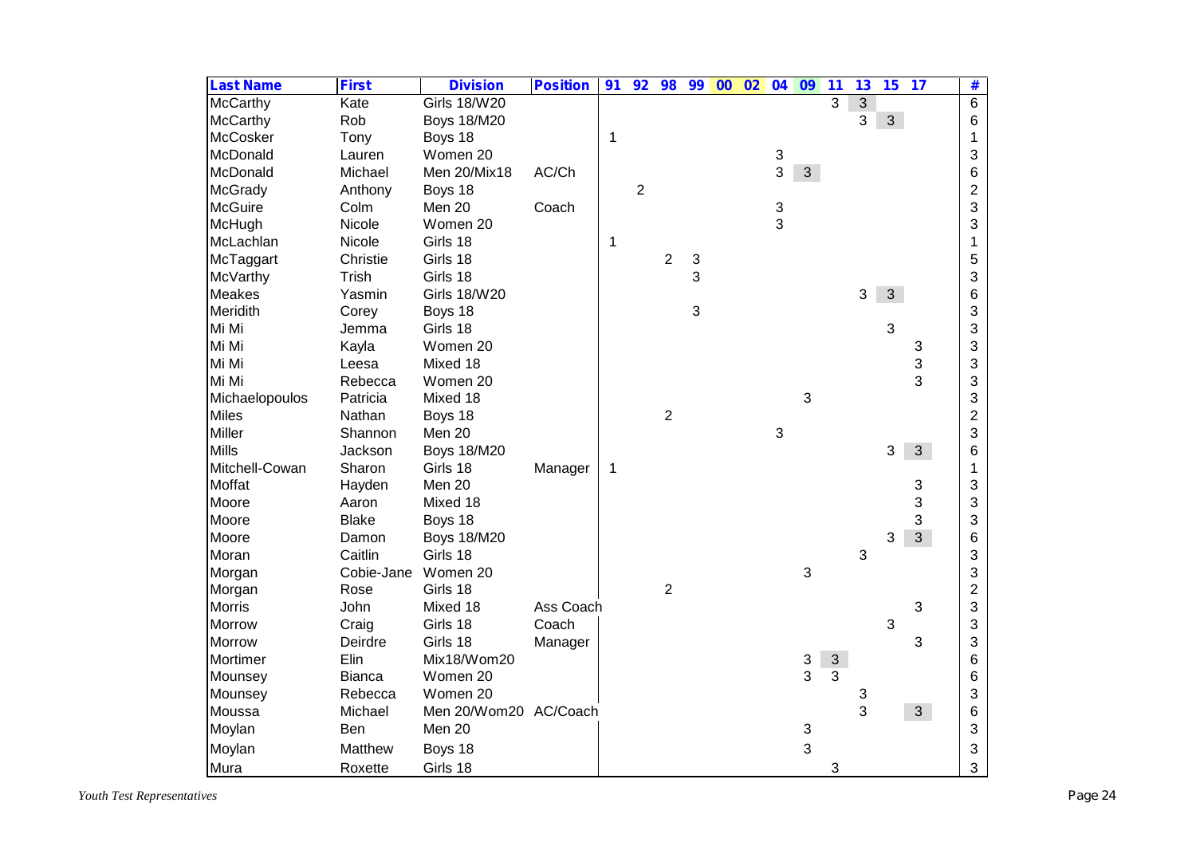| Last Name | First | Division | Position | 91 | 92 | 98 | 99 | 00 | 02 | 04 | 09 | 11 | 13 | 15 | 17 | # |
|---|---|---|---|---|---|---|---|---|---|---|---|---|---|---|---|---|
| McCarthy | Kate | Girls 18/W20 | | | | | | | | | | 3 | 3 | | | 6 |
| McCarthy | Rob | Boys 18/M20 | | | | | | | | | | | 3 | 3 | | 6 |
| McCosker | Tony | Boys 18 | | 1 | | | | | | | | | | | | 1 |
| McDonald | Lauren | Women 20 | | | | | | | | 3 | | | | | | 3 |
| McDonald | Michael | Men 20/Mix18 | AC/Ch | | | | | | | 3 | 3 | | | | | 6 |
| McGrady | Anthony | Boys 18 | | | 2 | | | | | | | | | | | 2 |
| McGuire | Colm | Men 20 | Coach | | | | | | | 3 | | | | | | 3 |
| McHugh | Nicole | Women 20 | | | | | | | | 3 | | | | | | 3 |
| McLachlan | Nicole | Girls 18 | | 1 | | | | | | | | | | | | 1 |
| McTaggart | Christie | Girls 18 | | | | 2 | 3 | | | | | | | | | 5 |
| McVarthy | Trish | Girls 18 | | | | | 3 | | | | | | | | | 3 |
| Meakes | Yasmin | Girls 18/W20 | | | | | | | | | | | 3 | 3 | | 6 |
| Meridith | Corey | Boys 18 | | | | | 3 | | | | | | | | | 3 |
| Mi Mi | Jemma | Girls 18 | | | | | | | | | | | | 3 | | 3 |
| Mi Mi | Kayla | Women 20 | | | | | | | | | | | | | 3 | 3 |
| Mi Mi | Leesa | Mixed 18 | | | | | | | | | | | | | 3 | 3 |
| Mi Mi | Rebecca | Women 20 | | | | | | | | | | | | | 3 | 3 |
| Michaelopoulos | Patricia | Mixed 18 | | | | | | | | | 3 | | | | | 3 |
| Miles | Nathan | Boys 18 | | | | 2 | | | | | | | | | | 2 |
| Miller | Shannon | Men 20 | | | | | | | | 3 | | | | | | 3 |
| Mills | Jackson | Boys 18/M20 | | | | | | | | | | | | 3 | 3 | 6 |
| Mitchell-Cowan | Sharon | Girls 18 | Manager | 1 | | | | | | | | | | | | 1 |
| Moffat | Hayden | Men 20 | | | | | | | | | | | | | 3 | 3 |
| Moore | Aaron | Mixed 18 | | | | | | | | | | | | | 3 | 3 |
| Moore | Blake | Boys 18 | | | | | | | | | | | | | 3 | 3 |
| Moore | Damon | Boys 18/M20 | | | | | | | | | | | | 3 | 3 | 6 |
| Moran | Caitlin | Girls 18 | | | | | | | | | | | 3 | | | 3 |
| Morgan | Cobie-Jane | Women 20 | | | | | | | | | 3 | | | | | 3 |
| Morgan | Rose | Girls 18 | | | | 2 | | | | | | | | | | 2 |
| Morris | John | Mixed 18 | Ass Coach | | | | | | | | | | | | 3 | 3 |
| Morrow | Craig | Girls 18 | Coach | | | | | | | | | | | 3 | | 3 |
| Morrow | Deirdre | Girls 18 | Manager | | | | | | | | | | | | 3 | 3 |
| Mortimer | Elin | Mix18/Wom20 | | | | | | | | | 3 | 3 | | | | 6 |
| Mounsey | Bianca | Women 20 | | | | | | | | | 3 | 3 | | | | 6 |
| Mounsey | Rebecca | Women 20 | | | | | | | | | | | 3 | | | 3 |
| Moussa | Michael | Men 20/Wom20 | AC/Coach | | | | | | | | | | 3 | | 3 | 6 |
| Moylan | Ben | Men 20 | | | | | | | | | 3 | | | | | 3 |
| Moylan | Matthew | Boys 18 | | | | | | | | | 3 | | | | | 3 |
| Mura | Roxette | Girls 18 | | | | | | | | | | 3 | | | | 3 |

*Youth Test Representatives*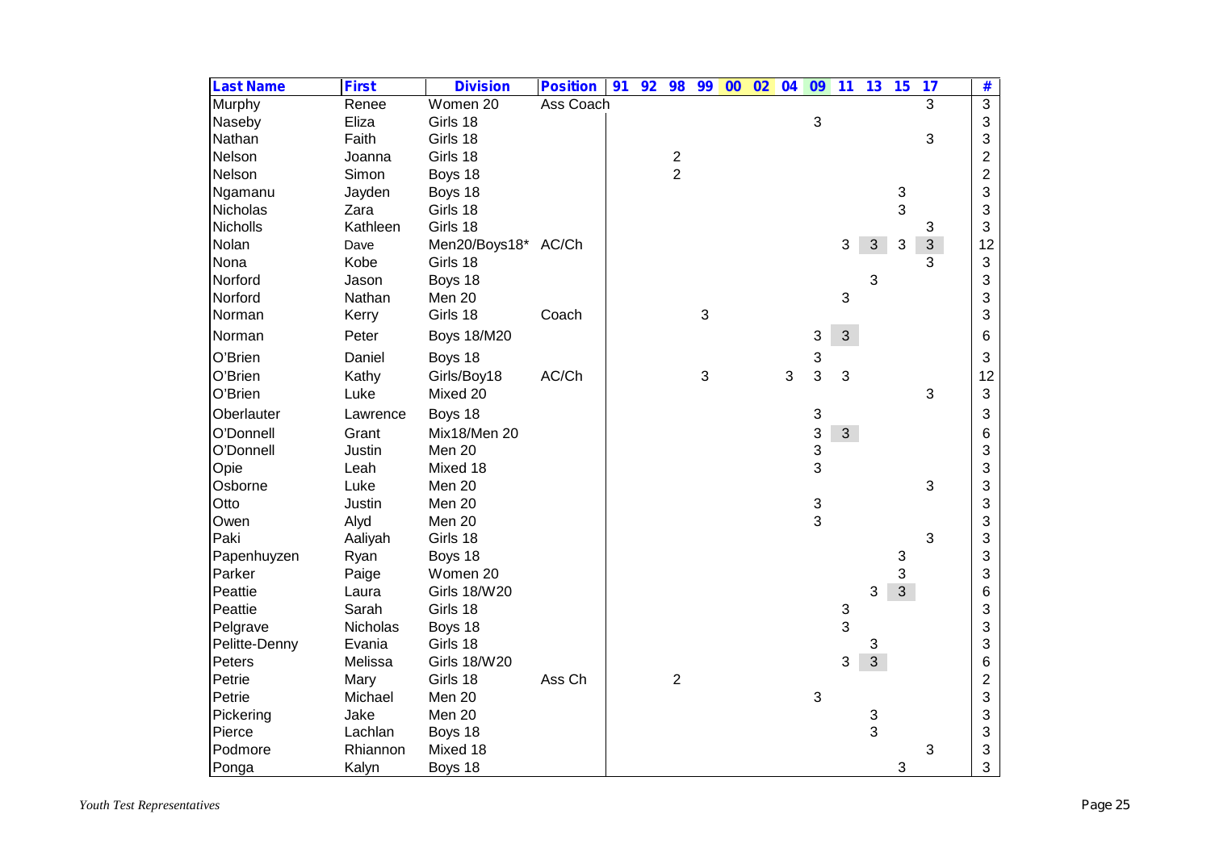| Last Name | First | Division | Position | 91 | 92 | 98 | 99 | 00 | 02 | 04 | 09 | 11 | 13 | 15 | 17 | # |
|---|---|---|---|---|---|---|---|---|---|---|---|---|---|---|---|---|
| Murphy | Renee | Women 20 | Ass Coach | | | | | | | | | | | | 3 | 3 |
| Naseby | Eliza | Girls 18 | | | | | | | | | 3 | | | | | 3 |
| Nathan | Faith | Girls 18 | | | | | | | | | | | | | 3 | 3 |
| Nelson | Joanna | Girls 18 | | | | 2 | | | | | | | | | | 2 |
| Nelson | Simon | Boys 18 | | | | 2 | | | | | | | | | | 2 |
| Ngamanu | Jayden | Boys 18 | | | | | | | | | | | | 3 | | 3 |
| Nicholas | Zara | Girls 18 | | | | | | | | | | | | 3 | | 3 |
| Nicholls | Kathleen | Girls 18 | | | | | | | | | | | | | 3 | 3 |
| Nolan | Dave | Men20/Boys18* | AC/Ch | | | | | | | | | 3 | 3 | 3 | 3 | 12 |
| Nona | Kobe | Girls 18 | | | | | | | | | | | | | 3 | 3 |
| Norford | Jason | Boys 18 | | | | | | | | | | | 3 | | | 3 |
| Norford | Nathan | Men 20 | | | | | | | | | | 3 | | | | 3 |
| Norman | Kerry | Girls 18 | Coach | | | | 3 | | | | | | | | | 3 |
| Norman | Peter | Boys 18/M20 | | | | | | | | | 3 | 3 | | | | 6 |
| O'Brien | Daniel | Boys 18 | | | | | | | | | 3 | | | | | 3 |
| O'Brien | Kathy | Girls/Boy18 | AC/Ch | | | | 3 | | | 3 | 3 | 3 | | | | 12 |
| O'Brien | Luke | Mixed 20 | | | | | | | | | | | | | 3 | 3 |
| Oberlauter | Lawrence | Boys 18 | | | | | | | | | 3 | | | | | 3 |
| O'Donnell | Grant | Mix18/Men 20 | | | | | | | | | 3 | 3 | | | | 6 |
| O'Donnell | Justin | Men 20 | | | | | | | | | 3 | | | | | 3 |
| Opie | Leah | Mixed 18 | | | | | | | | | 3 | | | | | 3 |
| Osborne | Luke | Men 20 | | | | | | | | | | | | | 3 | 3 |
| Otto | Justin | Men 20 | | | | | | | | | 3 | | | | | 3 |
| Owen | Alyd | Men 20 | | | | | | | | | 3 | | | | | 3 |
| Paki | Aaliyah | Girls 18 | | | | | | | | | | | | | 3 | 3 |
| Papenhuyzen | Ryan | Boys 18 | | | | | | | | | | | | 3 | | 3 |
| Parker | Paige | Women 20 | | | | | | | | | | | | 3 | | 3 |
| Peattie | Laura | Girls 18/W20 | | | | | | | | | | | 3 | 3 | | 6 |
| Peattie | Sarah | Girls 18 | | | | | | | | | | 3 | | | | 3 |
| Pelgrave | Nicholas | Boys 18 | | | | | | | | | | 3 | | | | 3 |
| Pelitte-Denny | Evania | Girls 18 | | | | | | | | | | | 3 | | | 3 |
| Peters | Melissa | Girls 18/W20 | | | | | | | | | | 3 | 3 | | | 6 |
| Petrie | Mary | Girls 18 | Ass Ch | | | 2 | | | | | | | | | | 2 |
| Petrie | Michael | Men 20 | | | | | | | | | 3 | | | | | 3 |
| Pickering | Jake | Men 20 | | | | | | | | | | | 3 | | | 3 |
| Pierce | Lachlan | Boys 18 | | | | | | | | | | | 3 | | | 3 |
| Podmore | Rhiannon | Mixed 18 | | | | | | | | | | | | | 3 | 3 |
| Ponga | Kalyn | Boys 18 | | | | | | | | | | | | 3 | | 3 |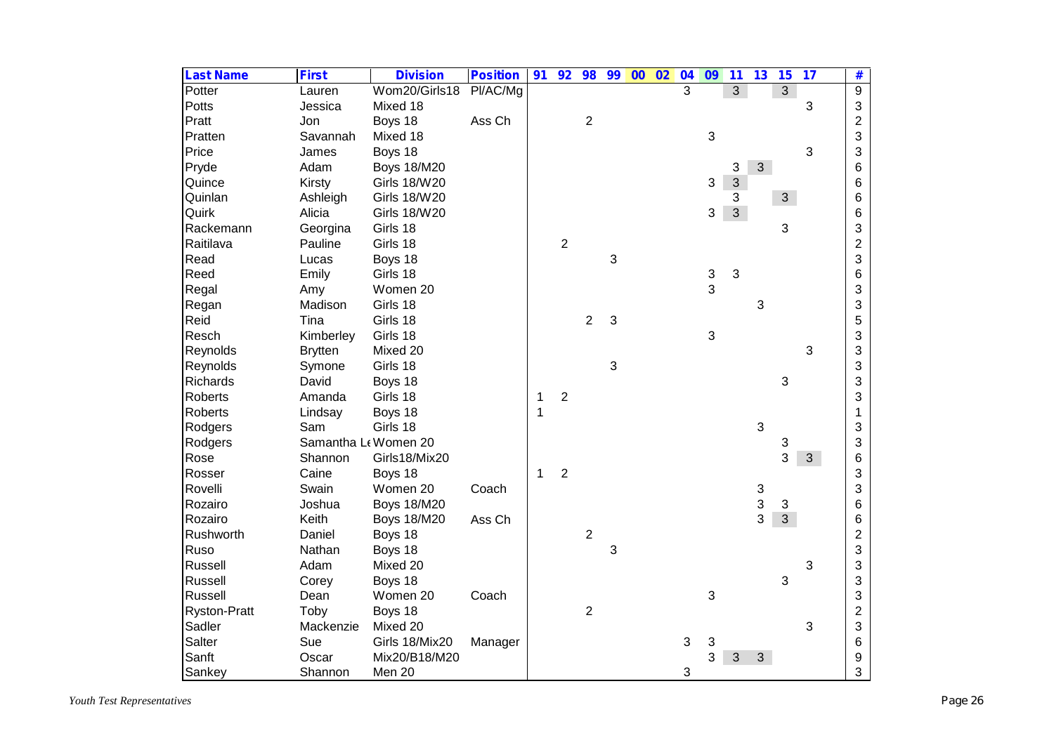| Last Name | First | Division | Position | 91 | 92 | 98 | 99 | 00 | 02 | 04 | 09 | 11 | 13 | 15 | 17 | # |
|---|---|---|---|---|---|---|---|---|---|---|---|---|---|---|---|---|
| Potter | Lauren | Wom20/Girls18 | Pl/AC/Mg | | | | | | | 3 | | 3 | | 3 | | 9 |
| Potts | Jessica | Mixed 18 | | | | | | | | | | | | | 3 | 3 |
| Pratt | Jon | Boys 18 | Ass Ch | | | 2 | | | | | | | | | | 2 |
| Pratten | Savannah | Mixed 18 | | | | | | | | | 3 | | | | | 3 |
| Price | James | Boys 18 | | | | | | | | | | | | | 3 | 3 |
| Pryde | Adam | Boys 18/M20 | | | | | | | | | | 3 | 3 | | | 6 |
| Quince | Kirsty | Girls 18/W20 | | | | | | | | | 3 | 3 | | | | 6 |
| Quinlan | Ashleigh | Girls 18/W20 | | | | | | | | | | 3 | | 3 | | 6 |
| Quirk | Alicia | Girls 18/W20 | | | | | | | | | 3 | 3 | | | | 6 |
| Rackemann | Georgina | Girls 18 | | | | | | | | | | | | 3 | | 3 |
| Raitilava | Pauline | Girls 18 | | | 2 | | | | | | | | | | | 2 |
| Read | Lucas | Boys 18 | | | | | 3 | | | | | | | | | 3 |
| Reed | Emily | Girls 18 | | | | | | | | | 3 | 3 | | | | 6 |
| Regal | Amy | Women 20 | | | | | | | | | 3 | | | | | 3 |
| Regan | Madison | Girls 18 | | | | | | | | | | | 3 | | | 3 |
| Reid | Tina | Girls 18 | | | | 2 | 3 | | | | | | | | | 5 |
| Resch | Kimberley | Girls 18 | | | | | | | | | 3 | | | | | 3 |
| Reynolds | Brytten | Mixed 20 | | | | | | | | | | | | | 3 | 3 |
| Reynolds | Symone | Girls 18 | | | | | 3 | | | | | | | | | 3 |
| Richards | David | Boys 18 | | | | | | | | | | | | 3 | | 3 |
| Roberts | Amanda | Girls 18 | | 1 | 2 | | | | | | | | | | | 3 |
| Roberts | Lindsay | Boys 18 | | 1 | | | | | | | | | | | | 1 |
| Rodgers | Sam | Girls 18 | | | | | | | | | | | 3 | | | 3 |
| Rodgers | Samantha Le | Women 20 | | | | | | | | | | | | 3 | | 3 |
| Rose | Shannon | Girls18/Mix20 | | | | | | | | | | | | 3 | 3 | 6 |
| Rosser | Caine | Boys 18 | | 1 | 2 | | | | | | | | | | | 3 |
| Rovelli | Swain | Women 20 | Coach | | | | | | | | | | 3 | | | 3 |
| Rozairo | Joshua | Boys 18/M20 | | | | | | | | | | | 3 | 3 | | 6 |
| Rozairo | Keith | Boys 18/M20 | Ass Ch | | | | | | | | | | 3 | 3 | | 6 |
| Rushworth | Daniel | Boys 18 | | | | 2 | | | | | | | | | | 2 |
| Ruso | Nathan | Boys 18 | | | | | 3 | | | | | | | | | 3 |
| Russell | Adam | Mixed 20 | | | | | | | | | | | | | 3 | 3 |
| Russell | Corey | Boys 18 | | | | | | | | | | | | 3 | | 3 |
| Russell | Dean | Women 20 | Coach | | | | | | | | 3 | | | | | 3 |
| Ryston-Pratt | Toby | Boys 18 | | | | 2 | | | | | | | | | | 2 |
| Sadler | Mackenzie | Mixed 20 | | | | | | | | | | | | | 3 | 3 |
| Salter | Sue | Girls 18/Mix20 | Manager | | | | | | | 3 | 3 | | | | | 6 |
| Sanft | Oscar | Mix20/B18/M20 | | | | | | | | | 3 | 3 | 3 | | | 9 |
| Sankey | Shannon | Men 20 | | | | | | | | 3 | | | | | | 3 |

*Youth Test Representatives*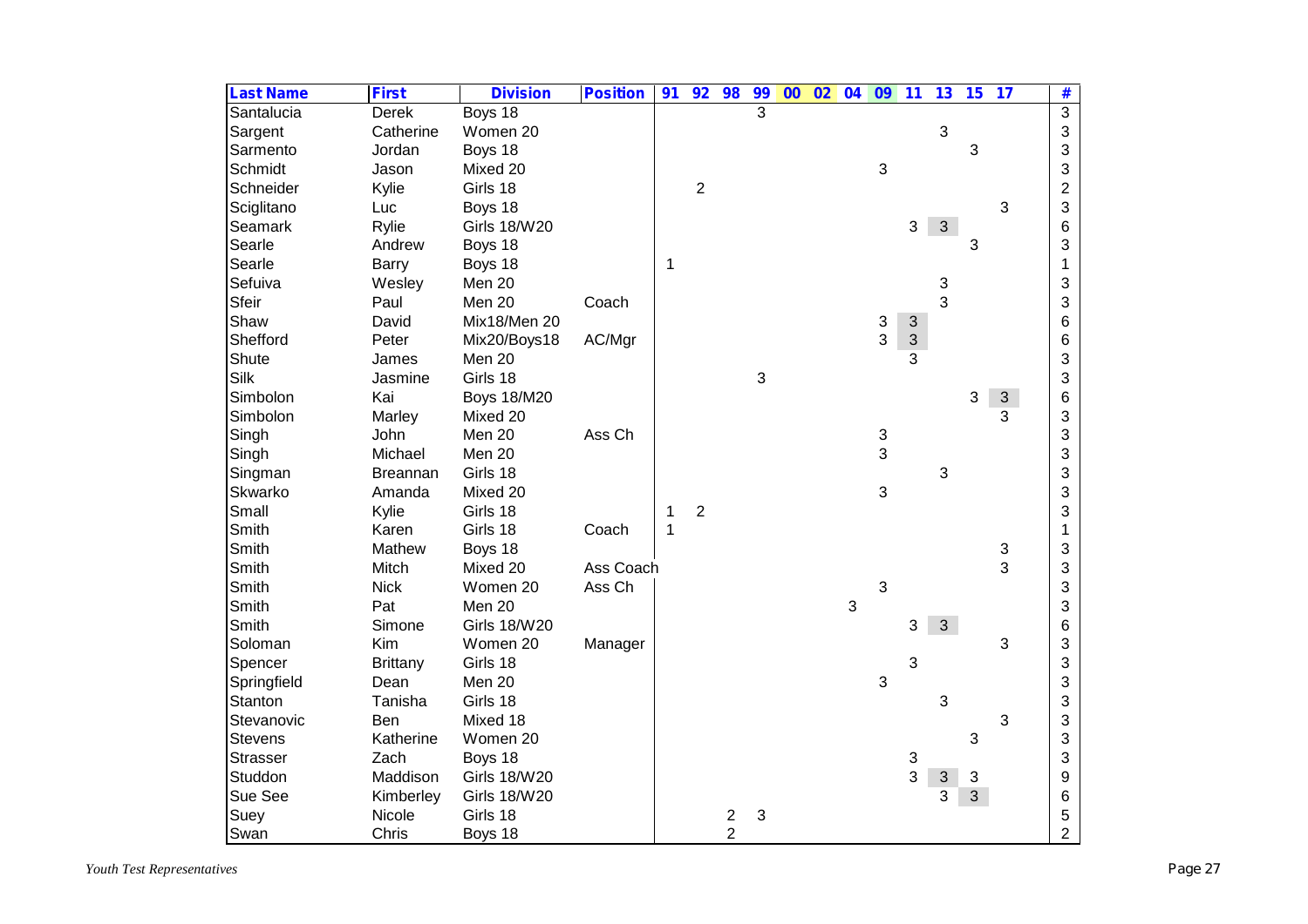| Last Name | First | Division | Position | 91 | 92 | 98 | 99 | 00 | 02 | 04 | 09 | 11 | 13 | 15 | 17 | # |
|---|---|---|---|---|---|---|---|---|---|---|---|---|---|---|---|---|
| Santalucia | Derek | Boys 18 | | | | | 3 | | | | | | | | | 3 |
| Sargent | Catherine | Women 20 | | | | | | | | | | | 3 | | | 3 |
| Sarmento | Jordan | Boys 18 | | | | | | | | | | | | 3 | | 3 |
| Schmidt | Jason | Mixed 20 | | | | | | | | | 3 | | | | | 3 |
| Schneider | Kylie | Girls 18 | | | 2 | | | | | | | | | | | 2 |
| Sciglitano | Luc | Boys 18 | | | | | | | | | | | | | 3 | 3 |
| Seamark | Rylie | Girls 18/W20 | | | | | | | | | | 3 | 3 | | | 6 |
| Searle | Andrew | Boys 18 | | | | | | | | | | | | 3 | | 3 |
| Searle | Barry | Boys 18 | | 1 | | | | | | | | | | | | 1 |
| Sefuiva | Wesley | Men 20 | | | | | | | | | | | 3 | | | 3 |
| Sfeir | Paul | Men 20 | Coach | | | | | | | | | | 3 | | | 3 |
| Shaw | David | Mix18/Men 20 | | | | | | | | | 3 | 3 | | | | 6 |
| Shefford | Peter | Mix20/Boys18 | AC/Mgr | | | | | | | | 3 | 3 | | | | 6 |
| Shute | James | Men 20 | | | | | | | | | | 3 | | | | 3 |
| Silk | Jasmine | Girls 18 | | | | | 3 | | | | | | | | | 3 |
| Simbolon | Kai | Boys 18/M20 | | | | | | | | | | | | 3 | 3 | 6 |
| Simbolon | Marley | Mixed 20 | | | | | | | | | | | | | 3 | 3 |
| Singh | John | Men 20 | Ass Ch | | | | | | | | 3 | | | | | 3 |
| Singh | Michael | Men 20 | | | | | | | | | 3 | | | | | 3 |
| Singman | Breannan | Girls 18 | | | | | | | | | | | 3 | | | 3 |
| Skwarko | Amanda | Mixed 20 | | | | | | | | | 3 | | | | | 3 |
| Small | Kylie | Girls 18 | | 1 | 2 | | | | | | | | | | | 3 |
| Smith | Karen | Girls 18 | Coach | 1 | | | | | | | | | | | | 1 |
| Smith | Mathew | Boys 18 | | | | | | | | | | | | | 3 | 3 |
| Smith | Mitch | Mixed 20 | Ass Coach | | | | | | | | | | | | 3 | 3 |
| Smith | Nick | Women 20 | Ass Ch | | | | | | | | 3 | | | | | 3 |
| Smith | Pat | Men 20 | | | | | | | | 3 | | | | | | 3 |
| Smith | Simone | Girls 18/W20 | | | | | | | | | | 3 | 3 | | | 6 |
| Soloman | Kim | Women 20 | Manager | | | | | | | | | | | | 3 | 3 |
| Spencer | Brittany | Girls 18 | | | | | | | | | | 3 | | | | 3 |
| Springfield | Dean | Men 20 | | | | | | | | | 3 | | | | | 3 |
| Stanton | Tanisha | Girls 18 | | | | | | | | | | | 3 | | | 3 |
| Stevanovic | Ben | Mixed 18 | | | | | | | | | | | | | 3 | 3 |
| Stevens | Katherine | Women 20 | | | | | | | | | | | | 3 | | 3 |
| Strasser | Zach | Boys 18 | | | | | | | | | | 3 | | | | 3 |
| Studdon | Maddison | Girls 18/W20 | | | | | | | | | | 3 | 3 | 3 | | 9 |
| Sue See | Kimberley | Girls 18/W20 | | | | | | | | | | | 3 | 3 | | 6 |
| Suey | Nicole | Girls 18 | | | | 2 | 3 | | | | | | | | | 5 |
| Swan | Chris | Boys 18 | | | | 2 | | | | | | | | | | 2 |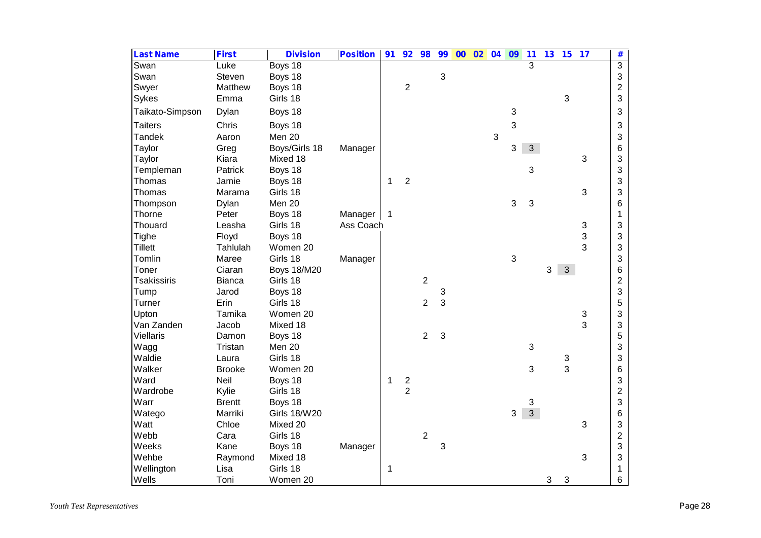| Last Name | First | Division | Position | 91 | 92 | 98 | 99 | 00 | 02 | 04 | 09 | 11 | 13 | 15 | 17 | # |
|---|---|---|---|---|---|---|---|---|---|---|---|---|---|---|---|---|
| Swan | Luke | Boys 18 | | | | | | | | | | 3 | | | | 3 |
| Swan | Steven | Boys 18 | | | | | 3 | | | | | | | | | 3 |
| Swyer | Matthew | Boys 18 | | | 2 | | | | | | | | | | | 2 |
| Sykes | Emma | Girls 18 | | | | | | | | | | | | 3 | | 3 |
| Taikato-Simpson | Dylan | Boys 18 | | | | | | | | | 3 | | | | | 3 |
| Taiters | Chris | Boys 18 | | | | | | | | | 3 | | | | | 3 |
| Tandek | Aaron | Men 20 | | | | | | | | 3 | | | | | | 3 |
| Taylor | Greg | Boys/Girls 18 | Manager | | | | | | | | 3 | 3 | | | | 6 |
| Taylor | Kiara | Mixed 18 | | | | | | | | | | | | | 3 | 3 |
| Templeman | Patrick | Boys 18 | | | | | | | | | | 3 | | | | 3 |
| Thomas | Jamie | Boys 18 | | 1 | 2 | | | | | | | | | | | 3 |
| Thomas | Marama | Girls 18 | | | | | | | | | | | | | 3 | 3 |
| Thompson | Dylan | Men 20 | | | | | | | | | 3 | 3 | | | | 6 |
| Thorne | Peter | Boys 18 | Manager | 1 | | | | | | | | | | | | 1 |
| Thouard | Leasha | Girls 18 | Ass Coach | | | | | | | | | | | | 3 | 3 |
| Tighe | Floyd | Boys 18 | | | | | | | | | | | | | 3 | 3 |
| Tillett | Tahlulah | Women 20 | | | | | | | | | | | | | 3 | 3 |
| Tomlin | Maree | Girls 18 | Manager | | | | | | | | 3 | | | | | 3 |
| Toner | Ciaran | Boys 18/M20 | | | | | | | | | | | 3 | 3 | | 6 |
| Tsakissiris | Bianca | Girls 18 | | | | 2 | | | | | | | | | | 2 |
| Tump | Jarod | Boys 18 | | | | | 3 | | | | | | | | | 3 |
| Turner | Erin | Girls 18 | | | | 2 | 3 | | | | | | | | | 5 |
| Upton | Tamika | Women 20 | | | | | | | | | | | | | 3 | 3 |
| Van Zanden | Jacob | Mixed 18 | | | | | | | | | | | | | 3 | 3 |
| Viellaris | Damon | Boys 18 | | | | 2 | 3 | | | | | | | | | 5 |
| Wagg | Tristan | Men 20 | | | | | | | | | | 3 | | | | 3 |
| Waldie | Laura | Girls 18 | | | | | | | | | | | | 3 | | 3 |
| Walker | Brooke | Women 20 | | | | | | | | | | 3 | | 3 | | 6 |
| Ward | Neil | Boys 18 | | 1 | 2 | | | | | | | | | | | 3 |
| Wardrobe | Kylie | Girls 18 | | | 2 | | | | | | | | | | | 2 |
| Warr | Brentt | Boys 18 | | | | | | | | | | 3 | | | | 3 |
| Watego | Marriki | Girls 18/W20 | | | | | | | | | 3 | 3 | | | | 6 |
| Watt | Chloe | Mixed 20 | | | | | | | | | | | | | 3 | 3 |
| Webb | Cara | Girls 18 | | | | 2 | | | | | | | | | | 2 |
| Weeks | Kane | Boys 18 | Manager | | | | 3 | | | | | | | | | 3 |
| Wehbe | Raymond | Mixed 18 | | | | | | | | | | | | | 3 | 3 |
| Wellington | Lisa | Girls 18 | | 1 | | | | | | | | | | | | 1 |
| Wells | Toni | Women 20 | | | | | | | | | | | 3 | 3 | | 6 |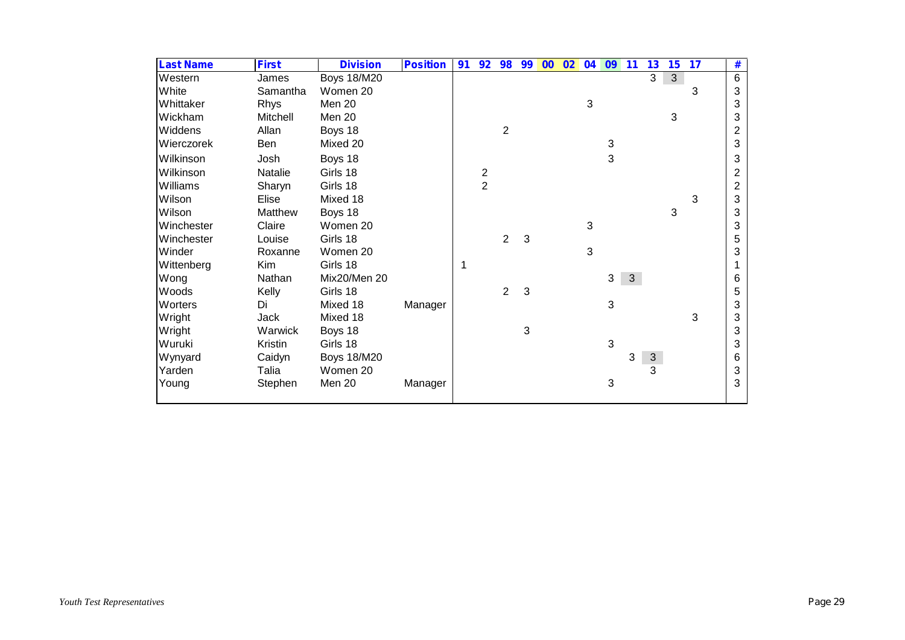| Last Name | First | Division | Position | 91 | 92 | 98 | 99 | 00 | 02 | 04 | 09 | 11 | 13 | 15 | 17 | # |
|---|---|---|---|---|---|---|---|---|---|---|---|---|---|---|---|---|
| Western | James | Boys 18/M20 | | | | | | | | | | | 3 | 3 | | 6 |
| White | Samantha | Women 20 | | | | | | | | | | | | | 3 | 3 |
| Whittaker | Rhys | Men 20 | | | | | | | | 3 | | | | | | 3 |
| Wickham | Mitchell | Men 20 | | | | | | | | | | | | 3 | | 3 |
| Widdens | Allan | Boys 18 | | | | 2 | | | | | | | | | | 2 |
| Wierczorek | Ben | Mixed 20 | | | | | | | | | 3 | | | | | 3 |
| Wilkinson | Josh | Boys 18 | | | | | | | | | 3 | | | | | 3 |
| Wilkinson | Natalie | Girls 18 | | | 2 | | | | | | | | | | | 2 |
| Williams | Sharyn | Girls 18 | | | 2 | | | | | | | | | | | 2 |
| Wilson | Elise | Mixed 18 | | | | | | | | | | | | | 3 | 3 |
| Wilson | Matthew | Boys 18 | | | | | | | | | | | | 3 | | 3 |
| Winchester | Claire | Women 20 | | | | | | | | 3 | | | | | | 3 |
| Winchester | Louise | Girls 18 | | | | 2 | 3 | | | | | | | | | 5 |
| Winder | Roxanne | Women 20 | | | | | | | | 3 | | | | | | 3 |
| Wittenberg | Kim | Girls 18 | | 1 | | | | | | | | | | | | 1 |
| Wong | Nathan | Mix20/Men 20 | | | | | | | | | 3 | 3 | | | | 6 |
| Woods | Kelly | Girls 18 | | | | 2 | 3 | | | | | | | | | 5 |
| Worters | Di | Mixed 18 | Manager | | | | | | | | 3 | | | | | 3 |
| Wright | Jack | Mixed 18 | | | | | | | | | | | | | 3 | 3 |
| Wright | Warwick | Boys 18 | | | | | 3 | | | | | | | | | 3 |
| Wuruki | Kristin | Girls 18 | | | | | | | | | 3 | | | | | 3 |
| Wynyard | Caidyn | Boys 18/M20 | | | | | | | | | | 3 | 3 | | | 6 |
| Yarden | Talia | Women 20 | | | | | | | | | | | 3 | | | 3 |
| Young | Stephen | Men 20 | Manager | | | | | | | | 3 | | | | | 3 |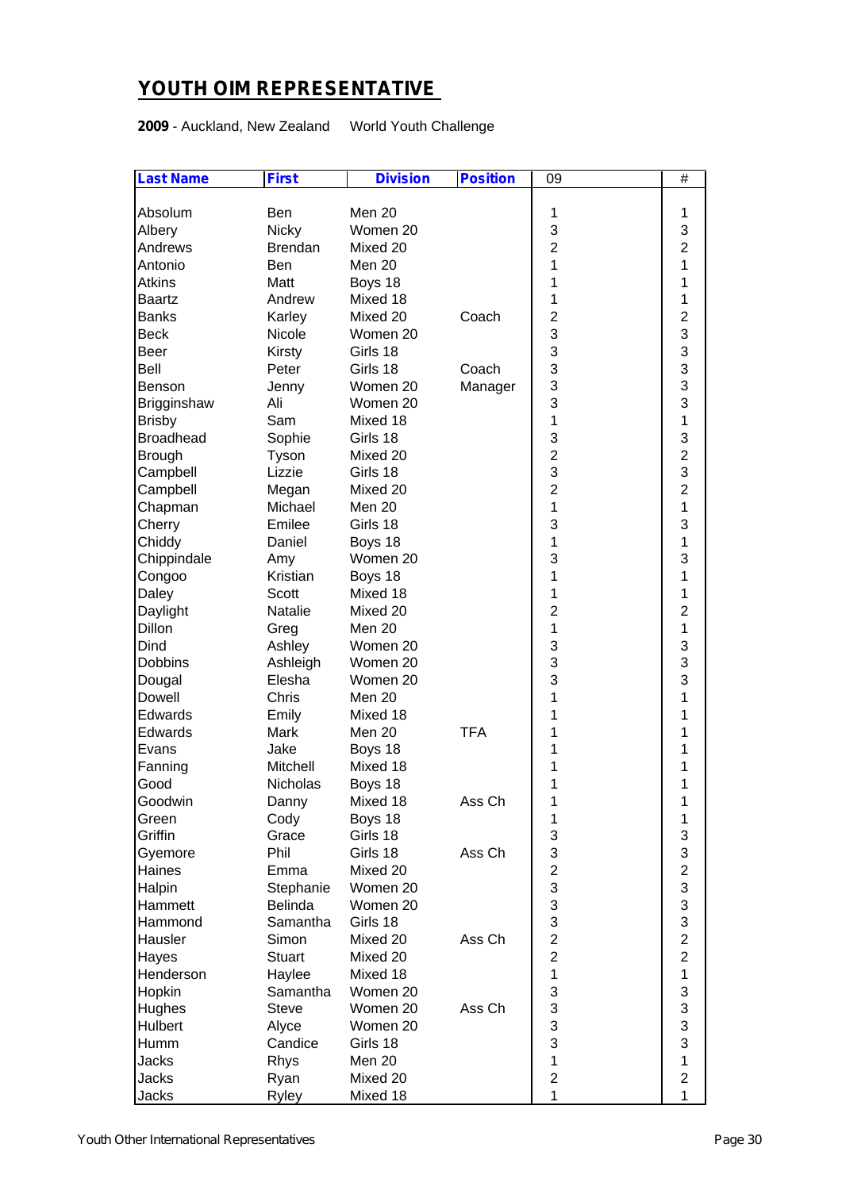# YOUTH OIM REPRESENTATIVE

**2009** - Auckland, New Zealand     World Youth Challenge

| Last Name | First | Division | Position | 09 | # |
|---|---|---|---|---|---|
| Absolum | Ben | Men 20 | | 1 | 1 |
| Albery | Nicky | Women 20 | | 3 | 3 |
| Andrews | Brendan | Mixed 20 | | 2 | 2 |
| Antonio | Ben | Men 20 | | 1 | 1 |
| Atkins | Matt | Boys 18 | | 1 | 1 |
| Baartz | Andrew | Mixed 18 | | 1 | 1 |
| Banks | Karley | Mixed 20 | Coach | 2 | 2 |
| Beck | Nicole | Women 20 | | 3 | 3 |
| Beer | Kirsty | Girls 18 | | 3 | 3 |
| Bell | Peter | Girls 18 | Coach | 3 | 3 |
| Benson | Jenny | Women 20 | Manager | 3 | 3 |
| Brigginshaw | Ali | Women 20 | | 3 | 3 |
| Brisby | Sam | Mixed 18 | | 1 | 1 |
| Broadhead | Sophie | Girls 18 | | 3 | 3 |
| Brough | Tyson | Mixed 20 | | 2 | 2 |
| Campbell | Lizzie | Girls 18 | | 3 | 3 |
| Campbell | Megan | Mixed 20 | | 2 | 2 |
| Chapman | Michael | Men 20 | | 1 | 1 |
| Cherry | Emilee | Girls 18 | | 3 | 3 |
| Chiddy | Daniel | Boys 18 | | 1 | 1 |
| Chippindale | Amy | Women 20 | | 3 | 3 |
| Congoo | Kristian | Boys 18 | | 1 | 1 |
| Daley | Scott | Mixed 18 | | 1 | 1 |
| Daylight | Natalie | Mixed 20 | | 2 | 2 |
| Dillon | Greg | Men 20 | | 1 | 1 |
| Dind | Ashley | Women 20 | | 3 | 3 |
| Dobbins | Ashleigh | Women 20 | | 3 | 3 |
| Dougal | Elesha | Women 20 | | 3 | 3 |
| Dowell | Chris | Men 20 | | 1 | 1 |
| Edwards | Emily | Mixed 18 | | 1 | 1 |
| Edwards | Mark | Men 20 | TFA | 1 | 1 |
| Evans | Jake | Boys 18 | | 1 | 1 |
| Fanning | Mitchell | Mixed 18 | | 1 | 1 |
| Good | Nicholas | Boys 18 | | 1 | 1 |
| Goodwin | Danny | Mixed 18 | Ass Ch | 1 | 1 |
| Green | Cody | Boys 18 | | 1 | 1 |
| Griffin | Grace | Girls 18 | | 3 | 3 |
| Gyemore | Phil | Girls 18 | Ass Ch | 3 | 3 |
| Haines | Emma | Mixed 20 | | 2 | 2 |
| Halpin | Stephanie | Women 20 | | 3 | 3 |
| Hammett | Belinda | Women 20 | | 3 | 3 |
| Hammond | Samantha | Girls 18 | | 3 | 3 |
| Hausler | Simon | Mixed 20 | Ass Ch | 2 | 2 |
| Hayes | Stuart | Mixed 20 | | 2 | 2 |
| Henderson | Haylee | Mixed 18 | | 1 | 1 |
| Hopkin | Samantha | Women 20 | | 3 | 3 |
| Hughes | Steve | Women 20 | Ass Ch | 3 | 3 |
| Hulbert | Alyce | Women 20 | | 3 | 3 |
| Humm | Candice | Girls 18 | | 3 | 3 |
| Jacks | Rhys | Men 20 | | 1 | 1 |
| Jacks | Ryan | Mixed 20 | | 2 | 2 |
| Jacks | Ryley | Mixed 18 | | 1 | 1 |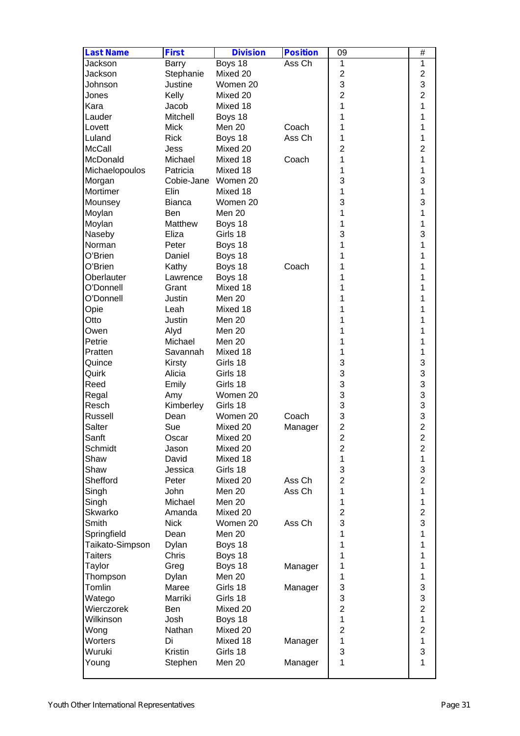| Last Name | First | Division | Position | 09 | # |
|---|---|---|---|---|---|
| Jackson | Barry | Boys 18 | Ass Ch | 1 | 1 |
| Jackson | Stephanie | Mixed 20 | | 2 | 2 |
| Johnson | Justine | Women 20 | | 3 | 3 |
| Jones | Kelly | Mixed 20 | | 2 | 2 |
| Kara | Jacob | Mixed 18 | | 1 | 1 |
| Lauder | Mitchell | Boys 18 | | 1 | 1 |
| Lovett | Mick | Men 20 | Coach | 1 | 1 |
| Luland | Rick | Boys 18 | Ass Ch | 1 | 1 |
| McCall | Jess | Mixed 20 | | 2 | 2 |
| McDonald | Michael | Mixed 18 | Coach | 1 | 1 |
| Michaelopoulos | Patricia | Mixed 18 | | 1 | 1 |
| Morgan | Cobie-Jane | Women 20 | | 3 | 3 |
| Mortimer | Elin | Mixed 18 | | 1 | 1 |
| Mounsey | Bianca | Women 20 | | 3 | 3 |
| Moylan | Ben | Men 20 | | 1 | 1 |
| Moylan | Matthew | Boys 18 | | 1 | 1 |
| Naseby | Eliza | Girls 18 | | 3 | 3 |
| Norman | Peter | Boys 18 | | 1 | 1 |
| O'Brien | Daniel | Boys 18 | | 1 | 1 |
| O'Brien | Kathy | Boys 18 | Coach | 1 | 1 |
| Oberlauter | Lawrence | Boys 18 | | 1 | 1 |
| O'Donnell | Grant | Mixed 18 | | 1 | 1 |
| O'Donnell | Justin | Men 20 | | 1 | 1 |
| Opie | Leah | Mixed 18 | | 1 | 1 |
| Otto | Justin | Men 20 | | 1 | 1 |
| Owen | Alyd | Men 20 | | 1 | 1 |
| Petrie | Michael | Men 20 | | 1 | 1 |
| Pratten | Savannah | Mixed 18 | | 1 | 1 |
| Quince | Kirsty | Girls 18 | | 3 | 3 |
| Quirk | Alicia | Girls 18 | | 3 | 3 |
| Reed | Emily | Girls 18 | | 3 | 3 |
| Regal | Amy | Women 20 | | 3 | 3 |
| Resch | Kimberley | Girls 18 | | 3 | 3 |
| Russell | Dean | Women 20 | Coach | 3 | 3 |
| Salter | Sue | Mixed 20 | Manager | 2 | 2 |
| Sanft | Oscar | Mixed 20 | | 2 | 2 |
| Schmidt | Jason | Mixed 20 | | 2 | 2 |
| Shaw | David | Mixed 18 | | 1 | 1 |
| Shaw | Jessica | Girls 18 | | 3 | 3 |
| Shefford | Peter | Mixed 20 | Ass Ch | 2 | 2 |
| Singh | John | Men 20 | Ass Ch | 1 | 1 |
| Singh | Michael | Men 20 | | 1 | 1 |
| Skwarko | Amanda | Mixed 20 | | 2 | 2 |
| Smith | Nick | Women 20 | Ass Ch | 3 | 3 |
| Springfield | Dean | Men 20 | | 1 | 1 |
| Taikato-Simpson | Dylan | Boys 18 | | 1 | 1 |
| Taiters | Chris | Boys 18 | | 1 | 1 |
| Taylor | Greg | Boys 18 | Manager | 1 | 1 |
| Thompson | Dylan | Men 20 | | 1 | 1 |
| Tomlin | Maree | Girls 18 | Manager | 3 | 3 |
| Watego | Marriki | Girls 18 | | 3 | 3 |
| Wierczorek | Ben | Mixed 20 | | 2 | 2 |
| Wilkinson | Josh | Boys 18 | | 1 | 1 |
| Wong | Nathan | Mixed 20 | | 2 | 2 |
| Worters | Di | Mixed 18 | Manager | 1 | 1 |
| Wuruki | Kristin | Girls 18 | | 3 | 3 |
| Young | Stephen | Men 20 | Manager | 1 | 1 |

Youth Other International Representatives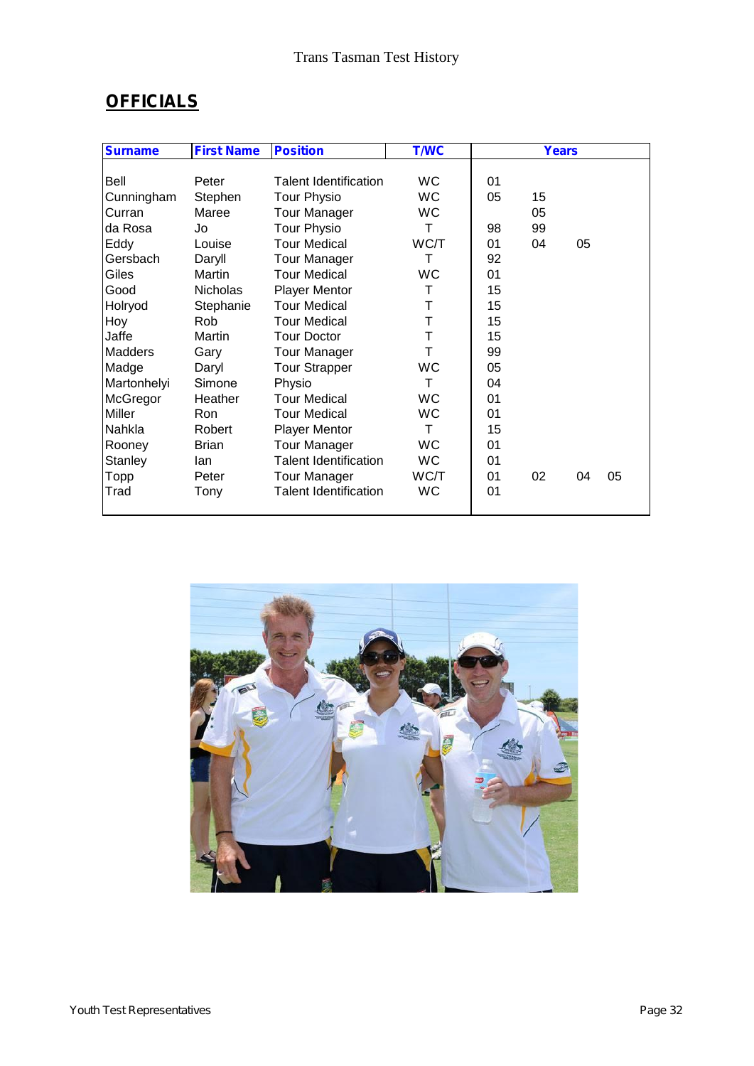## OFFICIALS

| Surname | First Name | Position | T/WC | Years | | | |
|---|---|---|---|---|---|---|---|
| Bell | Peter | Talent Identification | WC | 01 | | | |
| Cunningham | Stephen | Tour Physio | WC | 05 | 15 | | |
| Curran | Maree | Tour Manager | WC | | 05 | | |
| da Rosa | Jo | Tour Physio | T | 98 | 99 | | |
| Eddy | Louise | Tour Medical | WC/T | 01 | 04 | 05 | |
| Gersbach | Daryll | Tour Manager | T | 92 | | | |
| Giles | Martin | Tour Medical | WC | 01 | | | |
| Good | Nicholas | Player Mentor | T | 15 | | | |
| Holryod | Stephanie | Tour Medical | T | 15 | | | |
| Hoy | Rob | Tour Medical | T | 15 | | | |
| Jaffe | Martin | Tour Doctor | T | 15 | | | |
| Madders | Gary | Tour Manager | T | 99 | | | |
| Madge | Daryl | Tour Strapper | WC | 05 | | | |
| Martonhelyi | Simone | Physio | T | 04 | | | |
| McGregor | Heather | Tour Medical | WC | 01 | | | |
| Miller | Ron | Tour Medical | WC | 01 | | | |
| Nahkla | Robert | Player Mentor | T | 15 | | | |
| Rooney | Brian | Tour Manager | WC | 01 | | | |
| Stanley | Ian | Talent Identification | WC | 01 | | | |
| Topp | Peter | Tour Manager | WC/T | 01 | 02 | 04 | 05 |
| Trad | Tony | Talent Identification | WC | 01 | | | |